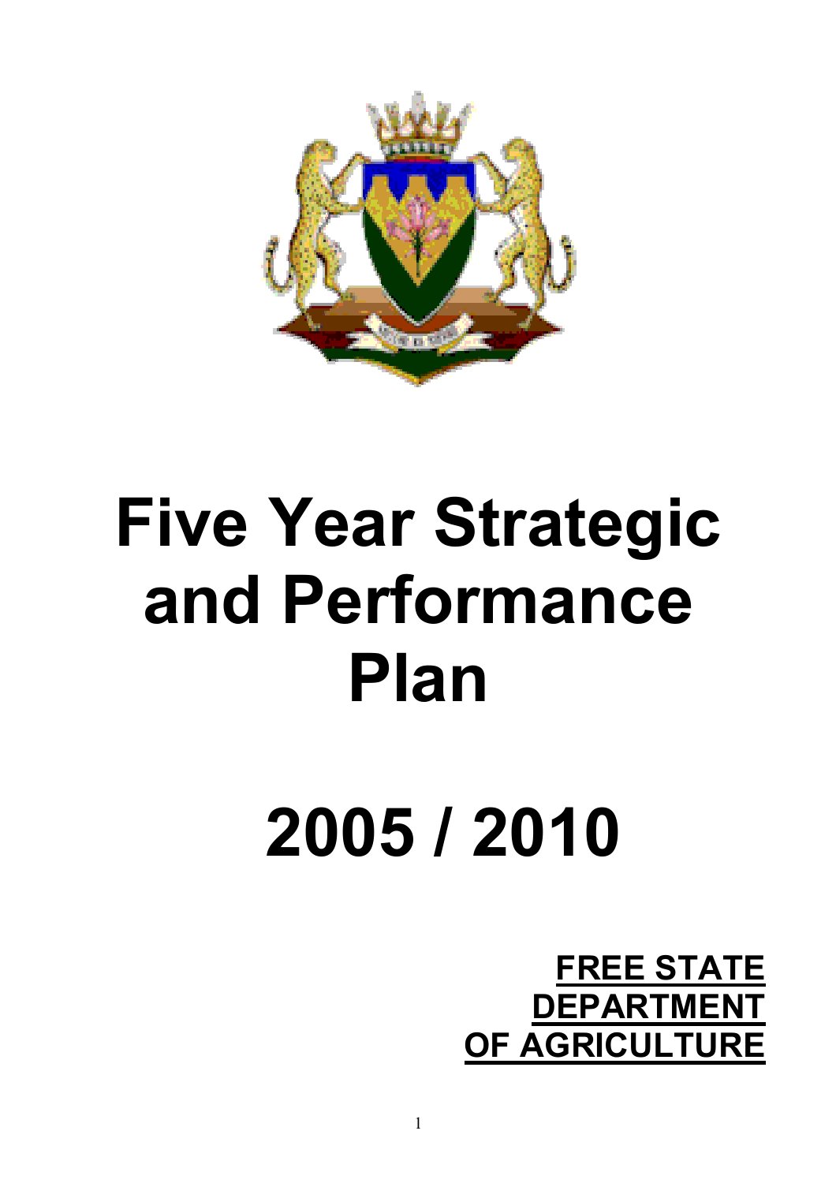# Five Year Strategic and Performance Plan

# 2005 / 2010

**FREE STATE DEPARTMENT OF AGRICULTURE**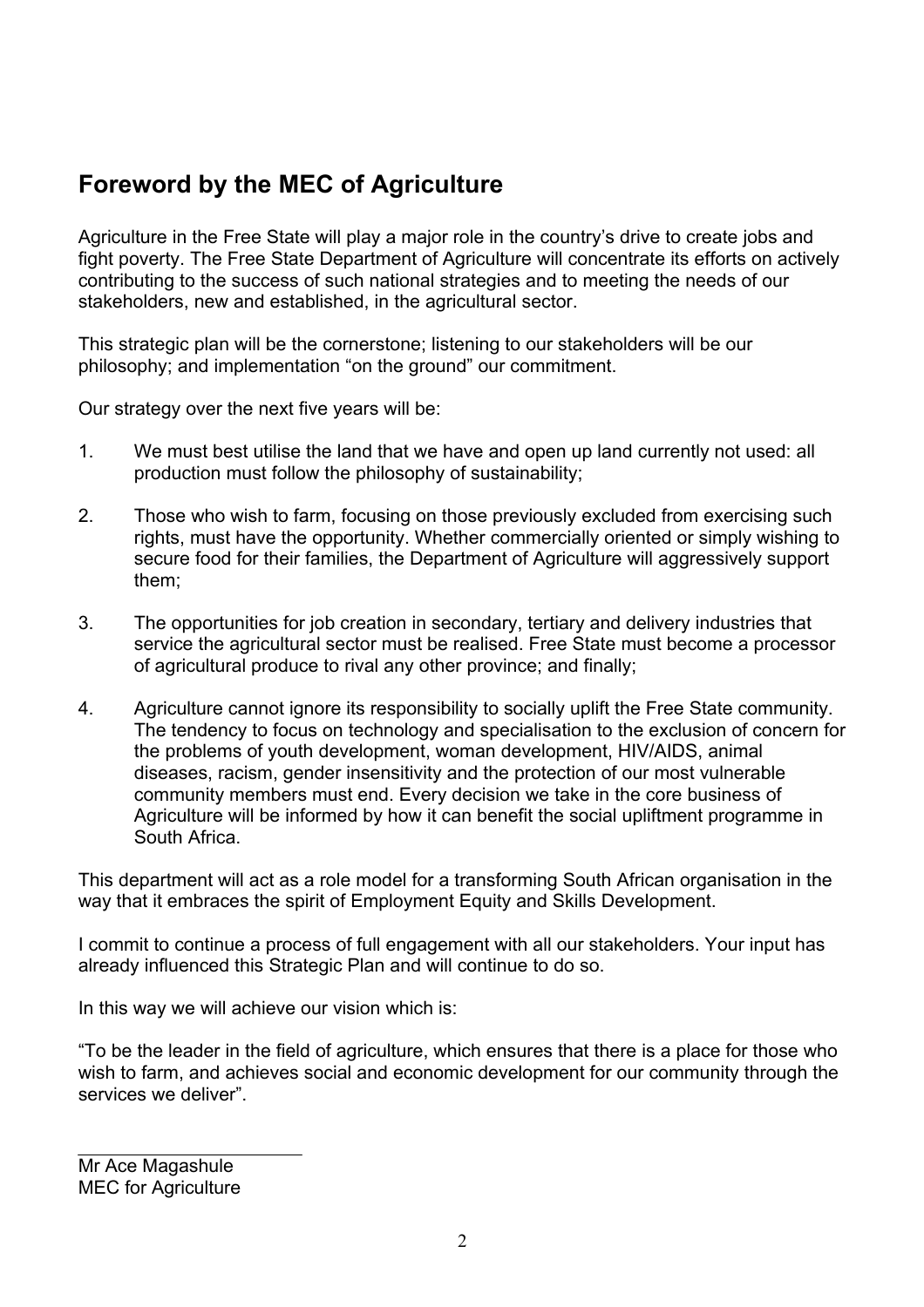## Foreword by the MEC of Agriculture

Agriculture in the Free State will play a major role in the country's drive to create jobs and fight poverty. The Free State Department of Agriculture will concentrate its efforts on actively contributing to the success of such national strategies and to meeting the needs of our stakeholders, new and established, in the agricultural sector.

This strategic plan will be the cornerstone; listening to our stakeholders will be our philosophy; and implementation "on the ground" our commitment.

Our strategy over the next five years will be:

1. We must best utilise the land that we have and open up land currently not used: all production must follow the philosophy of sustainability;

2. Those who wish to farm, focusing on those previously excluded from exercising such rights, must have the opportunity. Whether commercially oriented or simply wishing to secure food for their families, the Department of Agriculture will aggressively support them;

3. The opportunities for job creation in secondary, tertiary and delivery industries that service the agricultural sector must be realised. Free State must become a processor of agricultural produce to rival any other province; and finally;

4. Agriculture cannot ignore its responsibility to socially uplift the Free State community. The tendency to focus on technology and specialisation to the exclusion of concern for the problems of youth development, woman development, HIV/AIDS, animal diseases, racism, gender insensitivity and the protection of our most vulnerable community members must end. Every decision we take in the core business of Agriculture will be informed by how it can benefit the social upliftment programme in South Africa.

This department will act as a role model for a transforming South African organisation in the way that it embraces the spirit of Employment Equity and Skills Development.

I commit to continue a process of full engagement with all our stakeholders. Your input has already influenced this Strategic Plan and will continue to do so.

In this way we will achieve our vision which is:

"To be the leader in the field of agriculture, which ensures that there is a place for those who wish to farm, and achieves social and economic development for our community through the services we deliver".

Mr Ace Magashule
MEC for Agriculture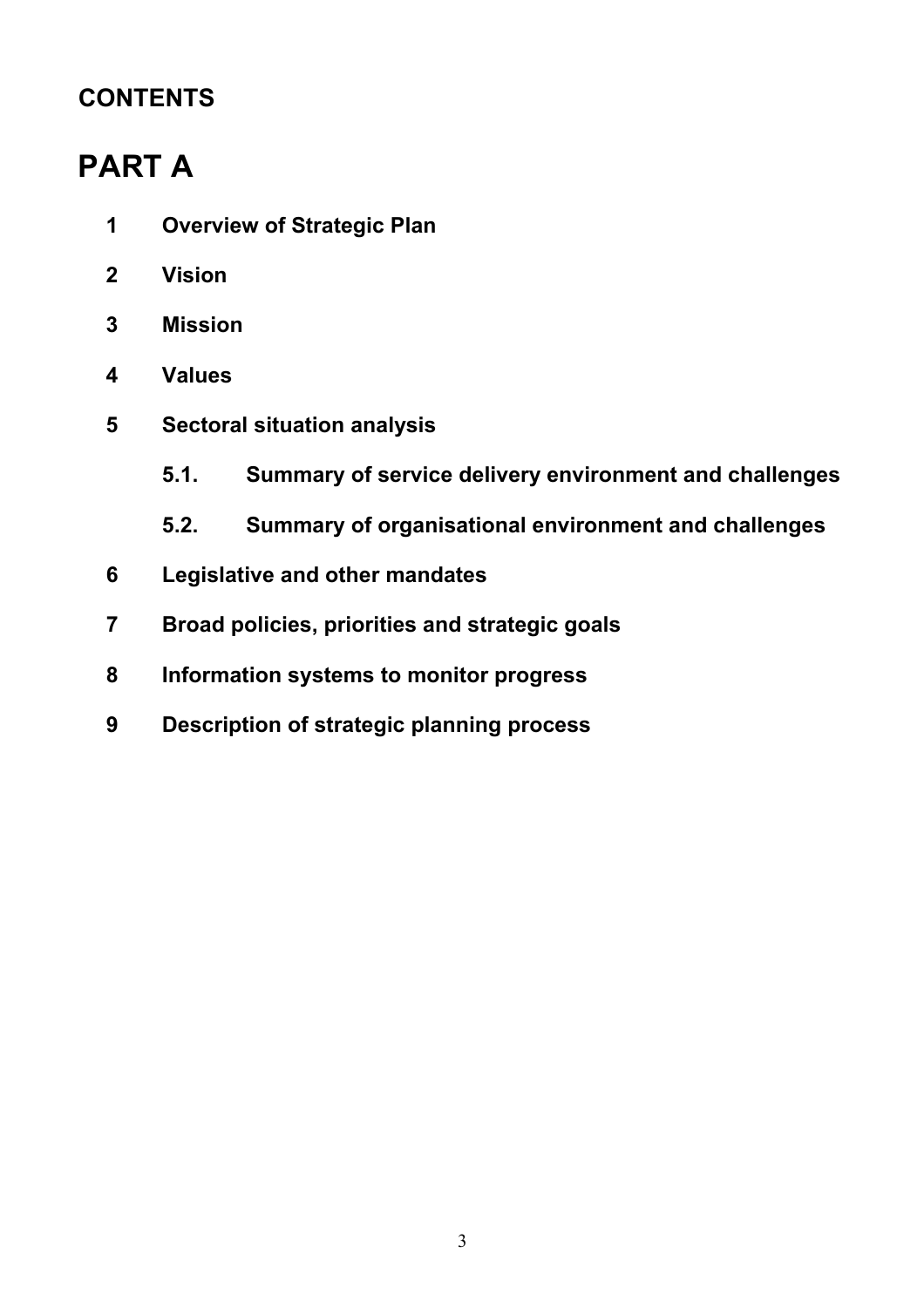**CONTENTS**

# PART A

1 **Overview of Strategic Plan**

2 **Vision**

3 **Mission**

4 **Values**

5 **Sectoral situation analysis**

   5.1. **Summary of service delivery environment and challenges**

   5.2. **Summary of organisational environment and challenges**

6 **Legislative and other mandates**

7 **Broad policies, priorities and strategic goals**

8 **Information systems to monitor progress**

9 **Description of strategic planning process**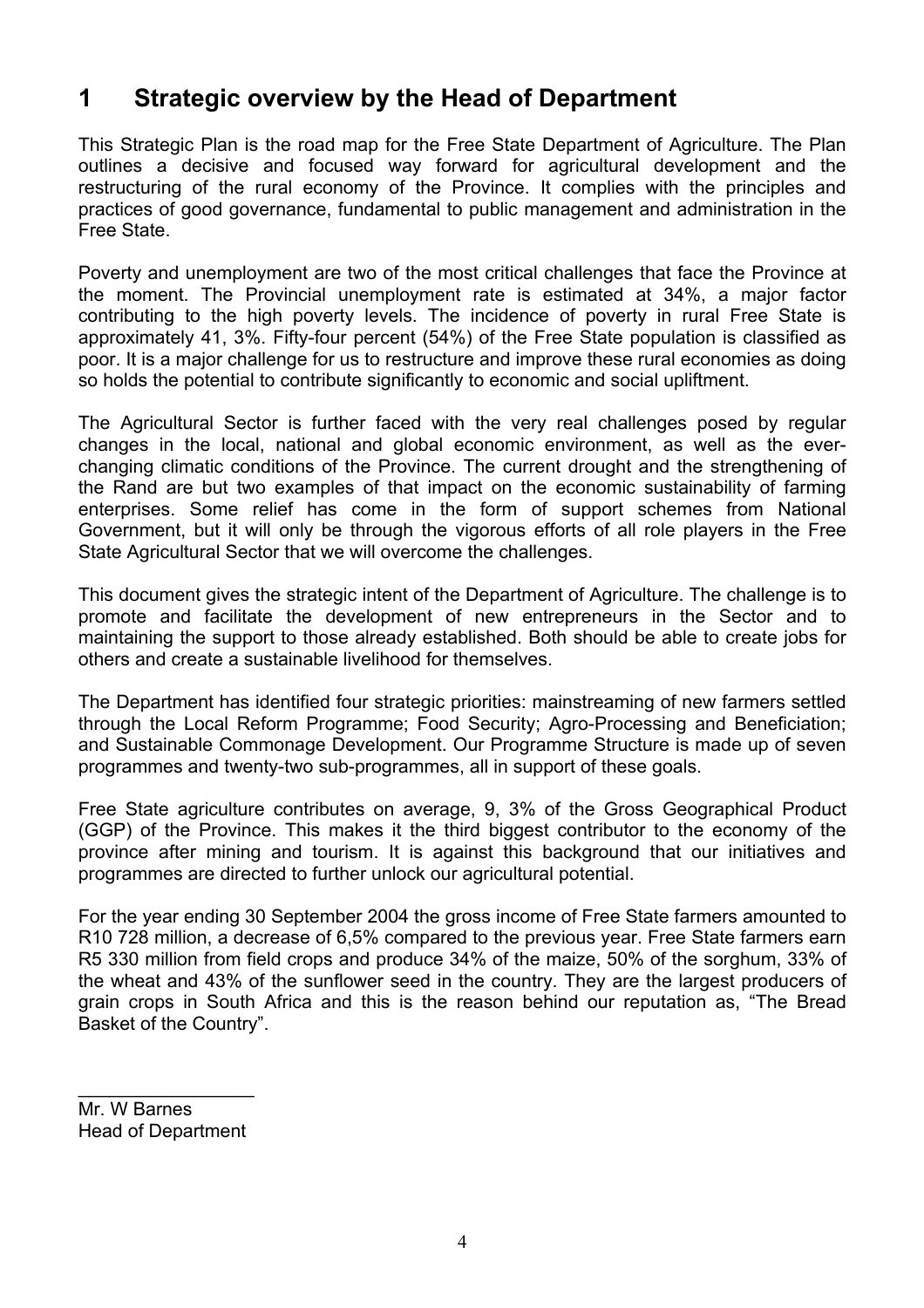# 1 Strategic overview by the Head of Department

This Strategic Plan is the road map for the Free State Department of Agriculture. The Plan outlines a decisive and focused way forward for agricultural development and the restructuring of the rural economy of the Province. It complies with the principles and practices of good governance, fundamental to public management and administration in the Free State.

Poverty and unemployment are two of the most critical challenges that face the Province at the moment. The Provincial unemployment rate is estimated at 34%, a major factor contributing to the high poverty levels. The incidence of poverty in rural Free State is approximately 41, 3%. Fifty-four percent (54%) of the Free State population is classified as poor. It is a major challenge for us to restructure and improve these rural economies as doing so holds the potential to contribute significantly to economic and social upliftment.

The Agricultural Sector is further faced with the very real challenges posed by regular changes in the local, national and global economic environment, as well as the ever-changing climatic conditions of the Province. The current drought and the strengthening of the Rand are but two examples of that impact on the economic sustainability of farming enterprises. Some relief has come in the form of support schemes from National Government, but it will only be through the vigorous efforts of all role players in the Free State Agricultural Sector that we will overcome the challenges.

This document gives the strategic intent of the Department of Agriculture. The challenge is to promote and facilitate the development of new entrepreneurs in the Sector and to maintaining the support to those already established. Both should be able to create jobs for others and create a sustainable livelihood for themselves.

The Department has identified four strategic priorities: mainstreaming of new farmers settled through the Local Reform Programme; Food Security; Agro-Processing and Beneficiation; and Sustainable Commonage Development. Our Programme Structure is made up of seven programmes and twenty-two sub-programmes, all in support of these goals.

Free State agriculture contributes on average, 9, 3% of the Gross Geographical Product (GGP) of the Province. This makes it the third biggest contributor to the economy of the province after mining and tourism. It is against this background that our initiatives and programmes are directed to further unlock our agricultural potential.

For the year ending 30 September 2004 the gross income of Free State farmers amounted to R10 728 million, a decrease of 6,5% compared to the previous year. Free State farmers earn R5 330 million from field crops and produce 34% of the maize, 50% of the sorghum, 33% of the wheat and 43% of the sunflower seed in the country. They are the largest producers of grain crops in South Africa and this is the reason behind our reputation as, "The Bread Basket of the Country".

\_\_\_\_\_\_\_\_\_\_\_\_\_\_\_\_\_

Mr. W Barnes
Head of Department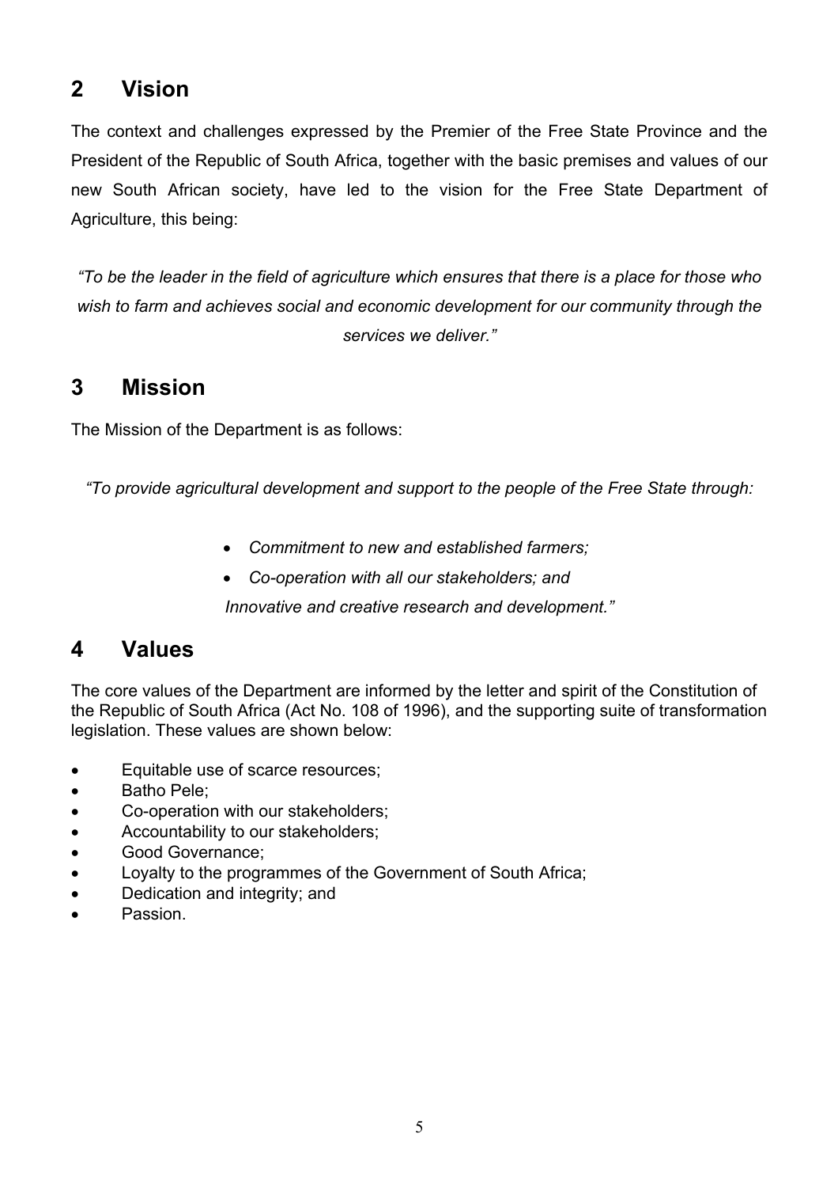## 2 Vision

The context and challenges expressed by the Premier of the Free State Province and the President of the Republic of South Africa, together with the basic premises and values of our new South African society, have led to the vision for the Free State Department of Agriculture, this being:

*"To be the leader in the field of agriculture which ensures that there is a place for those who wish to farm and achieves social and economic development for our community through the services we deliver."*

## 3 Mission

The Mission of the Department is as follows:

*"To provide agricultural development and support to the people of the Free State through:*

- *Commitment to new and established farmers;*
- *Co-operation with all our stakeholders; and*

*Innovative and creative research and development."*

## 4 Values

The core values of the Department are informed by the letter and spirit of the Constitution of the Republic of South Africa (Act No. 108 of 1996), and the supporting suite of transformation legislation. These values are shown below:

- Equitable use of scarce resources;
- Batho Pele;
- Co-operation with our stakeholders;
- Accountability to our stakeholders;
- Good Governance;
- Loyalty to the programmes of the Government of South Africa;
- Dedication and integrity; and
- Passion.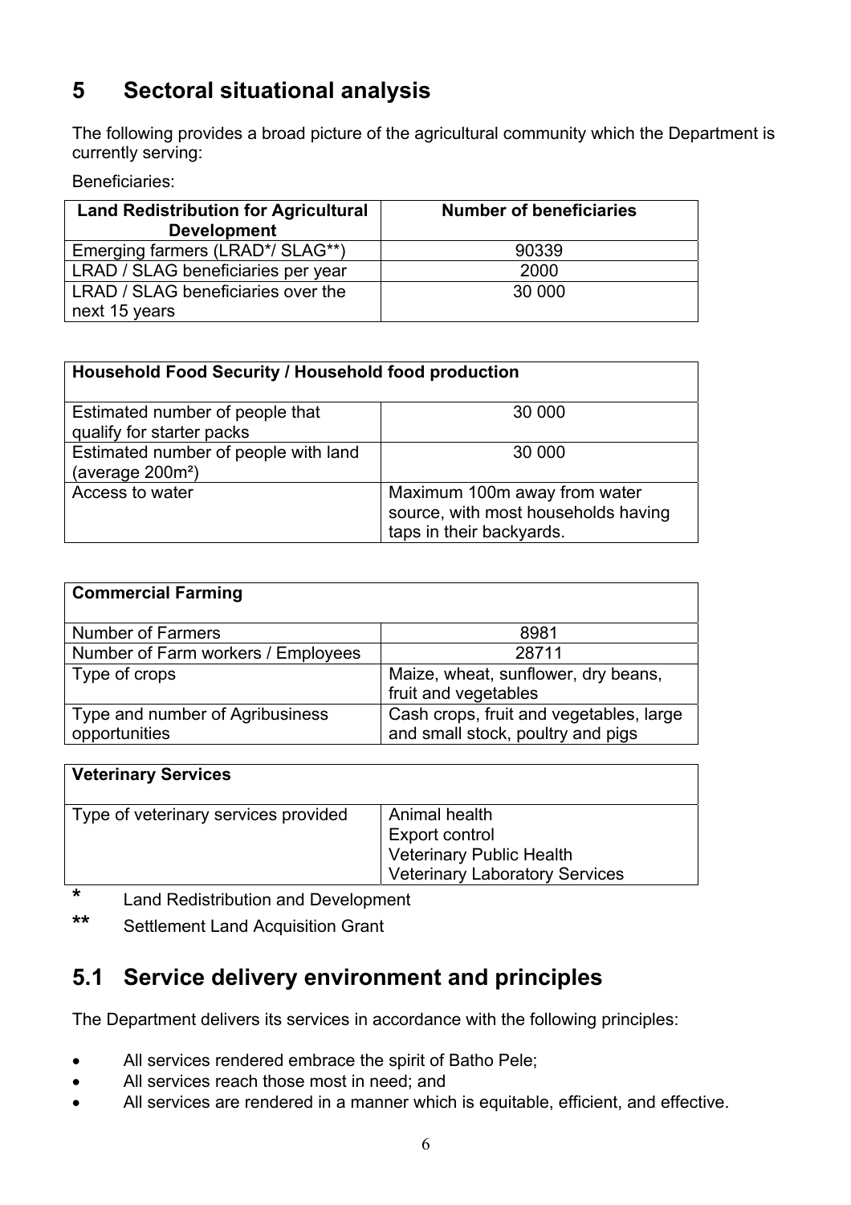# 5 Sectoral situational analysis

The following provides a broad picture of the agricultural community which the Department is currently serving:

Beneficiaries:

| Land Redistribution for Agricultural Development | Number of beneficiaries |
|---|---|
| Emerging farmers (LRAD*/ SLAG**) | 90339 |
| LRAD / SLAG beneficiaries per year | 2000 |
| LRAD / SLAG beneficiaries over the next 15 years | 30 000 |

| Household Food Security / Household food production | |
|---|---|
| Estimated number of people that qualify for starter packs | 30 000 |
| Estimated number of people with land (average 200m²) | 30 000 |
| Access to water | Maximum 100m away from water source, with most households having taps in their backyards. |

| Commercial Farming | |
|---|---|
| Number of Farmers | 8981 |
| Number of Farm workers / Employees | 28711 |
| Type of crops | Maize, wheat, sunflower, dry beans, fruit and vegetables |
| Type and number of Agribusiness opportunities | Cash crops, fruit and vegetables, large and small stock, poultry and pigs |

| Veterinary Services | |
|---|---|
| Type of veterinary services provided | Animal health<br>Export control<br>Veterinary Public Health<br>Veterinary Laboratory Services |

\* Land Redistribution and Development

** Settlement Land Acquisition Grant

## 5.1 Service delivery environment and principles

The Department delivers its services in accordance with the following principles:

- All services rendered embrace the spirit of Batho Pele;
- All services reach those most in need; and
- All services are rendered in a manner which is equitable, efficient, and effective.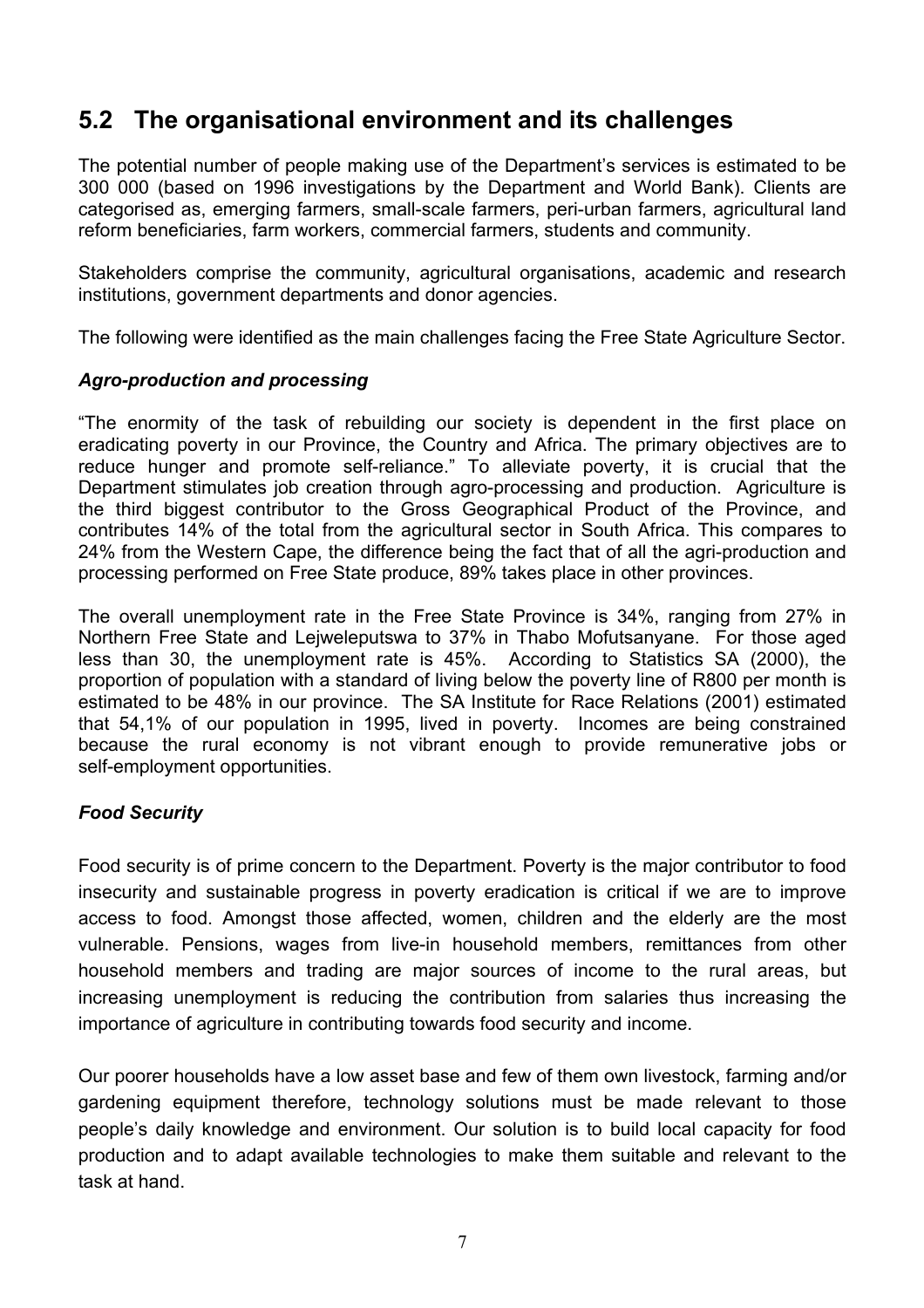## 5.2 The organisational environment and its challenges

The potential number of people making use of the Department's services is estimated to be 300 000 (based on 1996 investigations by the Department and World Bank). Clients are categorised as, emerging farmers, small-scale farmers, peri-urban farmers, agricultural land reform beneficiaries, farm workers, commercial farmers, students and community.

Stakeholders comprise the community, agricultural organisations, academic and research institutions, government departments and donor agencies.

The following were identified as the main challenges facing the Free State Agriculture Sector.

### *Agro-production and processing*

"The enormity of the task of rebuilding our society is dependent in the first place on eradicating poverty in our Province, the Country and Africa. The primary objectives are to reduce hunger and promote self-reliance." To alleviate poverty, it is crucial that the Department stimulates job creation through agro-processing and production. Agriculture is the third biggest contributor to the Gross Geographical Product of the Province, and contributes 14% of the total from the agricultural sector in South Africa. This compares to 24% from the Western Cape, the difference being the fact that of all the agri-production and processing performed on Free State produce, 89% takes place in other provinces.

The overall unemployment rate in the Free State Province is 34%, ranging from 27% in Northern Free State and Lejweleputswa to 37% in Thabo Mofutsanyane. For those aged less than 30, the unemployment rate is 45%. According to Statistics SA (2000), the proportion of population with a standard of living below the poverty line of R800 per month is estimated to be 48% in our province. The SA Institute for Race Relations (2001) estimated that 54,1% of our population in 1995, lived in poverty. Incomes are being constrained because the rural economy is not vibrant enough to provide remunerative jobs or self-employment opportunities.

### *Food Security*

Food security is of prime concern to the Department. Poverty is the major contributor to food insecurity and sustainable progress in poverty eradication is critical if we are to improve access to food. Amongst those affected, women, children and the elderly are the most vulnerable. Pensions, wages from live-in household members, remittances from other household members and trading are major sources of income to the rural areas, but increasing unemployment is reducing the contribution from salaries thus increasing the importance of agriculture in contributing towards food security and income.

Our poorer households have a low asset base and few of them own livestock, farming and/or gardening equipment therefore, technology solutions must be made relevant to those people's daily knowledge and environment. Our solution is to build local capacity for food production and to adapt available technologies to make them suitable and relevant to the task at hand.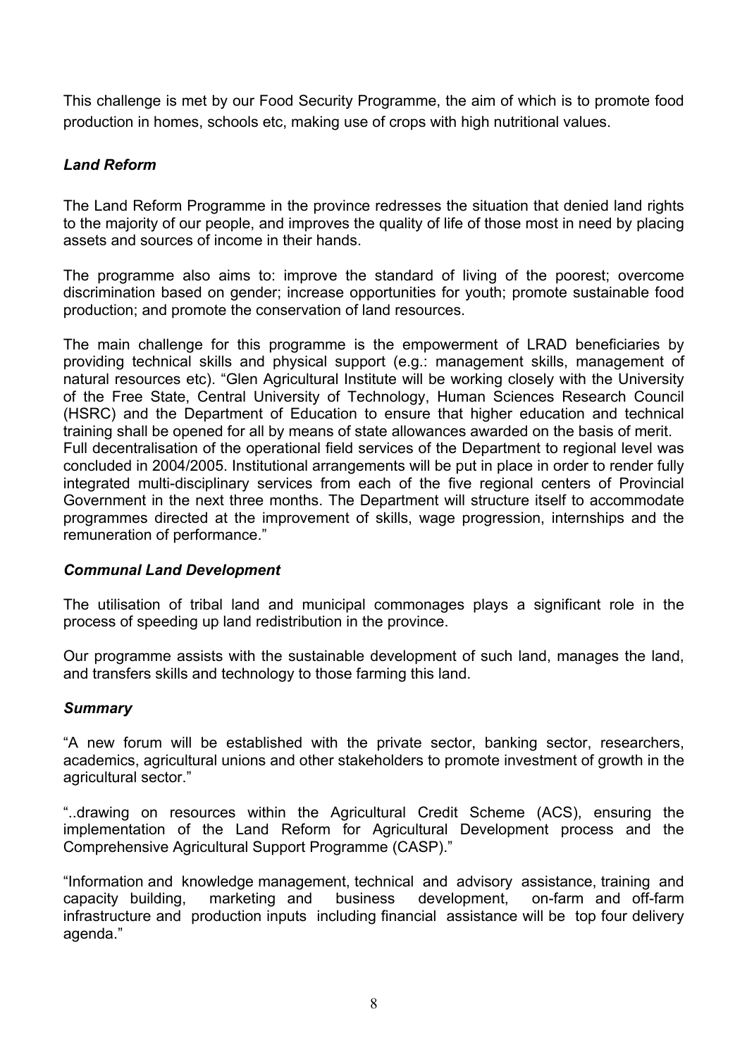This challenge is met by our Food Security Programme, the aim of which is to promote food production in homes, schools etc, making use of crops with high nutritional values.

### *Land Reform*

The Land Reform Programme in the province redresses the situation that denied land rights to the majority of our people, and improves the quality of life of those most in need by placing assets and sources of income in their hands.

The programme also aims to: improve the standard of living of the poorest; overcome discrimination based on gender; increase opportunities for youth; promote sustainable food production; and promote the conservation of land resources.

The main challenge for this programme is the empowerment of LRAD beneficiaries by providing technical skills and physical support (e.g.: management skills, management of natural resources etc). "Glen Agricultural Institute will be working closely with the University of the Free State, Central University of Technology, Human Sciences Research Council (HSRC) and the Department of Education to ensure that higher education and technical training shall be opened for all by means of state allowances awarded on the basis of merit. Full decentralisation of the operational field services of the Department to regional level was concluded in 2004/2005. Institutional arrangements will be put in place in order to render fully integrated multi-disciplinary services from each of the five regional centers of Provincial Government in the next three months. The Department will structure itself to accommodate programmes directed at the improvement of skills, wage progression, internships and the remuneration of performance."

### *Communal Land Development*

The utilisation of tribal land and municipal commonages plays a significant role in the process of speeding up land redistribution in the province.

Our programme assists with the sustainable development of such land, manages the land, and transfers skills and technology to those farming this land.

### *Summary*

"A new forum will be established with the private sector, banking sector, researchers, academics, agricultural unions and other stakeholders to promote investment of growth in the agricultural sector."

"..drawing on resources within the Agricultural Credit Scheme (ACS), ensuring the implementation of the Land Reform for Agricultural Development process and the Comprehensive Agricultural Support Programme (CASP)."

"Information and knowledge management, technical and advisory assistance, training and capacity building, marketing and business development, on-farm and off-farm infrastructure and production inputs including financial assistance will be top four delivery agenda."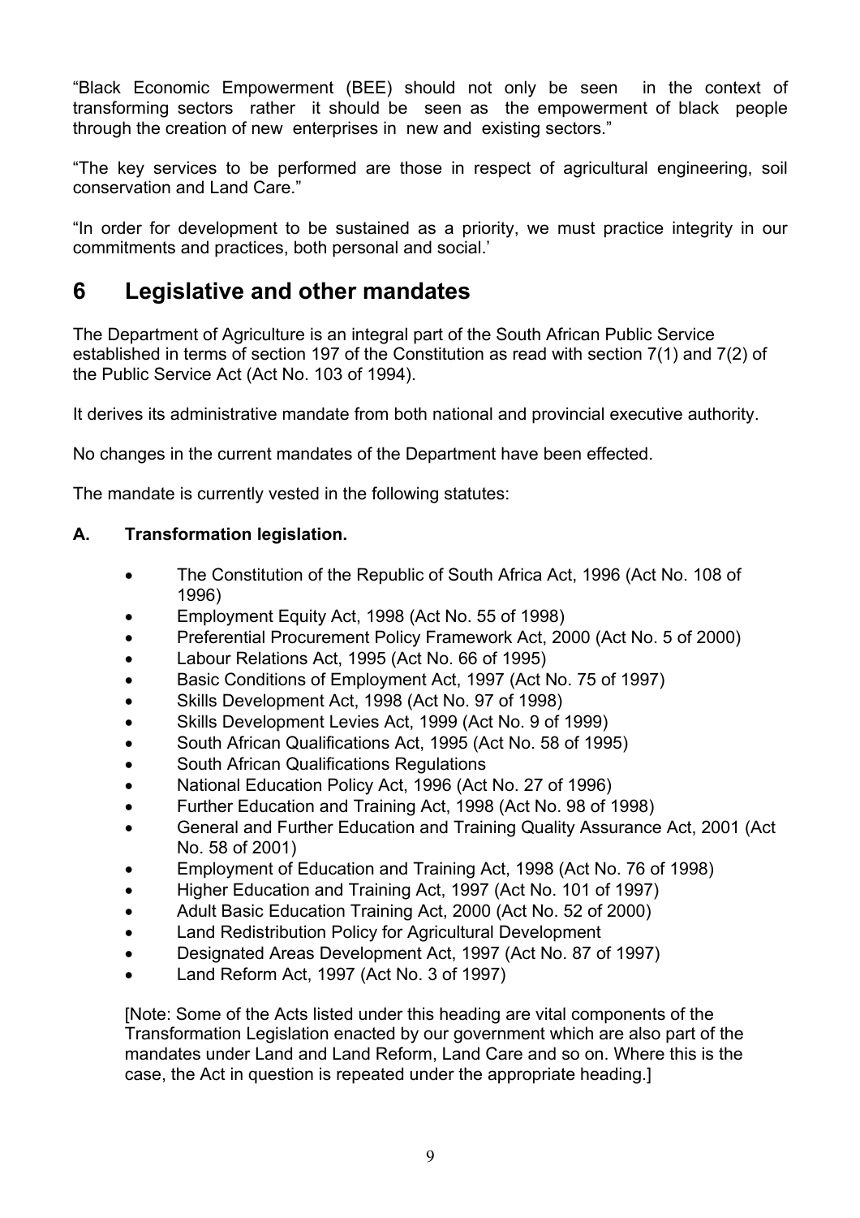"Black Economic Empowerment (BEE) should not only be seen in the context of transforming sectors rather it should be seen as the empowerment of black people through the creation of new enterprises in new and existing sectors."

"The key services to be performed are those in respect of agricultural engineering, soil conservation and Land Care."

"In order for development to be sustained as a priority, we must practice integrity in our commitments and practices, both personal and social.'

# 6 Legislative and other mandates

The Department of Agriculture is an integral part of the South African Public Service established in terms of section 197 of the Constitution as read with section 7(1) and 7(2) of the Public Service Act (Act No. 103 of 1994).

It derives its administrative mandate from both national and provincial executive authority.

No changes in the current mandates of the Department have been effected.

The mandate is currently vested in the following statutes:

### A. Transformation legislation.

- The Constitution of the Republic of South Africa Act, 1996 (Act No. 108 of 1996)
- Employment Equity Act, 1998 (Act No. 55 of 1998)
- Preferential Procurement Policy Framework Act, 2000 (Act No. 5 of 2000)
- Labour Relations Act, 1995 (Act No. 66 of 1995)
- Basic Conditions of Employment Act, 1997 (Act No. 75 of 1997)
- Skills Development Act, 1998 (Act No. 97 of 1998)
- Skills Development Levies Act, 1999 (Act No. 9 of 1999)
- South African Qualifications Act, 1995 (Act No. 58 of 1995)
- South African Qualifications Regulations
- National Education Policy Act, 1996 (Act No. 27 of 1996)
- Further Education and Training Act, 1998 (Act No. 98 of 1998)
- General and Further Education and Training Quality Assurance Act, 2001 (Act No. 58 of 2001)
- Employment of Education and Training Act, 1998 (Act No. 76 of 1998)
- Higher Education and Training Act, 1997 (Act No. 101 of 1997)
- Adult Basic Education Training Act, 2000 (Act No. 52 of 2000)
- Land Redistribution Policy for Agricultural Development
- Designated Areas Development Act, 1997 (Act No. 87 of 1997)
- Land Reform Act, 1997 (Act No. 3 of 1997)

[Note: Some of the Acts listed under this heading are vital components of the Transformation Legislation enacted by our government which are also part of the mandates under Land and Land Reform, Land Care and so on. Where this is the case, the Act in question is repeated under the appropriate heading.]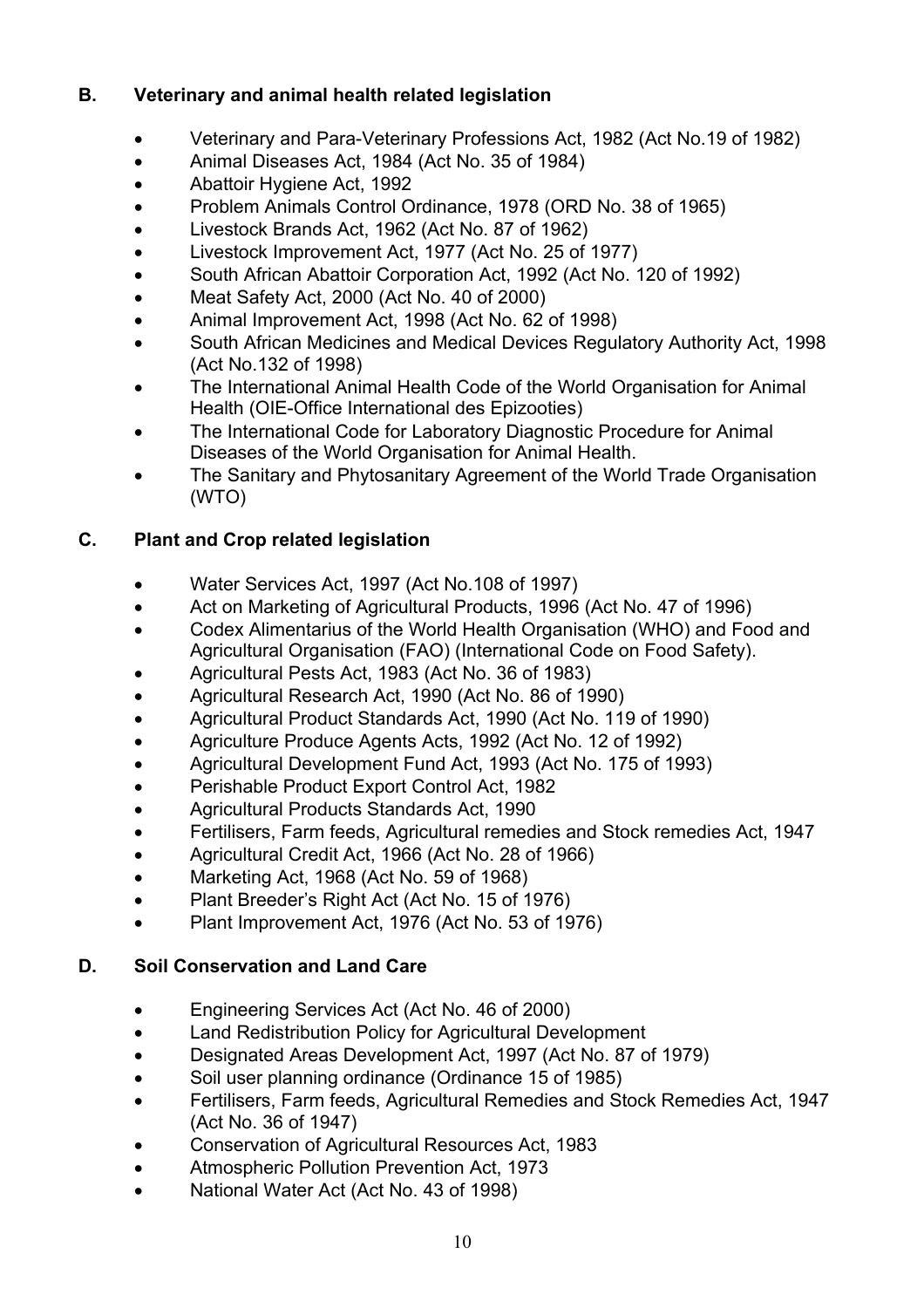## B. Veterinary and animal health related legislation

- Veterinary and Para-Veterinary Professions Act, 1982 (Act No.19 of 1982)
- Animal Diseases Act, 1984 (Act No. 35 of 1984)
- Abattoir Hygiene Act, 1992
- Problem Animals Control Ordinance, 1978 (ORD No. 38 of 1965)
- Livestock Brands Act, 1962 (Act No. 87 of 1962)
- Livestock Improvement Act, 1977 (Act No. 25 of 1977)
- South African Abattoir Corporation Act, 1992 (Act No. 120 of 1992)
- Meat Safety Act, 2000 (Act No. 40 of 2000)
- Animal Improvement Act, 1998 (Act No. 62 of 1998)
- South African Medicines and Medical Devices Regulatory Authority Act, 1998 (Act No.132 of 1998)
- The International Animal Health Code of the World Organisation for Animal Health (OIE-Office International des Epizooties)
- The International Code for Laboratory Diagnostic Procedure for Animal Diseases of the World Organisation for Animal Health.
- The Sanitary and Phytosanitary Agreement of the World Trade Organisation (WTO)

## C. Plant and Crop related legislation

- Water Services Act, 1997 (Act No.108 of 1997)
- Act on Marketing of Agricultural Products, 1996 (Act No. 47 of 1996)
- Codex Alimentarius of the World Health Organisation (WHO) and Food and Agricultural Organisation (FAO) (International Code on Food Safety).
- Agricultural Pests Act, 1983 (Act No. 36 of 1983)
- Agricultural Research Act, 1990 (Act No. 86 of 1990)
- Agricultural Product Standards Act, 1990 (Act No. 119 of 1990)
- Agriculture Produce Agents Acts, 1992 (Act No. 12 of 1992)
- Agricultural Development Fund Act, 1993 (Act No. 175 of 1993)
- Perishable Product Export Control Act, 1982
- Agricultural Products Standards Act, 1990
- Fertilisers, Farm feeds, Agricultural remedies and Stock remedies Act, 1947
- Agricultural Credit Act, 1966 (Act No. 28 of 1966)
- Marketing Act, 1968 (Act No. 59 of 1968)
- Plant Breeder's Right Act (Act No. 15 of 1976)
- Plant Improvement Act, 1976 (Act No. 53 of 1976)

## D. Soil Conservation and Land Care

- Engineering Services Act (Act No. 46 of 2000)
- Land Redistribution Policy for Agricultural Development
- Designated Areas Development Act, 1997 (Act No. 87 of 1979)
- Soil user planning ordinance (Ordinance 15 of 1985)
- Fertilisers, Farm feeds, Agricultural Remedies and Stock Remedies Act, 1947 (Act No. 36 of 1947)
- Conservation of Agricultural Resources Act, 1983
- Atmospheric Pollution Prevention Act, 1973
- National Water Act (Act No. 43 of 1998)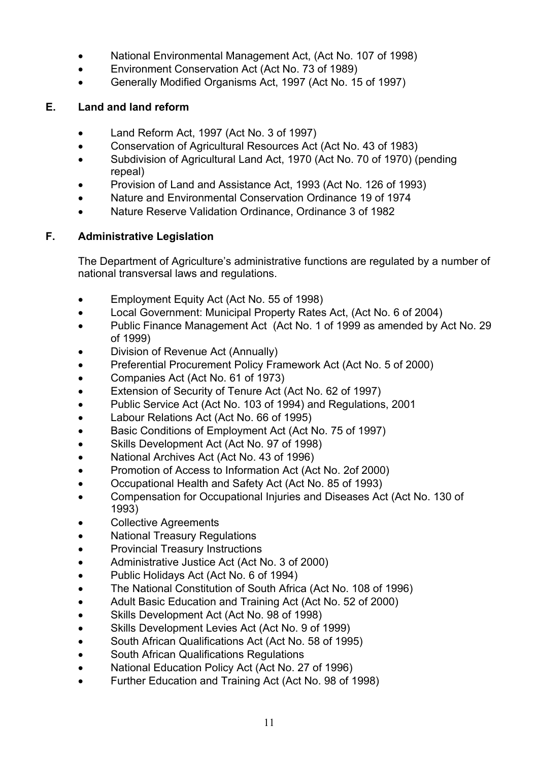- National Environmental Management Act, (Act No. 107 of 1998)
- Environment Conservation Act (Act No. 73 of 1989)
- Generally Modified Organisms Act, 1997 (Act No. 15 of 1997)

## E. Land and land reform

- Land Reform Act, 1997 (Act No. 3 of 1997)
- Conservation of Agricultural Resources Act (Act No. 43 of 1983)
- Subdivision of Agricultural Land Act, 1970 (Act No. 70 of 1970) (pending repeal)
- Provision of Land and Assistance Act, 1993 (Act No. 126 of 1993)
- Nature and Environmental Conservation Ordinance 19 of 1974
- Nature Reserve Validation Ordinance, Ordinance 3 of 1982

## F. Administrative Legislation

The Department of Agriculture's administrative functions are regulated by a number of national transversal laws and regulations.

- Employment Equity Act (Act No. 55 of 1998)
- Local Government: Municipal Property Rates Act, (Act No. 6 of 2004)
- Public Finance Management Act (Act No. 1 of 1999 as amended by Act No. 29 of 1999)
- Division of Revenue Act (Annually)
- Preferential Procurement Policy Framework Act (Act No. 5 of 2000)
- Companies Act (Act No. 61 of 1973)
- Extension of Security of Tenure Act (Act No. 62 of 1997)
- Public Service Act (Act No. 103 of 1994) and Regulations, 2001
- Labour Relations Act (Act No. 66 of 1995)
- Basic Conditions of Employment Act (Act No. 75 of 1997)
- Skills Development Act (Act No. 97 of 1998)
- National Archives Act (Act No. 43 of 1996)
- Promotion of Access to Information Act (Act No. 2of 2000)
- Occupational Health and Safety Act (Act No. 85 of 1993)
- Compensation for Occupational Injuries and Diseases Act (Act No. 130 of 1993)
- Collective Agreements
- National Treasury Regulations
- Provincial Treasury Instructions
- Administrative Justice Act (Act No. 3 of 2000)
- Public Holidays Act (Act No. 6 of 1994)
- The National Constitution of South Africa (Act No. 108 of 1996)
- Adult Basic Education and Training Act (Act No. 52 of 2000)
- Skills Development Act (Act No. 98 of 1998)
- Skills Development Levies Act (Act No. 9 of 1999)
- South African Qualifications Act (Act No. 58 of 1995)
- South African Qualifications Regulations
- National Education Policy Act (Act No. 27 of 1996)
- Further Education and Training Act (Act No. 98 of 1998)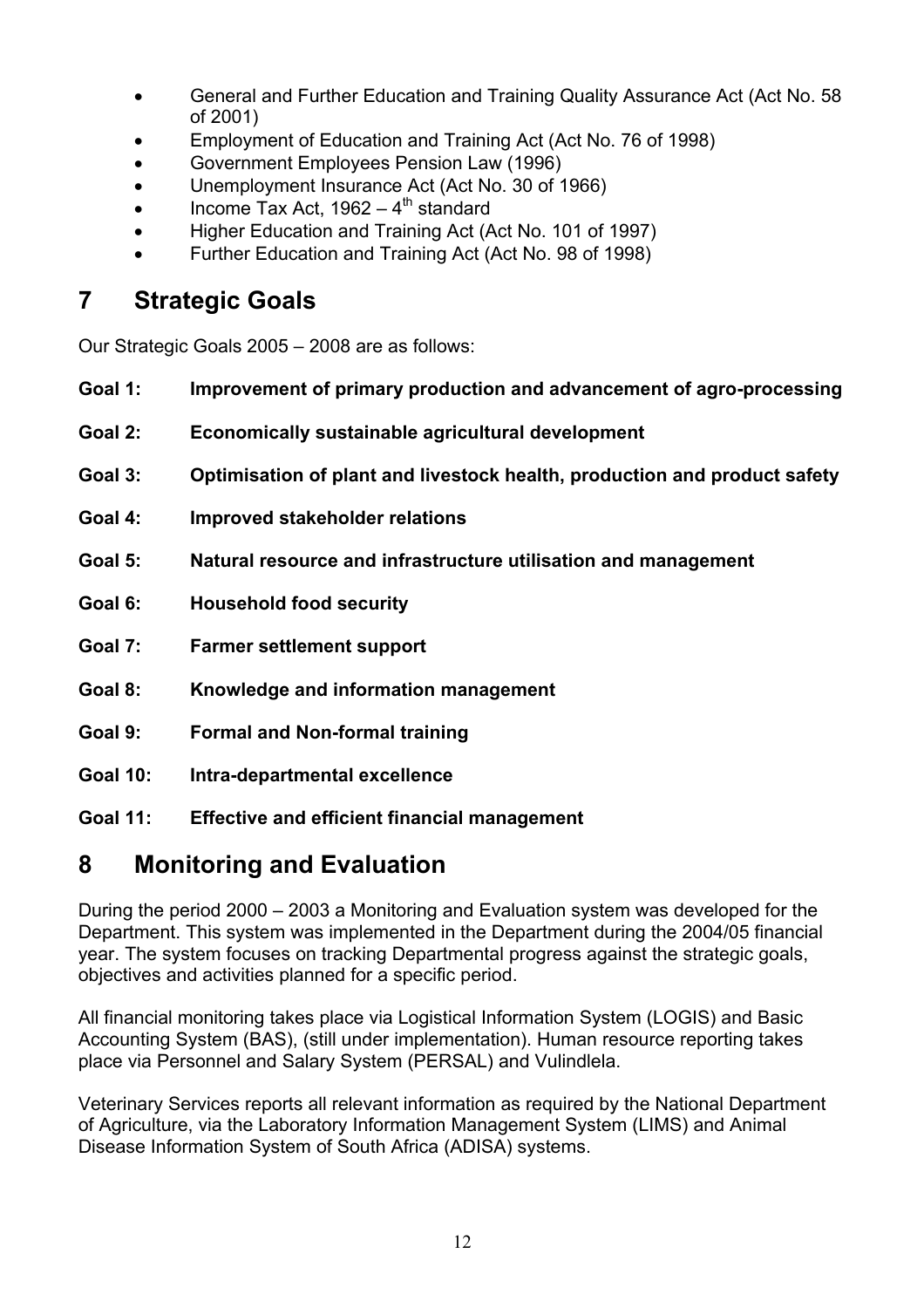- General and Further Education and Training Quality Assurance Act (Act No. 58 of 2001)
- Employment of Education and Training Act (Act No. 76 of 1998)
- Government Employees Pension Law (1996)
- Unemployment Insurance Act (Act No. 30 of 1966)
- Income Tax Act, 1962 – $4^{th}$ standard
- Higher Education and Training Act (Act No. 101 of 1997)
- Further Education and Training Act (Act No. 98 of 1998)

# 7 Strategic Goals

Our Strategic Goals 2005 – 2008 are as follows:

**Goal 1: Improvement of primary production and advancement of agro-processing**

**Goal 2: Economically sustainable agricultural development**

**Goal 3: Optimisation of plant and livestock health, production and product safety**

**Goal 4: Improved stakeholder relations**

**Goal 5: Natural resource and infrastructure utilisation and management**

**Goal 6: Household food security**

**Goal 7: Farmer settlement support**

**Goal 8: Knowledge and information management**

**Goal 9: Formal and Non-formal training**

**Goal 10: Intra-departmental excellence**

**Goal 11: Effective and efficient financial management**

# 8 Monitoring and Evaluation

During the period 2000 – 2003 a Monitoring and Evaluation system was developed for the Department. This system was implemented in the Department during the 2004/05 financial year. The system focuses on tracking Departmental progress against the strategic goals, objectives and activities planned for a specific period.

All financial monitoring takes place via Logistical Information System (LOGIS) and Basic Accounting System (BAS), (still under implementation). Human resource reporting takes place via Personnel and Salary System (PERSAL) and Vulindlela.

Veterinary Services reports all relevant information as required by the National Department of Agriculture, via the Laboratory Information Management System (LIMS) and Animal Disease Information System of South Africa (ADISA) systems.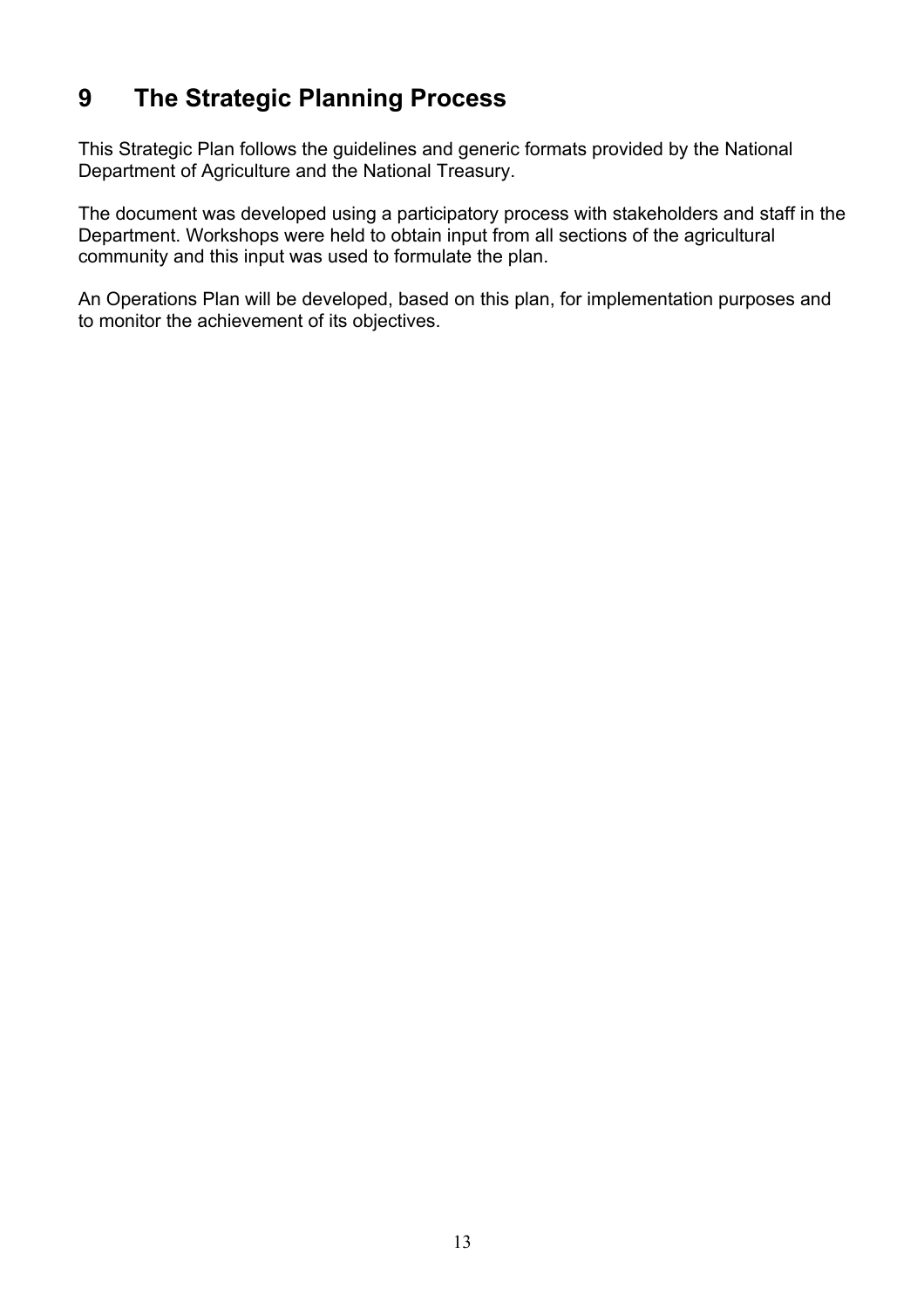# 9 The Strategic Planning Process

This Strategic Plan follows the guidelines and generic formats provided by the National Department of Agriculture and the National Treasury.

The document was developed using a participatory process with stakeholders and staff in the Department. Workshops were held to obtain input from all sections of the agricultural community and this input was used to formulate the plan.

An Operations Plan will be developed, based on this plan, for implementation purposes and to monitor the achievement of its objectives.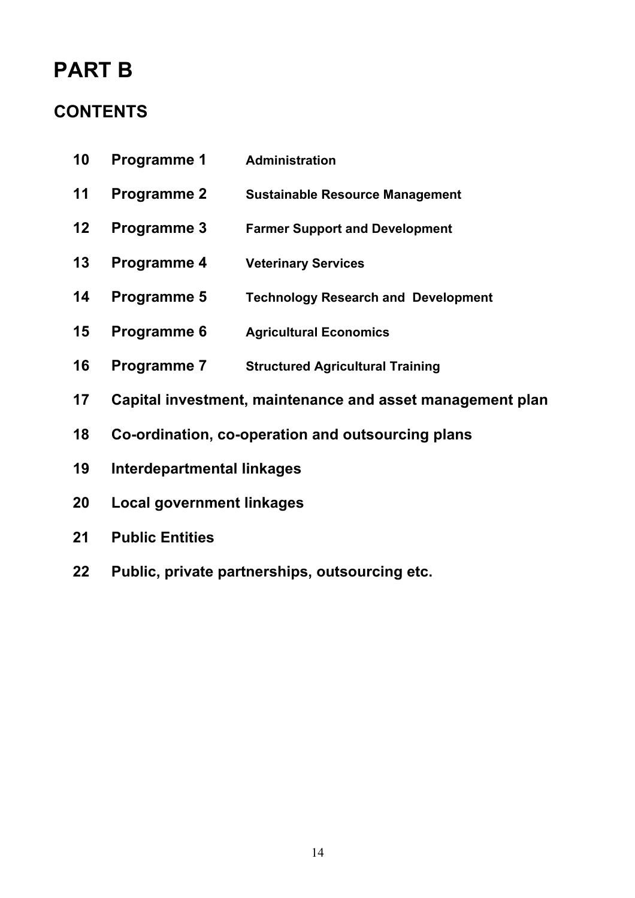# PART B

## CONTENTS

| | | |
|---|---|---|
| **10** | **Programme 1** | **Administration** |
| **11** | **Programme 2** | **Sustainable Resource Management** |
| **12** | **Programme 3** | **Farmer Support and Development** |
| **13** | **Programme 4** | **Veterinary Services** |
| **14** | **Programme 5** | **Technology Research and Development** |
| **15** | **Programme 6** | **Agricultural Economics** |
| **16** | **Programme 7** | **Structured Agricultural Training** |

**17 Capital investment, maintenance and asset management plan**

**18 Co-ordination, co-operation and outsourcing plans**

**19 Interdepartmental linkages**

**20 Local government linkages**

**21 Public Entities**

**22 Public, private partnerships, outsourcing etc.**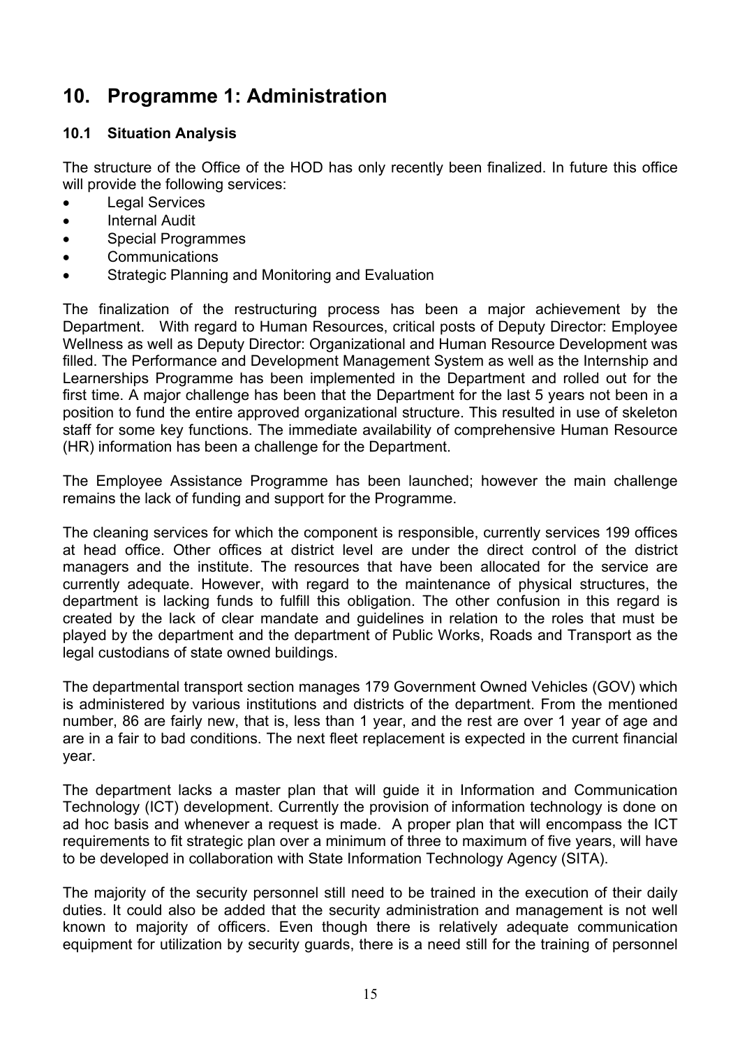## 10. Programme 1: Administration

### 10.1 Situation Analysis

The structure of the Office of the HOD has only recently been finalized. In future this office will provide the following services:

- Legal Services
- Internal Audit
- Special Programmes
- Communications
- Strategic Planning and Monitoring and Evaluation

The finalization of the restructuring process has been a major achievement by the Department. With regard to Human Resources, critical posts of Deputy Director: Employee Wellness as well as Deputy Director: Organizational and Human Resource Development was filled. The Performance and Development Management System as well as the Internship and Learnerships Programme has been implemented in the Department and rolled out for the first time. A major challenge has been that the Department for the last 5 years not been in a position to fund the entire approved organizational structure. This resulted in use of skeleton staff for some key functions. The immediate availability of comprehensive Human Resource (HR) information has been a challenge for the Department.

The Employee Assistance Programme has been launched; however the main challenge remains the lack of funding and support for the Programme.

The cleaning services for which the component is responsible, currently services 199 offices at head office. Other offices at district level are under the direct control of the district managers and the institute. The resources that have been allocated for the service are currently adequate. However, with regard to the maintenance of physical structures, the department is lacking funds to fulfill this obligation. The other confusion in this regard is created by the lack of clear mandate and guidelines in relation to the roles that must be played by the department and the department of Public Works, Roads and Transport as the legal custodians of state owned buildings.

The departmental transport section manages 179 Government Owned Vehicles (GOV) which is administered by various institutions and districts of the department. From the mentioned number, 86 are fairly new, that is, less than 1 year, and the rest are over 1 year of age and are in a fair to bad conditions. The next fleet replacement is expected in the current financial year.

The department lacks a master plan that will guide it in Information and Communication Technology (ICT) development. Currently the provision of information technology is done on ad hoc basis and whenever a request is made. A proper plan that will encompass the ICT requirements to fit strategic plan over a minimum of three to maximum of five years, will have to be developed in collaboration with State Information Technology Agency (SITA).

The majority of the security personnel still need to be trained in the execution of their daily duties. It could also be added that the security administration and management is not well known to majority of officers. Even though there is relatively adequate communication equipment for utilization by security guards, there is a need still for the training of personnel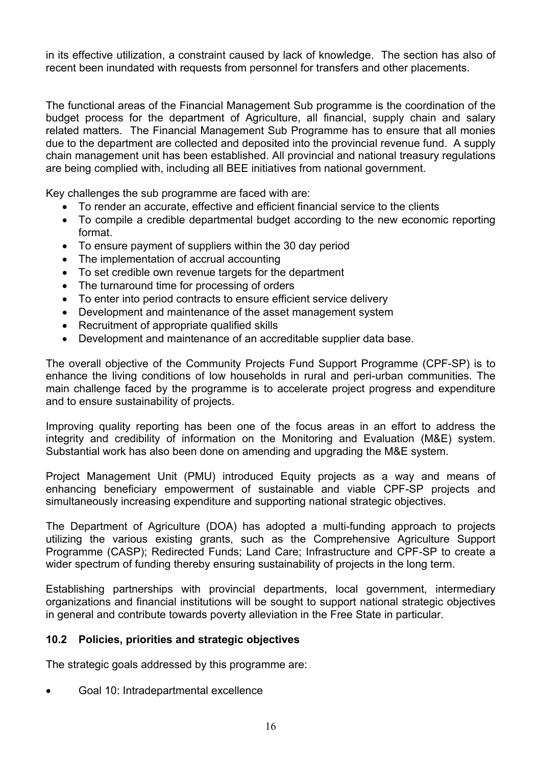in its effective utilization, a constraint caused by lack of knowledge. The section has also of recent been inundated with requests from personnel for transfers and other placements.

The functional areas of the Financial Management Sub programme is the coordination of the budget process for the department of Agriculture, all financial, supply chain and salary related matters. The Financial Management Sub Programme has to ensure that all monies due to the department are collected and deposited into the provincial revenue fund. A supply chain management unit has been established. All provincial and national treasury regulations are being complied with, including all BEE initiatives from national government.

Key challenges the sub programme are faced with are:

- To render an accurate, effective and efficient financial service to the clients
- To compile a credible departmental budget according to the new economic reporting format.
- To ensure payment of suppliers within the 30 day period
- The implementation of accrual accounting
- To set credible own revenue targets for the department
- The turnaround time for processing of orders
- To enter into period contracts to ensure efficient service delivery
- Development and maintenance of the asset management system
- Recruitment of appropriate qualified skills
- Development and maintenance of an accreditable supplier data base.

The overall objective of the Community Projects Fund Support Programme (CPF-SP) is to enhance the living conditions of low households in rural and peri-urban communities. The main challenge faced by the programme is to accelerate project progress and expenditure and to ensure sustainability of projects.

Improving quality reporting has been one of the focus areas in an effort to address the integrity and credibility of information on the Monitoring and Evaluation (M&E) system. Substantial work has also been done on amending and upgrading the M&E system.

Project Management Unit (PMU) introduced Equity projects as a way and means of enhancing beneficiary empowerment of sustainable and viable CPF-SP projects and simultaneously increasing expenditure and supporting national strategic objectives.

The Department of Agriculture (DOA) has adopted a multi-funding approach to projects utilizing the various existing grants, such as the Comprehensive Agriculture Support Programme (CASP); Redirected Funds; Land Care; Infrastructure and CPF-SP to create a wider spectrum of funding thereby ensuring sustainability of projects in the long term.

Establishing partnerships with provincial departments, local government, intermediary organizations and financial institutions will be sought to support national strategic objectives in general and contribute towards poverty alleviation in the Free State in particular.

### 10.2 Policies, priorities and strategic objectives

The strategic goals addressed by this programme are:

- Goal 10: Intradepartmental excellence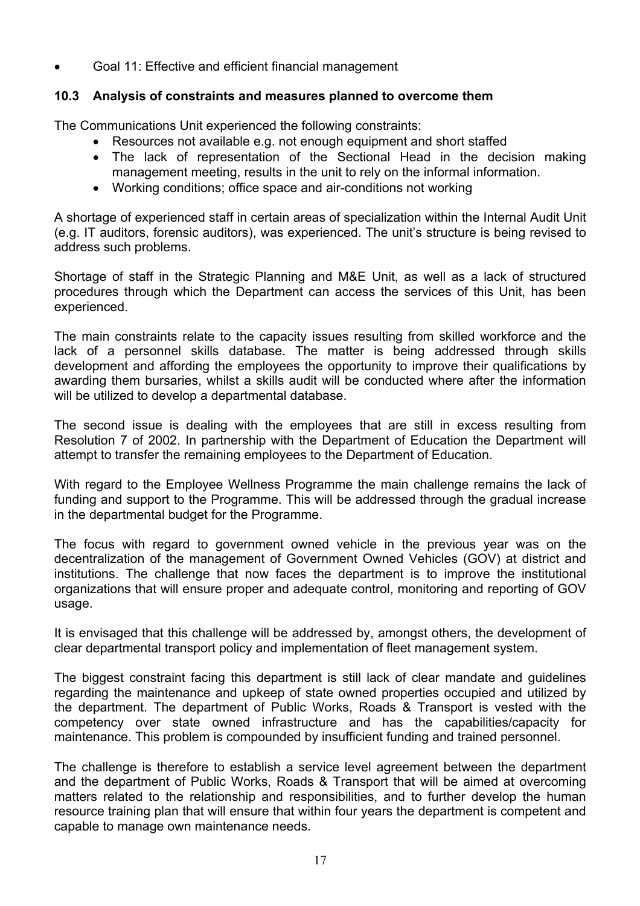- Goal 11: Effective and efficient financial management

### 10.3 Analysis of constraints and measures planned to overcome them

The Communications Unit experienced the following constraints:

- Resources not available e.g. not enough equipment and short staffed
- The lack of representation of the Sectional Head in the decision making management meeting, results in the unit to rely on the informal information.
- Working conditions; office space and air-conditions not working

A shortage of experienced staff in certain areas of specialization within the Internal Audit Unit (e.g. IT auditors, forensic auditors), was experienced. The unit's structure is being revised to address such problems.

Shortage of staff in the Strategic Planning and M&E Unit, as well as a lack of structured procedures through which the Department can access the services of this Unit, has been experienced.

The main constraints relate to the capacity issues resulting from skilled workforce and the lack of a personnel skills database. The matter is being addressed through skills development and affording the employees the opportunity to improve their qualifications by awarding them bursaries, whilst a skills audit will be conducted where after the information will be utilized to develop a departmental database.

The second issue is dealing with the employees that are still in excess resulting from Resolution 7 of 2002. In partnership with the Department of Education the Department will attempt to transfer the remaining employees to the Department of Education.

With regard to the Employee Wellness Programme the main challenge remains the lack of funding and support to the Programme. This will be addressed through the gradual increase in the departmental budget for the Programme.

The focus with regard to government owned vehicle in the previous year was on the decentralization of the management of Government Owned Vehicles (GOV) at district and institutions. The challenge that now faces the department is to improve the institutional organizations that will ensure proper and adequate control, monitoring and reporting of GOV usage.

It is envisaged that this challenge will be addressed by, amongst others, the development of clear departmental transport policy and implementation of fleet management system.

The biggest constraint facing this department is still lack of clear mandate and guidelines regarding the maintenance and upkeep of state owned properties occupied and utilized by the department. The department of Public Works, Roads & Transport is vested with the competency over state owned infrastructure and has the capabilities/capacity for maintenance. This problem is compounded by insufficient funding and trained personnel.

The challenge is therefore to establish a service level agreement between the department and the department of Public Works, Roads & Transport that will be aimed at overcoming matters related to the relationship and responsibilities, and to further develop the human resource training plan that will ensure that within four years the department is competent and capable to manage own maintenance needs.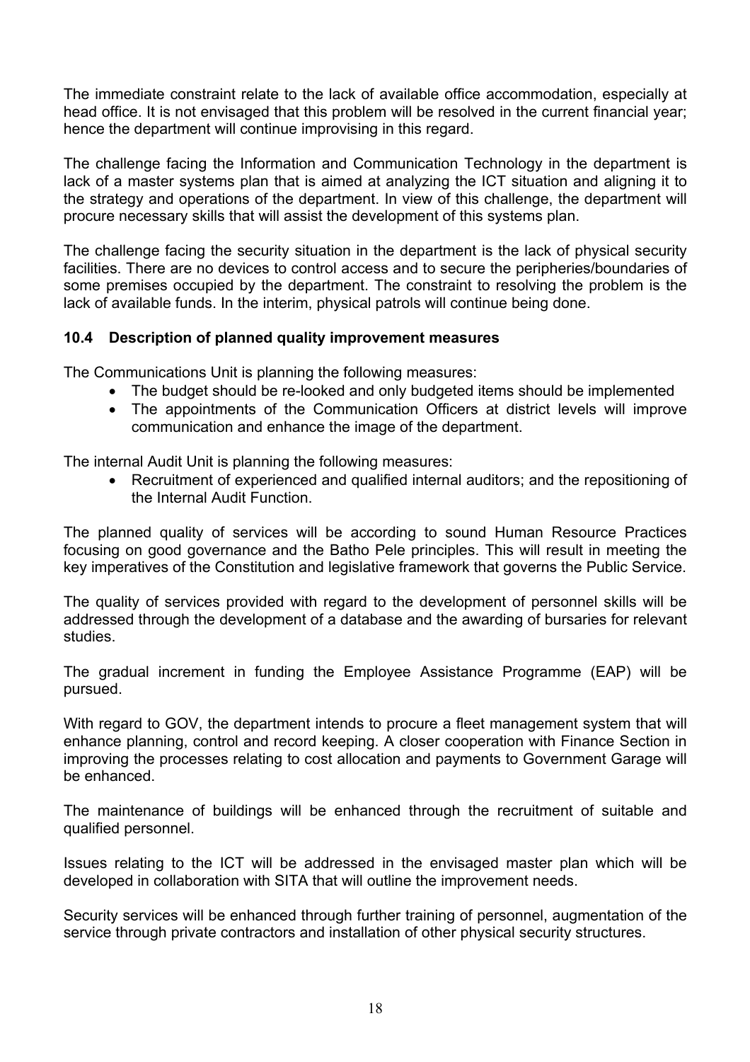The immediate constraint relate to the lack of available office accommodation, especially at head office. It is not envisaged that this problem will be resolved in the current financial year; hence the department will continue improvising in this regard.

The challenge facing the Information and Communication Technology in the department is lack of a master systems plan that is aimed at analyzing the ICT situation and aligning it to the strategy and operations of the department. In view of this challenge, the department will procure necessary skills that will assist the development of this systems plan.

The challenge facing the security situation in the department is the lack of physical security facilities. There are no devices to control access and to secure the peripheries/boundaries of some premises occupied by the department. The constraint to resolving the problem is the lack of available funds. In the interim, physical patrols will continue being done.

### 10.4 Description of planned quality improvement measures

The Communications Unit is planning the following measures:

- The budget should be re-looked and only budgeted items should be implemented
- The appointments of the Communication Officers at district levels will improve communication and enhance the image of the department.

The internal Audit Unit is planning the following measures:

- Recruitment of experienced and qualified internal auditors; and the repositioning of the Internal Audit Function.

The planned quality of services will be according to sound Human Resource Practices focusing on good governance and the Batho Pele principles. This will result in meeting the key imperatives of the Constitution and legislative framework that governs the Public Service.

The quality of services provided with regard to the development of personnel skills will be addressed through the development of a database and the awarding of bursaries for relevant studies.

The gradual increment in funding the Employee Assistance Programme (EAP) will be pursued.

With regard to GOV, the department intends to procure a fleet management system that will enhance planning, control and record keeping. A closer cooperation with Finance Section in improving the processes relating to cost allocation and payments to Government Garage will be enhanced.

The maintenance of buildings will be enhanced through the recruitment of suitable and qualified personnel.

Issues relating to the ICT will be addressed in the envisaged master plan which will be developed in collaboration with SITA that will outline the improvement needs.

Security services will be enhanced through further training of personnel, augmentation of the service through private contractors and installation of other physical security structures.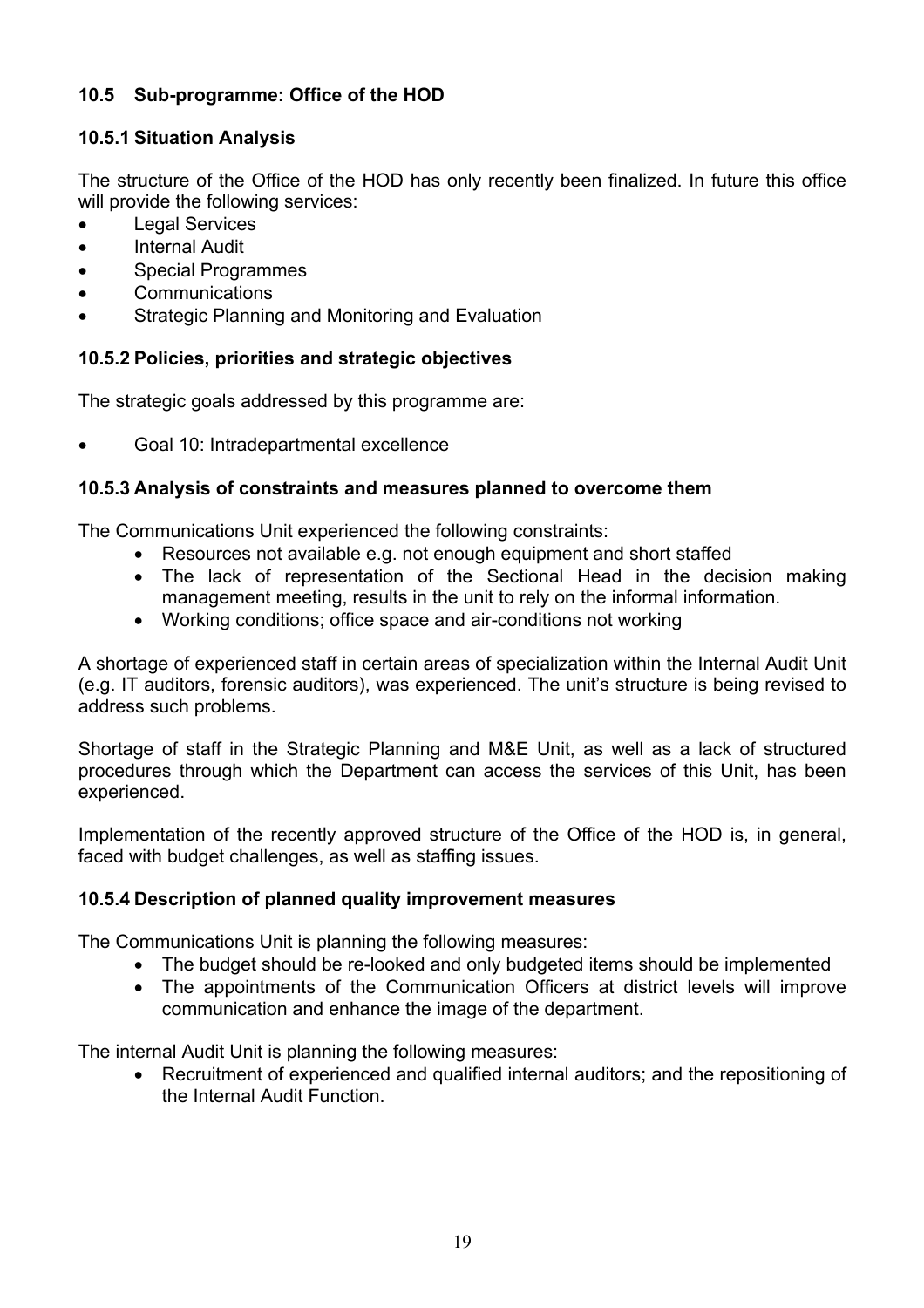### 10.5 Sub-programme: Office of the HOD

#### 10.5.1 Situation Analysis

The structure of the Office of the HOD has only recently been finalized. In future this office will provide the following services:

- Legal Services
- Internal Audit
- Special Programmes
- Communications
- Strategic Planning and Monitoring and Evaluation

#### 10.5.2 Policies, priorities and strategic objectives

The strategic goals addressed by this programme are:

- Goal 10: Intradepartmental excellence

#### 10.5.3 Analysis of constraints and measures planned to overcome them

The Communications Unit experienced the following constraints:

- Resources not available e.g. not enough equipment and short staffed
- The lack of representation of the Sectional Head in the decision making management meeting, results in the unit to rely on the informal information.
- Working conditions; office space and air-conditions not working

A shortage of experienced staff in certain areas of specialization within the Internal Audit Unit (e.g. IT auditors, forensic auditors), was experienced. The unit's structure is being revised to address such problems.

Shortage of staff in the Strategic Planning and M&E Unit, as well as a lack of structured procedures through which the Department can access the services of this Unit, has been experienced.

Implementation of the recently approved structure of the Office of the HOD is, in general, faced with budget challenges, as well as staffing issues.

#### 10.5.4 Description of planned quality improvement measures

The Communications Unit is planning the following measures:

- The budget should be re-looked and only budgeted items should be implemented
- The appointments of the Communication Officers at district levels will improve communication and enhance the image of the department.

The internal Audit Unit is planning the following measures:

- Recruitment of experienced and qualified internal auditors; and the repositioning of the Internal Audit Function.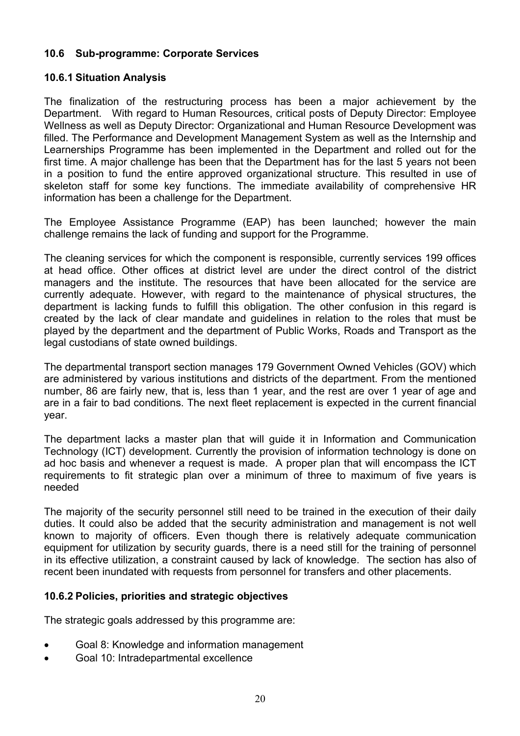## 10.6 Sub-programme: Corporate Services

### 10.6.1 Situation Analysis

The finalization of the restructuring process has been a major achievement by the Department. With regard to Human Resources, critical posts of Deputy Director: Employee Wellness as well as Deputy Director: Organizational and Human Resource Development was filled. The Performance and Development Management System as well as the Internship and Learnerships Programme has been implemented in the Department and rolled out for the first time. A major challenge has been that the Department has for the last 5 years not been in a position to fund the entire approved organizational structure. This resulted in use of skeleton staff for some key functions. The immediate availability of comprehensive HR information has been a challenge for the Department.

The Employee Assistance Programme (EAP) has been launched; however the main challenge remains the lack of funding and support for the Programme.

The cleaning services for which the component is responsible, currently services 199 offices at head office. Other offices at district level are under the direct control of the district managers and the institute. The resources that have been allocated for the service are currently adequate. However, with regard to the maintenance of physical structures, the department is lacking funds to fulfill this obligation. The other confusion in this regard is created by the lack of clear mandate and guidelines in relation to the roles that must be played by the department and the department of Public Works, Roads and Transport as the legal custodians of state owned buildings.

The departmental transport section manages 179 Government Owned Vehicles (GOV) which are administered by various institutions and districts of the department. From the mentioned number, 86 are fairly new, that is, less than 1 year, and the rest are over 1 year of age and are in a fair to bad conditions. The next fleet replacement is expected in the current financial year.

The department lacks a master plan that will guide it in Information and Communication Technology (ICT) development. Currently the provision of information technology is done on ad hoc basis and whenever a request is made. A proper plan that will encompass the ICT requirements to fit strategic plan over a minimum of three to maximum of five years is needed

The majority of the security personnel still need to be trained in the execution of their daily duties. It could also be added that the security administration and management is not well known to majority of officers. Even though there is relatively adequate communication equipment for utilization by security guards, there is a need still for the training of personnel in its effective utilization, a constraint caused by lack of knowledge. The section has also of recent been inundated with requests from personnel for transfers and other placements.

### 10.6.2 Policies, priorities and strategic objectives

The strategic goals addressed by this programme are:

- Goal 8: Knowledge and information management
- Goal 10: Intradepartmental excellence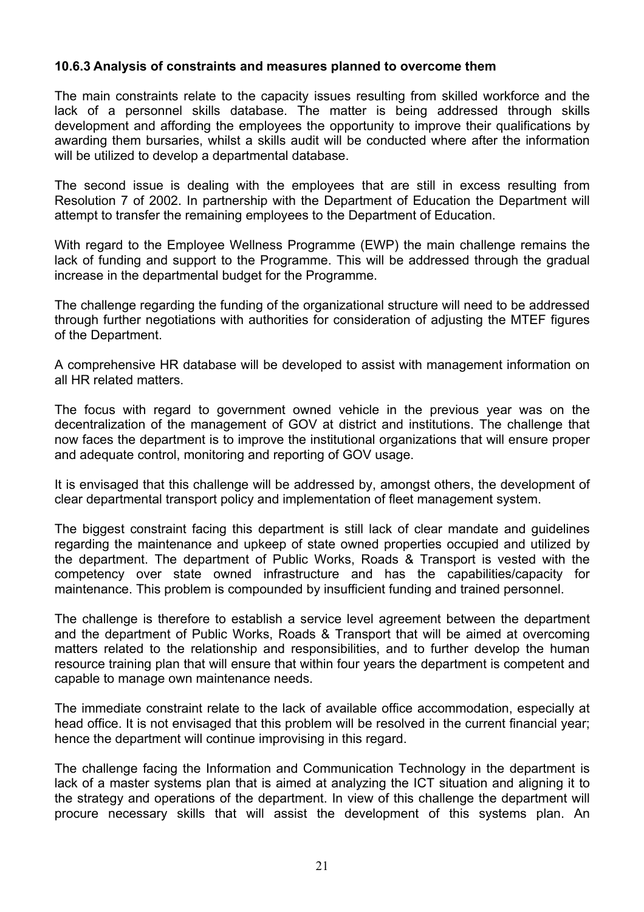### 10.6.3 Analysis of constraints and measures planned to overcome them

The main constraints relate to the capacity issues resulting from skilled workforce and the lack of a personnel skills database. The matter is being addressed through skills development and affording the employees the opportunity to improve their qualifications by awarding them bursaries, whilst a skills audit will be conducted where after the information will be utilized to develop a departmental database.

The second issue is dealing with the employees that are still in excess resulting from Resolution 7 of 2002. In partnership with the Department of Education the Department will attempt to transfer the remaining employees to the Department of Education.

With regard to the Employee Wellness Programme (EWP) the main challenge remains the lack of funding and support to the Programme. This will be addressed through the gradual increase in the departmental budget for the Programme.

The challenge regarding the funding of the organizational structure will need to be addressed through further negotiations with authorities for consideration of adjusting the MTEF figures of the Department.

A comprehensive HR database will be developed to assist with management information on all HR related matters.

The focus with regard to government owned vehicle in the previous year was on the decentralization of the management of GOV at district and institutions. The challenge that now faces the department is to improve the institutional organizations that will ensure proper and adequate control, monitoring and reporting of GOV usage.

It is envisaged that this challenge will be addressed by, amongst others, the development of clear departmental transport policy and implementation of fleet management system.

The biggest constraint facing this department is still lack of clear mandate and guidelines regarding the maintenance and upkeep of state owned properties occupied and utilized by the department. The department of Public Works, Roads & Transport is vested with the competency over state owned infrastructure and has the capabilities/capacity for maintenance. This problem is compounded by insufficient funding and trained personnel.

The challenge is therefore to establish a service level agreement between the department and the department of Public Works, Roads & Transport that will be aimed at overcoming matters related to the relationship and responsibilities, and to further develop the human resource training plan that will ensure that within four years the department is competent and capable to manage own maintenance needs.

The immediate constraint relate to the lack of available office accommodation, especially at head office. It is not envisaged that this problem will be resolved in the current financial year; hence the department will continue improvising in this regard.

The challenge facing the Information and Communication Technology in the department is lack of a master systems plan that is aimed at analyzing the ICT situation and aligning it to the strategy and operations of the department. In view of this challenge the department will procure necessary skills that will assist the development of this systems plan. An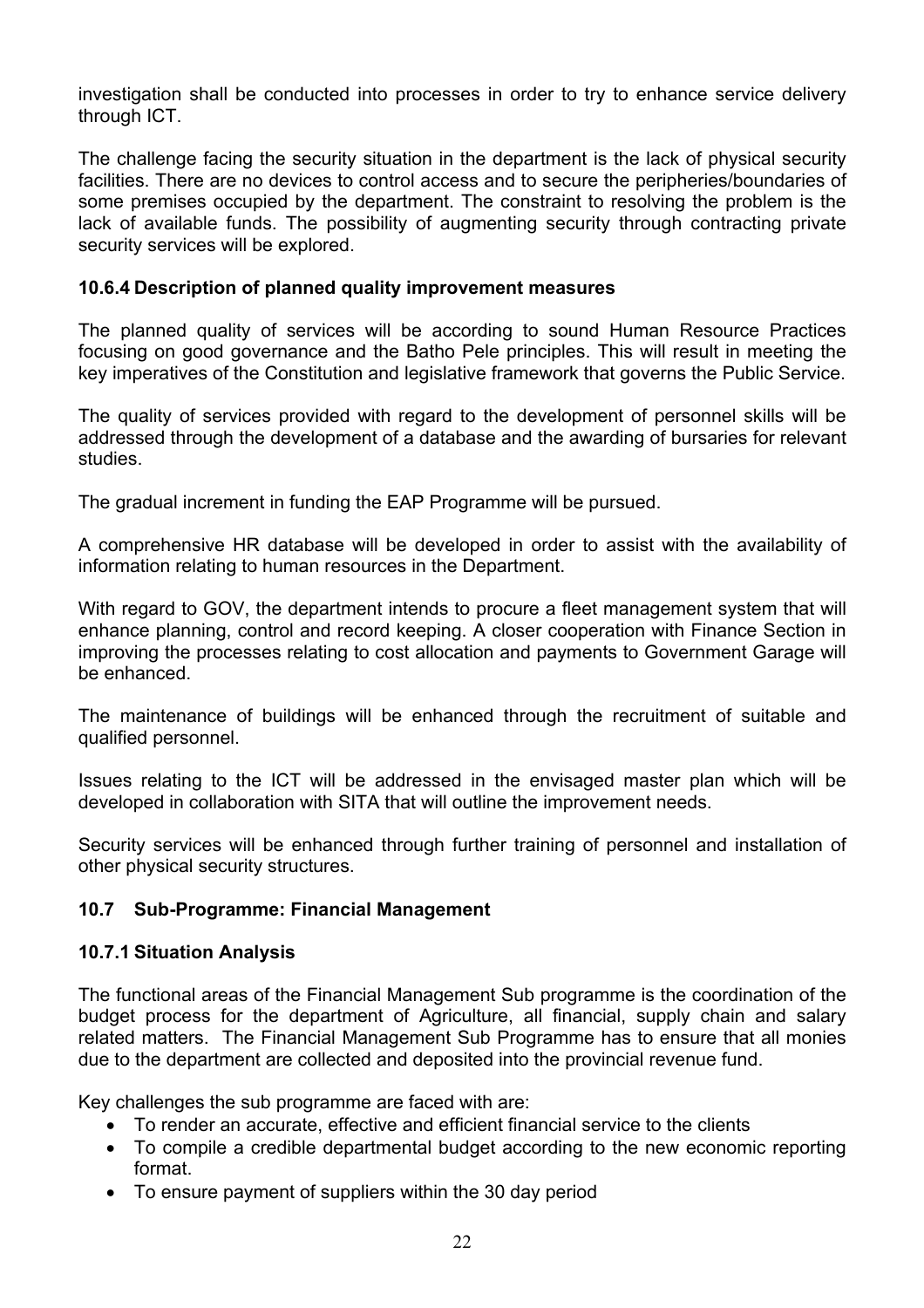investigation shall be conducted into processes in order to try to enhance service delivery through ICT.

The challenge facing the security situation in the department is the lack of physical security facilities. There are no devices to control access and to secure the peripheries/boundaries of some premises occupied by the department. The constraint to resolving the problem is the lack of available funds. The possibility of augmenting security through contracting private security services will be explored.

### 10.6.4 Description of planned quality improvement measures

The planned quality of services will be according to sound Human Resource Practices focusing on good governance and the Batho Pele principles. This will result in meeting the key imperatives of the Constitution and legislative framework that governs the Public Service.

The quality of services provided with regard to the development of personnel skills will be addressed through the development of a database and the awarding of bursaries for relevant studies.

The gradual increment in funding the EAP Programme will be pursued.

A comprehensive HR database will be developed in order to assist with the availability of information relating to human resources in the Department.

With regard to GOV, the department intends to procure a fleet management system that will enhance planning, control and record keeping. A closer cooperation with Finance Section in improving the processes relating to cost allocation and payments to Government Garage will be enhanced.

The maintenance of buildings will be enhanced through the recruitment of suitable and qualified personnel.

Issues relating to the ICT will be addressed in the envisaged master plan which will be developed in collaboration with SITA that will outline the improvement needs.

Security services will be enhanced through further training of personnel and installation of other physical security structures.

## 10.7 Sub-Programme: Financial Management

### 10.7.1 Situation Analysis

The functional areas of the Financial Management Sub programme is the coordination of the budget process for the department of Agriculture, all financial, supply chain and salary related matters. The Financial Management Sub Programme has to ensure that all monies due to the department are collected and deposited into the provincial revenue fund.

Key challenges the sub programme are faced with are:

- To render an accurate, effective and efficient financial service to the clients
- To compile a credible departmental budget according to the new economic reporting format.
- To ensure payment of suppliers within the 30 day period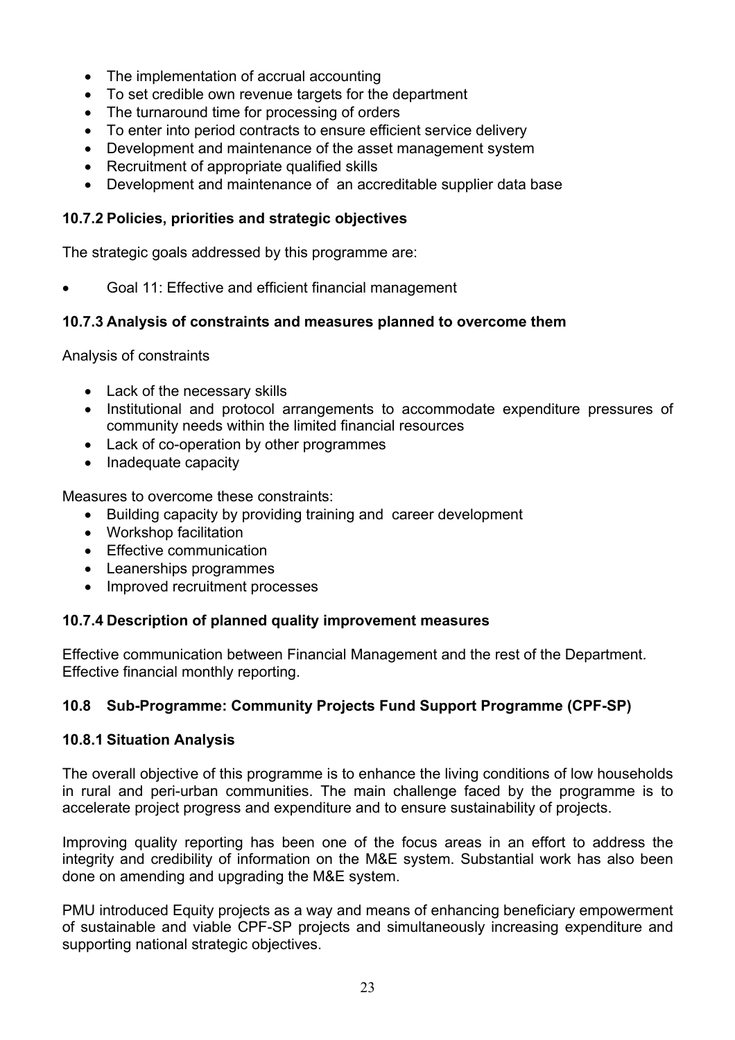- The implementation of accrual accounting
- To set credible own revenue targets for the department
- The turnaround time for processing of orders
- To enter into period contracts to ensure efficient service delivery
- Development and maintenance of the asset management system
- Recruitment of appropriate qualified skills
- Development and maintenance of an accreditable supplier data base

### 10.7.2 Policies, priorities and strategic objectives

The strategic goals addressed by this programme are:

- Goal 11: Effective and efficient financial management

### 10.7.3 Analysis of constraints and measures planned to overcome them

Analysis of constraints

- Lack of the necessary skills
- Institutional and protocol arrangements to accommodate expenditure pressures of community needs within the limited financial resources
- Lack of co-operation by other programmes
- Inadequate capacity

Measures to overcome these constraints:

- Building capacity by providing training and career development
- Workshop facilitation
- Effective communication
- Leanerships programmes
- Improved recruitment processes

### 10.7.4 Description of planned quality improvement measures

Effective communication between Financial Management and the rest of the Department.
Effective financial monthly reporting.

## 10.8 Sub-Programme: Community Projects Fund Support Programme (CPF-SP)

### 10.8.1 Situation Analysis

The overall objective of this programme is to enhance the living conditions of low households in rural and peri-urban communities. The main challenge faced by the programme is to accelerate project progress and expenditure and to ensure sustainability of projects.

Improving quality reporting has been one of the focus areas in an effort to address the integrity and credibility of information on the M&E system. Substantial work has also been done on amending and upgrading the M&E system.

PMU introduced Equity projects as a way and means of enhancing beneficiary empowerment of sustainable and viable CPF-SP projects and simultaneously increasing expenditure and supporting national strategic objectives.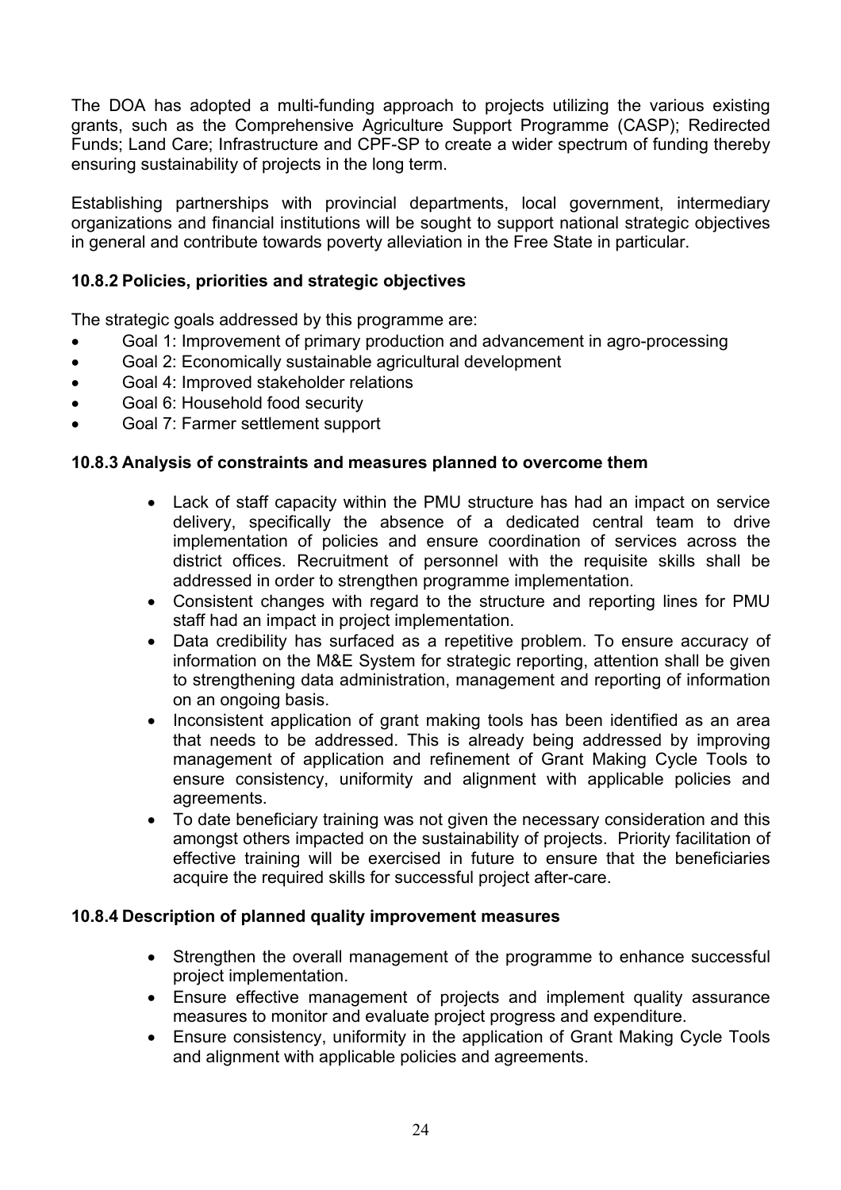The DOA has adopted a multi-funding approach to projects utilizing the various existing grants, such as the Comprehensive Agriculture Support Programme (CASP); Redirected Funds; Land Care; Infrastructure and CPF-SP to create a wider spectrum of funding thereby ensuring sustainability of projects in the long term.

Establishing partnerships with provincial departments, local government, intermediary organizations and financial institutions will be sought to support national strategic objectives in general and contribute towards poverty alleviation in the Free State in particular.

### 10.8.2 Policies, priorities and strategic objectives

The strategic goals addressed by this programme are:

- Goal 1: Improvement of primary production and advancement in agro-processing
- Goal 2: Economically sustainable agricultural development
- Goal 4: Improved stakeholder relations
- Goal 6: Household food security
- Goal 7: Farmer settlement support

### 10.8.3 Analysis of constraints and measures planned to overcome them

- Lack of staff capacity within the PMU structure has had an impact on service delivery, specifically the absence of a dedicated central team to drive implementation of policies and ensure coordination of services across the district offices. Recruitment of personnel with the requisite skills shall be addressed in order to strengthen programme implementation.
- Consistent changes with regard to the structure and reporting lines for PMU staff had an impact in project implementation.
- Data credibility has surfaced as a repetitive problem. To ensure accuracy of information on the M&E System for strategic reporting, attention shall be given to strengthening data administration, management and reporting of information on an ongoing basis.
- Inconsistent application of grant making tools has been identified as an area that needs to be addressed. This is already being addressed by improving management of application and refinement of Grant Making Cycle Tools to ensure consistency, uniformity and alignment with applicable policies and agreements.
- To date beneficiary training was not given the necessary consideration and this amongst others impacted on the sustainability of projects. Priority facilitation of effective training will be exercised in future to ensure that the beneficiaries acquire the required skills for successful project after-care.

### 10.8.4 Description of planned quality improvement measures

- Strengthen the overall management of the programme to enhance successful project implementation.
- Ensure effective management of projects and implement quality assurance measures to monitor and evaluate project progress and expenditure.
- Ensure consistency, uniformity in the application of Grant Making Cycle Tools and alignment with applicable policies and agreements.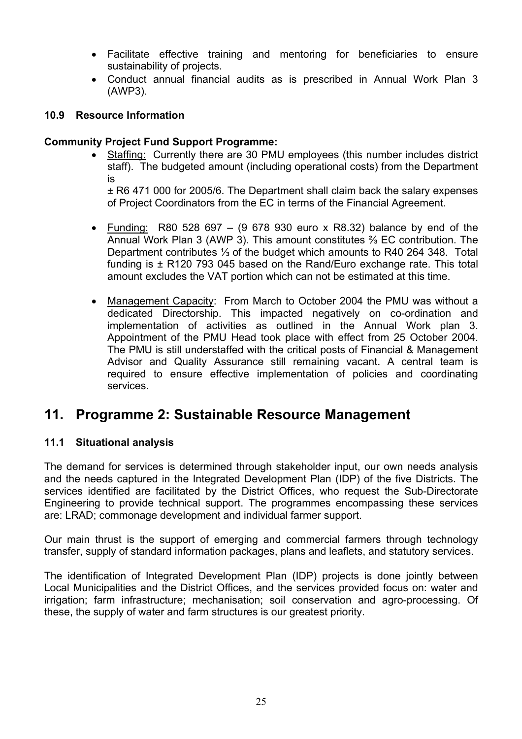- Facilitate effective training and mentoring for beneficiaries to ensure sustainability of projects.
- Conduct annual financial audits as is prescribed in Annual Work Plan 3 (AWP3).

### 10.9 Resource Information

**Community Project Fund Support Programme:**

- Staffing: Currently there are 30 PMU employees (this number includes district staff). The budgeted amount (including operational costs) from the Department is
  ± R6 471 000 for 2005/6. The Department shall claim back the salary expenses of Project Coordinators from the EC in terms of the Financial Agreement.

- Funding: R80 528 697 – (9 678 930 euro x R8.32) balance by end of the Annual Work Plan 3 (AWP 3). This amount constitutes ⅔ EC contribution. The Department contributes ⅓ of the budget which amounts to R40 264 348. Total funding is ± R120 793 045 based on the Rand/Euro exchange rate. This total amount excludes the VAT portion which can not be estimated at this time.

- Management Capacity: From March to October 2004 the PMU was without a dedicated Directorship. This impacted negatively on co-ordination and implementation of activities as outlined in the Annual Work plan 3. Appointment of the PMU Head took place with effect from 25 October 2004. The PMU is still understaffed with the critical posts of Financial & Management Advisor and Quality Assurance still remaining vacant. A central team is required to ensure effective implementation of policies and coordinating services.

## 11. Programme 2: Sustainable Resource Management

### 11.1 Situational analysis

The demand for services is determined through stakeholder input, our own needs analysis and the needs captured in the Integrated Development Plan (IDP) of the five Districts. The services identified are facilitated by the District Offices, who request the Sub-Directorate Engineering to provide technical support. The programmes encompassing these services are: LRAD; commonage development and individual farmer support.

Our main thrust is the support of emerging and commercial farmers through technology transfer, supply of standard information packages, plans and leaflets, and statutory services.

The identification of Integrated Development Plan (IDP) projects is done jointly between Local Municipalities and the District Offices, and the services provided focus on: water and irrigation; farm infrastructure; mechanisation; soil conservation and agro-processing. Of these, the supply of water and farm structures is our greatest priority.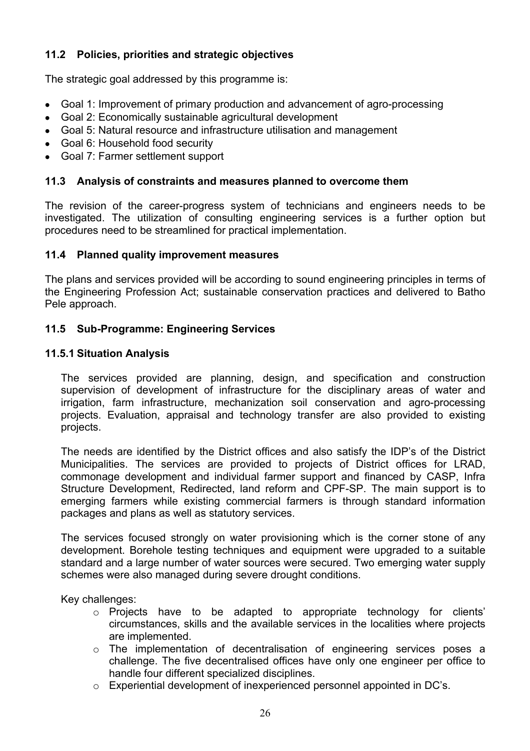### 11.2 Policies, priorities and strategic objectives

The strategic goal addressed by this programme is:

- Goal 1: Improvement of primary production and advancement of agro-processing
- Goal 2: Economically sustainable agricultural development
- Goal 5: Natural resource and infrastructure utilisation and management
- Goal 6: Household food security
- Goal 7: Farmer settlement support

### 11.3 Analysis of constraints and measures planned to overcome them

The revision of the career-progress system of technicians and engineers needs to be investigated. The utilization of consulting engineering services is a further option but procedures need to be streamlined for practical implementation.

### 11.4 Planned quality improvement measures

The plans and services provided will be according to sound engineering principles in terms of the Engineering Profession Act; sustainable conservation practices and delivered to Batho Pele approach.

### 11.5 Sub-Programme: Engineering Services

#### 11.5.1 Situation Analysis

The services provided are planning, design, and specification and construction supervision of development of infrastructure for the disciplinary areas of water and irrigation, farm infrastructure, mechanization soil conservation and agro-processing projects. Evaluation, appraisal and technology transfer are also provided to existing projects.

The needs are identified by the District offices and also satisfy the IDP's of the District Municipalities. The services are provided to projects of District offices for LRAD, commonage development and individual farmer support and financed by CASP, Infra Structure Development, Redirected, land reform and CPF-SP. The main support is to emerging farmers while existing commercial farmers is through standard information packages and plans as well as statutory services.

The services focused strongly on water provisioning which is the corner stone of any development. Borehole testing techniques and equipment were upgraded to a suitable standard and a large number of water sources were secured. Two emerging water supply schemes were also managed during severe drought conditions.

Key challenges:

- Projects have to be adapted to appropriate technology for clients' circumstances, skills and the available services in the localities where projects are implemented.
- The implementation of decentralisation of engineering services poses a challenge. The five decentralised offices have only one engineer per office to handle four different specialized disciplines.
- Experiential development of inexperienced personnel appointed in DC's.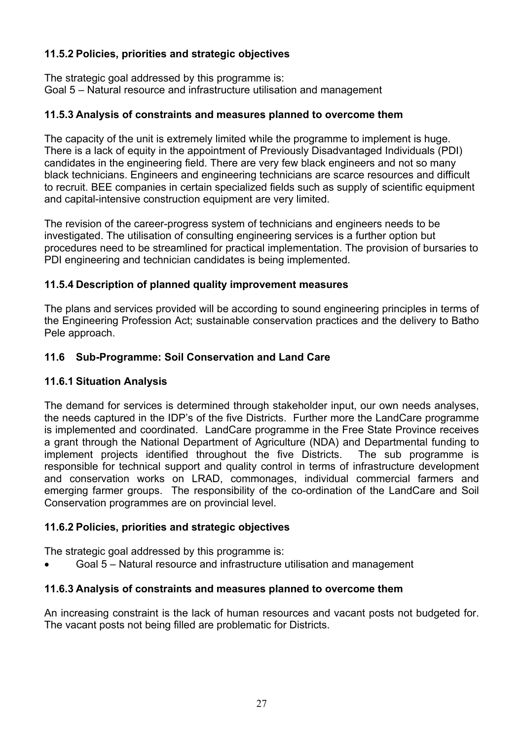### 11.5.2 Policies, priorities and strategic objectives

The strategic goal addressed by this programme is:
Goal 5 – Natural resource and infrastructure utilisation and management

### 11.5.3 Analysis of constraints and measures planned to overcome them

The capacity of the unit is extremely limited while the programme to implement is huge. There is a lack of equity in the appointment of Previously Disadvantaged Individuals (PDI) candidates in the engineering field. There are very few black engineers and not so many black technicians. Engineers and engineering technicians are scarce resources and difficult to recruit. BEE companies in certain specialized fields such as supply of scientific equipment and capital-intensive construction equipment are very limited.

The revision of the career-progress system of technicians and engineers needs to be investigated. The utilisation of consulting engineering services is a further option but procedures need to be streamlined for practical implementation. The provision of bursaries to PDI engineering and technician candidates is being implemented.

### 11.5.4 Description of planned quality improvement measures

The plans and services provided will be according to sound engineering principles in terms of the Engineering Profession Act; sustainable conservation practices and the delivery to Batho Pele approach.

## 11.6 Sub-Programme: Soil Conservation and Land Care

### 11.6.1 Situation Analysis

The demand for services is determined through stakeholder input, our own needs analyses, the needs captured in the IDP's of the five Districts. Further more the LandCare programme is implemented and coordinated. LandCare programme in the Free State Province receives a grant through the National Department of Agriculture (NDA) and Departmental funding to implement projects identified throughout the five Districts. The sub programme is responsible for technical support and quality control in terms of infrastructure development and conservation works on LRAD, commonages, individual commercial farmers and emerging farmer groups. The responsibility of the co-ordination of the LandCare and Soil Conservation programmes are on provincial level.

### 11.6.2 Policies, priorities and strategic objectives

The strategic goal addressed by this programme is:

- Goal 5 – Natural resource and infrastructure utilisation and management

### 11.6.3 Analysis of constraints and measures planned to overcome them

An increasing constraint is the lack of human resources and vacant posts not budgeted for. The vacant posts not being filled are problematic for Districts.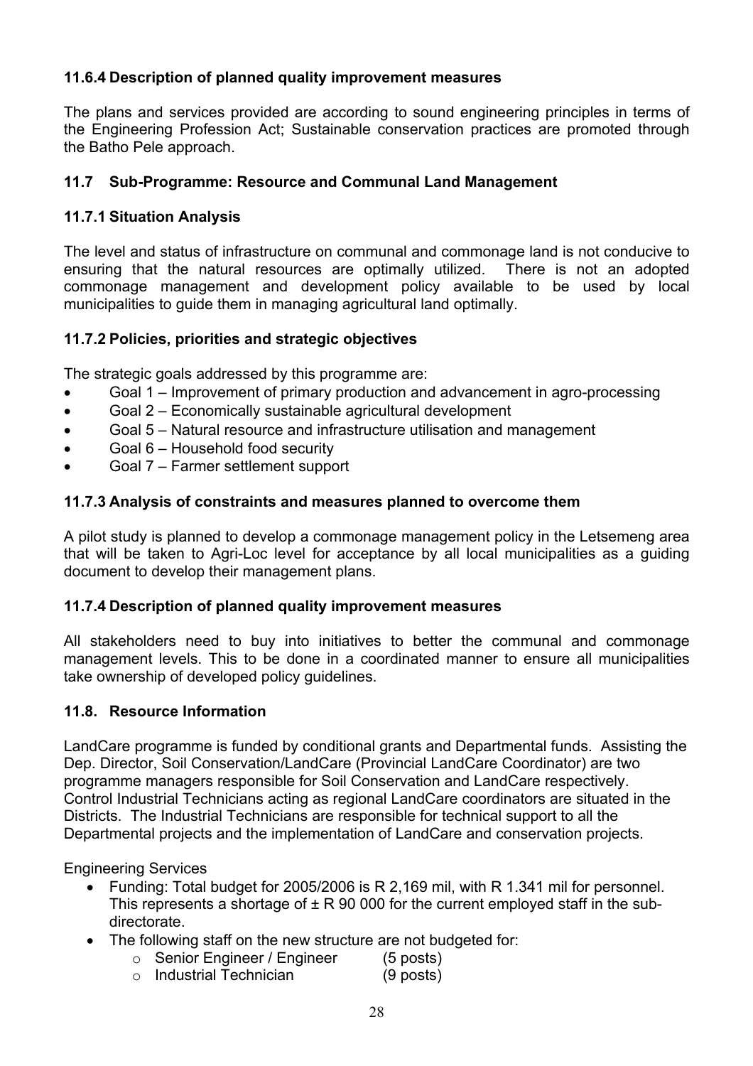### 11.6.4 Description of planned quality improvement measures

The plans and services provided are according to sound engineering principles in terms of the Engineering Profession Act; Sustainable conservation practices are promoted through the Batho Pele approach.

## 11.7 Sub-Programme: Resource and Communal Land Management

### 11.7.1 Situation Analysis

The level and status of infrastructure on communal and commonage land is not conducive to ensuring that the natural resources are optimally utilized. There is not an adopted commonage management and development policy available to be used by local municipalities to guide them in managing agricultural land optimally.

### 11.7.2 Policies, priorities and strategic objectives

The strategic goals addressed by this programme are:

- Goal 1 – Improvement of primary production and advancement in agro-processing
- Goal 2 – Economically sustainable agricultural development
- Goal 5 – Natural resource and infrastructure utilisation and management
- Goal 6 – Household food security
- Goal 7 – Farmer settlement support

### 11.7.3 Analysis of constraints and measures planned to overcome them

A pilot study is planned to develop a commonage management policy in the Letsemeng area that will be taken to Agri-Loc level for acceptance by all local municipalities as a guiding document to develop their management plans.

### 11.7.4 Description of planned quality improvement measures

All stakeholders need to buy into initiatives to better the communal and commonage management levels. This to be done in a coordinated manner to ensure all municipalities take ownership of developed policy guidelines.

## 11.8. Resource Information

LandCare programme is funded by conditional grants and Departmental funds. Assisting the Dep. Director, Soil Conservation/LandCare (Provincial LandCare Coordinator) are two programme managers responsible for Soil Conservation and LandCare respectively. Control Industrial Technicians acting as regional LandCare coordinators are situated in the Districts. The Industrial Technicians are responsible for technical support to all the Departmental projects and the implementation of LandCare and conservation projects.

Engineering Services

- Funding: Total budget for 2005/2006 is R 2,169 mil, with R 1.341 mil for personnel. This represents a shortage of ± R 90 000 for the current employed staff in the sub-directorate.
- The following staff on the new structure are not budgeted for:
  - Senior Engineer / Engineer (5 posts)
  - Industrial Technician (9 posts)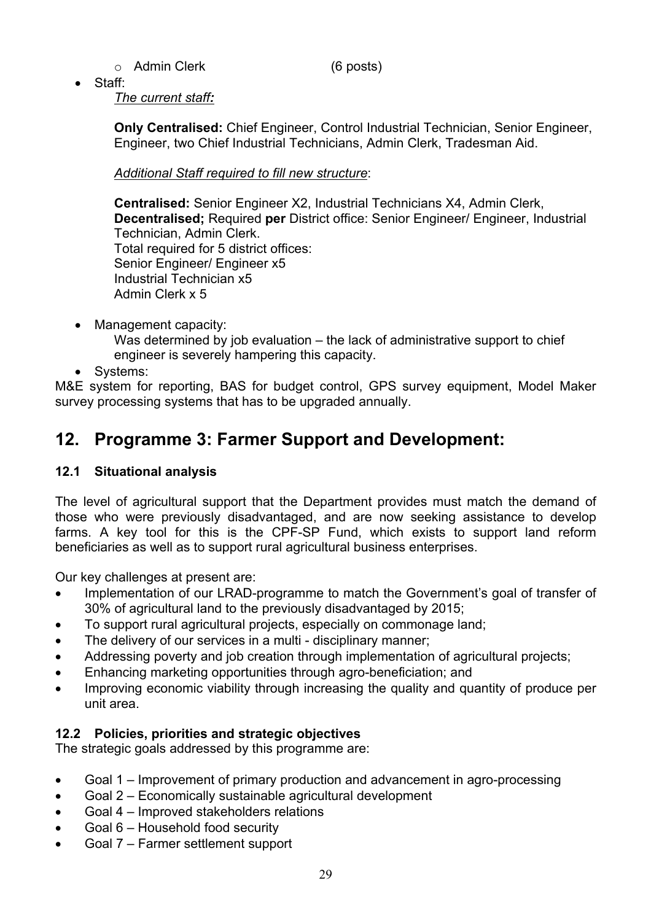- Admin Clerk (6 posts)

- Staff:

  *The current staff:*

  **Only Centralised:** Chief Engineer, Control Industrial Technician, Senior Engineer, Engineer, two Chief Industrial Technicians, Admin Clerk, Tradesman Aid.

  *Additional Staff required to fill new structure*:

  **Centralised:** Senior Engineer X2, Industrial Technicians X4, Admin Clerk,
  **Decentralised;** Required **per** District office: Senior Engineer/ Engineer, Industrial Technician, Admin Clerk.
  Total required for 5 district offices:
  Senior Engineer/ Engineer x5
  Industrial Technician x5
  Admin Clerk x 5

- Management capacity:

  Was determined by job evaluation – the lack of administrative support to chief engineer is severely hampering this capacity.

- Systems:

M&E system for reporting, BAS for budget control, GPS survey equipment, Model Maker survey processing systems that has to be upgraded annually.

# 12. Programme 3: Farmer Support and Development:

### 12.1 Situational analysis

The level of agricultural support that the Department provides must match the demand of those who were previously disadvantaged, and are now seeking assistance to develop farms. A key tool for this is the CPF-SP Fund, which exists to support land reform beneficiaries as well as to support rural agricultural business enterprises.

Our key challenges at present are:

- Implementation of our LRAD-programme to match the Government's goal of transfer of 30% of agricultural land to the previously disadvantaged by 2015;
- To support rural agricultural projects, especially on commonage land;
- The delivery of our services in a multi - disciplinary manner;
- Addressing poverty and job creation through implementation of agricultural projects;
- Enhancing marketing opportunities through agro-beneficiation; and
- Improving economic viability through increasing the quality and quantity of produce per unit area.

### 12.2 Policies, priorities and strategic objectives

The strategic goals addressed by this programme are:

- Goal 1 – Improvement of primary production and advancement in agro-processing
- Goal 2 – Economically sustainable agricultural development
- Goal 4 – Improved stakeholders relations
- Goal 6 – Household food security
- Goal 7 – Farmer settlement support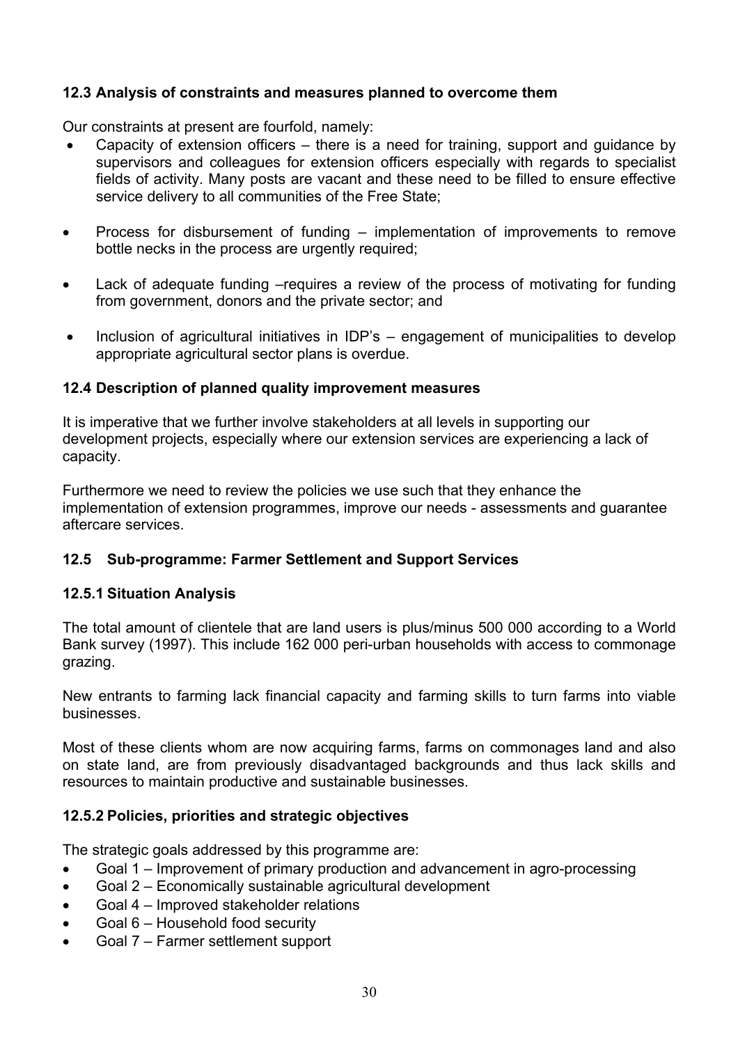### 12.3 Analysis of constraints and measures planned to overcome them

Our constraints at present are fourfold, namely:

- Capacity of extension officers – there is a need for training, support and guidance by supervisors and colleagues for extension officers especially with regards to specialist fields of activity. Many posts are vacant and these need to be filled to ensure effective service delivery to all communities of the Free State;
- Process for disbursement of funding – implementation of improvements to remove bottle necks in the process are urgently required;
- Lack of adequate funding –requires a review of the process of motivating for funding from government, donors and the private sector; and
- Inclusion of agricultural initiatives in IDP's – engagement of municipalities to develop appropriate agricultural sector plans is overdue.

### 12.4 Description of planned quality improvement measures

It is imperative that we further involve stakeholders at all levels in supporting our development projects, especially where our extension services are experiencing a lack of capacity.

Furthermore we need to review the policies we use such that they enhance the implementation of extension programmes, improve our needs - assessments and guarantee aftercare services.

### 12.5 Sub-programme: Farmer Settlement and Support Services

#### 12.5.1 Situation Analysis

The total amount of clientele that are land users is plus/minus 500 000 according to a World Bank survey (1997). This include 162 000 peri-urban households with access to commonage grazing.

New entrants to farming lack financial capacity and farming skills to turn farms into viable businesses.

Most of these clients whom are now acquiring farms, farms on commonages land and also on state land, are from previously disadvantaged backgrounds and thus lack skills and resources to maintain productive and sustainable businesses.

#### 12.5.2 Policies, priorities and strategic objectives

The strategic goals addressed by this programme are:

- Goal 1 – Improvement of primary production and advancement in agro-processing
- Goal 2 – Economically sustainable agricultural development
- Goal 4 – Improved stakeholder relations
- Goal 6 – Household food security
- Goal 7 – Farmer settlement support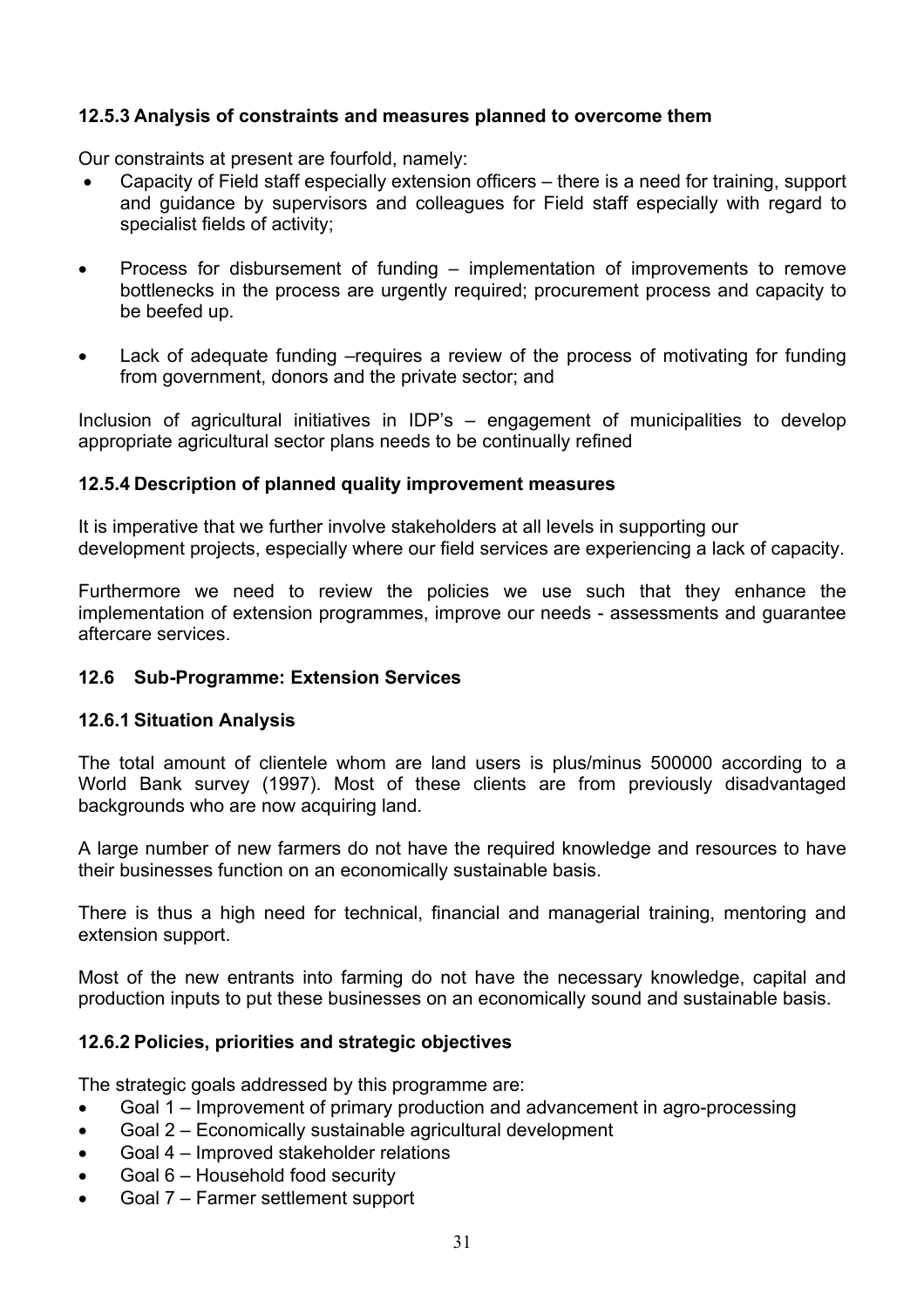### 12.5.3 Analysis of constraints and measures planned to overcome them

Our constraints at present are fourfold, namely:

- Capacity of Field staff especially extension officers – there is a need for training, support and guidance by supervisors and colleagues for Field staff especially with regard to specialist fields of activity;

- Process for disbursement of funding – implementation of improvements to remove bottlenecks in the process are urgently required; procurement process and capacity to be beefed up.

- Lack of adequate funding –requires a review of the process of motivating for funding from government, donors and the private sector; and

Inclusion of agricultural initiatives in IDP's – engagement of municipalities to develop appropriate agricultural sector plans needs to be continually refined

### 12.5.4 Description of planned quality improvement measures

It is imperative that we further involve stakeholders at all levels in supporting our development projects, especially where our field services are experiencing a lack of capacity.

Furthermore we need to review the policies we use such that they enhance the implementation of extension programmes, improve our needs - assessments and guarantee aftercare services.

## 12.6 Sub-Programme: Extension Services

### 12.6.1 Situation Analysis

The total amount of clientele whom are land users is plus/minus 500000 according to a World Bank survey (1997). Most of these clients are from previously disadvantaged backgrounds who are now acquiring land.

A large number of new farmers do not have the required knowledge and resources to have their businesses function on an economically sustainable basis.

There is thus a high need for technical, financial and managerial training, mentoring and extension support.

Most of the new entrants into farming do not have the necessary knowledge, capital and production inputs to put these businesses on an economically sound and sustainable basis.

### 12.6.2 Policies, priorities and strategic objectives

The strategic goals addressed by this programme are:

- Goal 1 – Improvement of primary production and advancement in agro-processing
- Goal 2 – Economically sustainable agricultural development
- Goal 4 – Improved stakeholder relations
- Goal 6 – Household food security
- Goal 7 – Farmer settlement support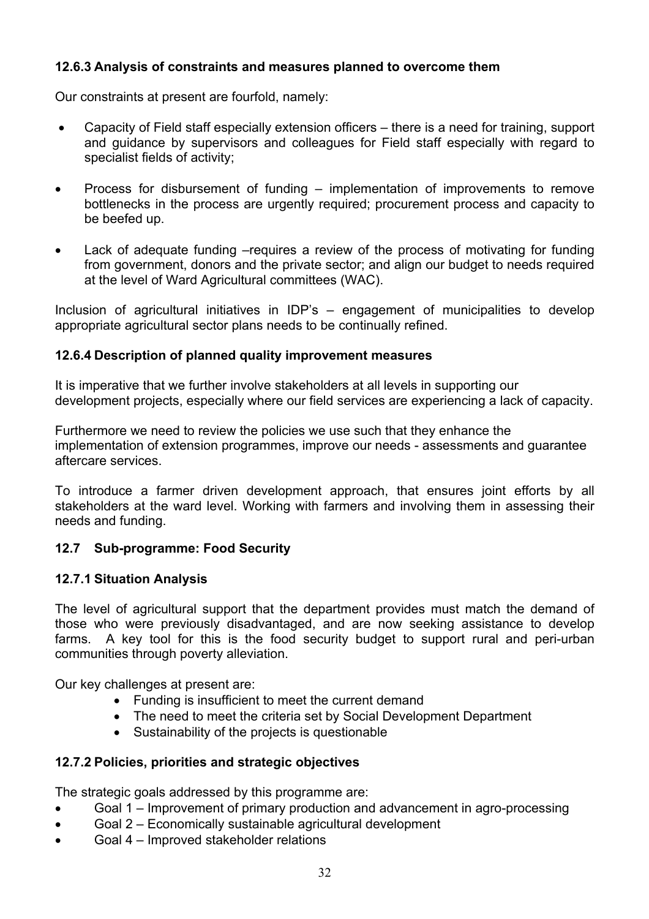### 12.6.3 Analysis of constraints and measures planned to overcome them

Our constraints at present are fourfold, namely:

- Capacity of Field staff especially extension officers – there is a need for training, support and guidance by supervisors and colleagues for Field staff especially with regard to specialist fields of activity;
- Process for disbursement of funding – implementation of improvements to remove bottlenecks in the process are urgently required; procurement process and capacity to be beefed up.
- Lack of adequate funding –requires a review of the process of motivating for funding from government, donors and the private sector; and align our budget to needs required at the level of Ward Agricultural committees (WAC).

Inclusion of agricultural initiatives in IDP's – engagement of municipalities to develop appropriate agricultural sector plans needs to be continually refined.

### 12.6.4 Description of planned quality improvement measures

It is imperative that we further involve stakeholders at all levels in supporting our development projects, especially where our field services are experiencing a lack of capacity.

Furthermore we need to review the policies we use such that they enhance the implementation of extension programmes, improve our needs - assessments and guarantee aftercare services.

To introduce a farmer driven development approach, that ensures joint efforts by all stakeholders at the ward level. Working with farmers and involving them in assessing their needs and funding.

## 12.7 Sub-programme: Food Security

### 12.7.1 Situation Analysis

The level of agricultural support that the department provides must match the demand of those who were previously disadvantaged, and are now seeking assistance to develop farms. A key tool for this is the food security budget to support rural and peri-urban communities through poverty alleviation.

Our key challenges at present are:

- Funding is insufficient to meet the current demand
- The need to meet the criteria set by Social Development Department
- Sustainability of the projects is questionable

### 12.7.2 Policies, priorities and strategic objectives

The strategic goals addressed by this programme are:

- Goal 1 – Improvement of primary production and advancement in agro-processing
- Goal 2 – Economically sustainable agricultural development
- Goal 4 – Improved stakeholder relations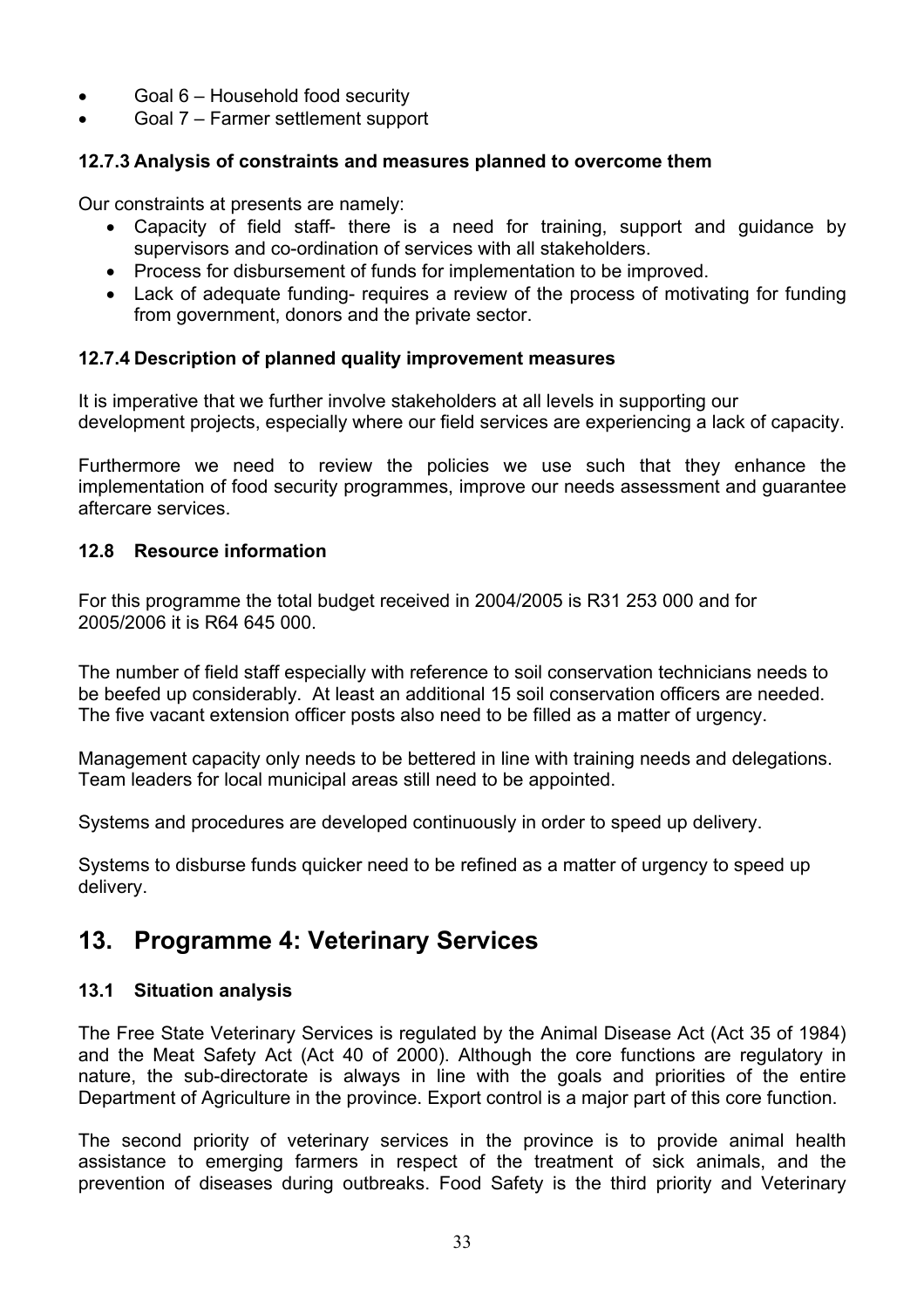- Goal 6 – Household food security
- Goal 7 – Farmer settlement support

### 12.7.3 Analysis of constraints and measures planned to overcome them

Our constraints at presents are namely:

- Capacity of field staff- there is a need for training, support and guidance by supervisors and co-ordination of services with all stakeholders.
- Process for disbursement of funds for implementation to be improved.
- Lack of adequate funding- requires a review of the process of motivating for funding from government, donors and the private sector.

### 12.7.4 Description of planned quality improvement measures

It is imperative that we further involve stakeholders at all levels in supporting our development projects, especially where our field services are experiencing a lack of capacity.

Furthermore we need to review the policies we use such that they enhance the implementation of food security programmes, improve our needs assessment and guarantee aftercare services.

### 12.8 Resource information

For this programme the total budget received in 2004/2005 is R31 253 000 and for 2005/2006 it is R64 645 000.

The number of field staff especially with reference to soil conservation technicians needs to be beefed up considerably. At least an additional 15 soil conservation officers are needed. The five vacant extension officer posts also need to be filled as a matter of urgency.

Management capacity only needs to be bettered in line with training needs and delegations. Team leaders for local municipal areas still need to be appointed.

Systems and procedures are developed continuously in order to speed up delivery.

Systems to disburse funds quicker need to be refined as a matter of urgency to speed up delivery.

## 13. Programme 4: Veterinary Services

### 13.1 Situation analysis

The Free State Veterinary Services is regulated by the Animal Disease Act (Act 35 of 1984) and the Meat Safety Act (Act 40 of 2000). Although the core functions are regulatory in nature, the sub-directorate is always in line with the goals and priorities of the entire Department of Agriculture in the province. Export control is a major part of this core function.

The second priority of veterinary services in the province is to provide animal health assistance to emerging farmers in respect of the treatment of sick animals, and the prevention of diseases during outbreaks. Food Safety is the third priority and Veterinary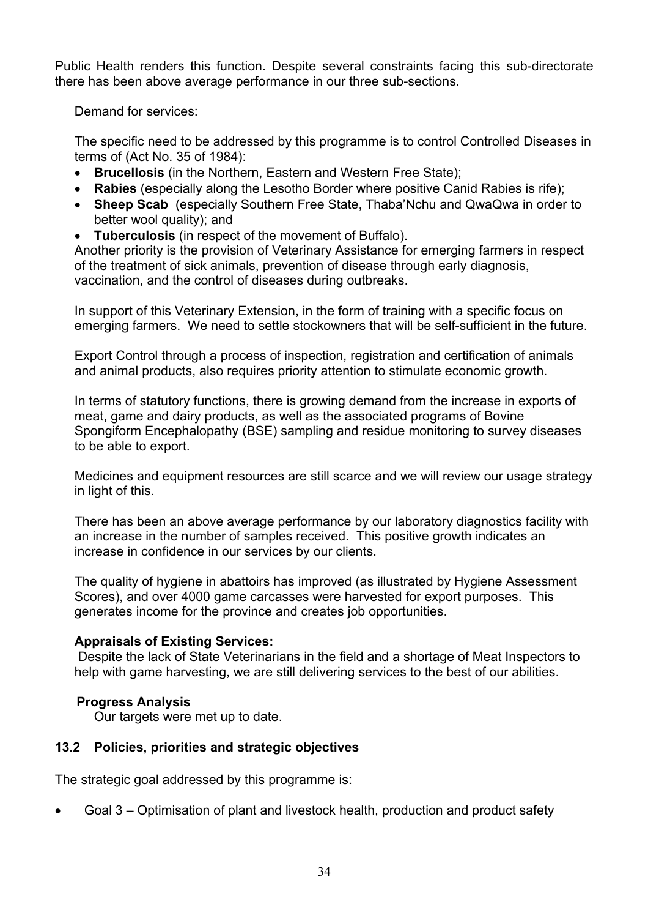Public Health renders this function. Despite several constraints facing this sub-directorate there has been above average performance in our three sub-sections.

Demand for services:

The specific need to be addressed by this programme is to control Controlled Diseases in terms of (Act No. 35 of 1984):

- **Brucellosis** (in the Northern, Eastern and Western Free State);
- **Rabies** (especially along the Lesotho Border where positive Canid Rabies is rife);
- **Sheep Scab** (especially Southern Free State, Thaba'Nchu and QwaQwa in order to better wool quality); and
- **Tuberculosis** (in respect of the movement of Buffalo).

Another priority is the provision of Veterinary Assistance for emerging farmers in respect of the treatment of sick animals, prevention of disease through early diagnosis, vaccination, and the control of diseases during outbreaks.

In support of this Veterinary Extension, in the form of training with a specific focus on emerging farmers. We need to settle stockowners that will be self-sufficient in the future.

Export Control through a process of inspection, registration and certification of animals and animal products, also requires priority attention to stimulate economic growth.

In terms of statutory functions, there is growing demand from the increase in exports of meat, game and dairy products, as well as the associated programs of Bovine Spongiform Encephalopathy (BSE) sampling and residue monitoring to survey diseases to be able to export.

Medicines and equipment resources are still scarce and we will review our usage strategy in light of this.

There has been an above average performance by our laboratory diagnostics facility with an increase in the number of samples received. This positive growth indicates an increase in confidence in our services by our clients.

The quality of hygiene in abattoirs has improved (as illustrated by Hygiene Assessment Scores), and over 4000 game carcasses were harvested for export purposes. This generates income for the province and creates job opportunities.

**Appraisals of Existing Services:**

Despite the lack of State Veterinarians in the field and a shortage of Meat Inspectors to help with game harvesting, we are still delivering services to the best of our abilities.

**Progress Analysis**

Our targets were met up to date.

### 13.2 Policies, priorities and strategic objectives

The strategic goal addressed by this programme is:

- Goal 3 – Optimisation of plant and livestock health, production and product safety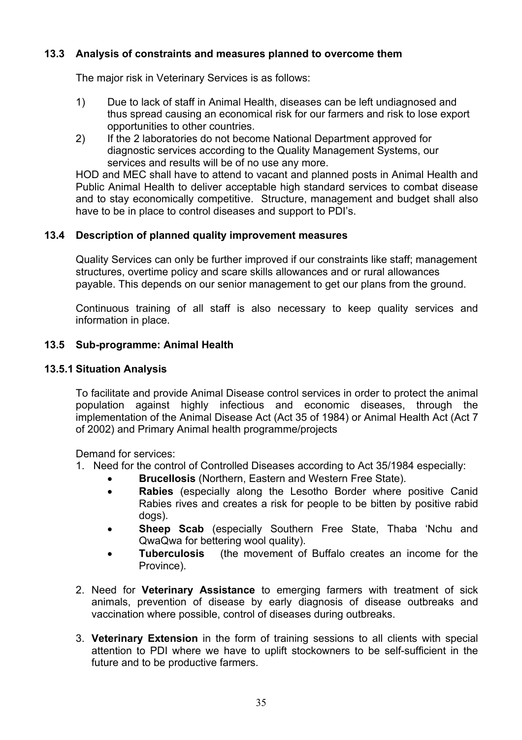### 13.3 Analysis of constraints and measures planned to overcome them

The major risk in Veterinary Services is as follows:

1) Due to lack of staff in Animal Health, diseases can be left undiagnosed and thus spread causing an economical risk for our farmers and risk to lose export opportunities to other countries.
2) If the 2 laboratories do not become National Department approved for diagnostic services according to the Quality Management Systems, our services and results will be of no use any more.

HOD and MEC shall have to attend to vacant and planned posts in Animal Health and Public Animal Health to deliver acceptable high standard services to combat disease and to stay economically competitive. Structure, management and budget shall also have to be in place to control diseases and support to PDI's.

### 13.4 Description of planned quality improvement measures

Quality Services can only be further improved if our constraints like staff; management structures, overtime policy and scare skills allowances and or rural allowances payable. This depends on our senior management to get our plans from the ground.

Continuous training of all staff is also necessary to keep quality services and information in place.

### 13.5 Sub-programme: Animal Health

#### 13.5.1 Situation Analysis

To facilitate and provide Animal Disease control services in order to protect the animal population against highly infectious and economic diseases, through the implementation of the Animal Disease Act (Act 35 of 1984) or Animal Health Act (Act 7 of 2002) and Primary Animal health programme/projects

Demand for services:

1. Need for the control of Controlled Diseases according to Act 35/1984 especially:
   - **Brucellosis** (Northern, Eastern and Western Free State).
   - **Rabies** (especially along the Lesotho Border where positive Canid Rabies rives and creates a risk for people to be bitten by positive rabid dogs).
   - **Sheep Scab** (especially Southern Free State, Thaba 'Nchu and QwaQwa for bettering wool quality).
   - **Tuberculosis** (the movement of Buffalo creates an income for the Province).

2. Need for **Veterinary Assistance** to emerging farmers with treatment of sick animals, prevention of disease by early diagnosis of disease outbreaks and vaccination where possible, control of diseases during outbreaks.

3. **Veterinary Extension** in the form of training sessions to all clients with special attention to PDI where we have to uplift stockowners to be self-sufficient in the future and to be productive farmers.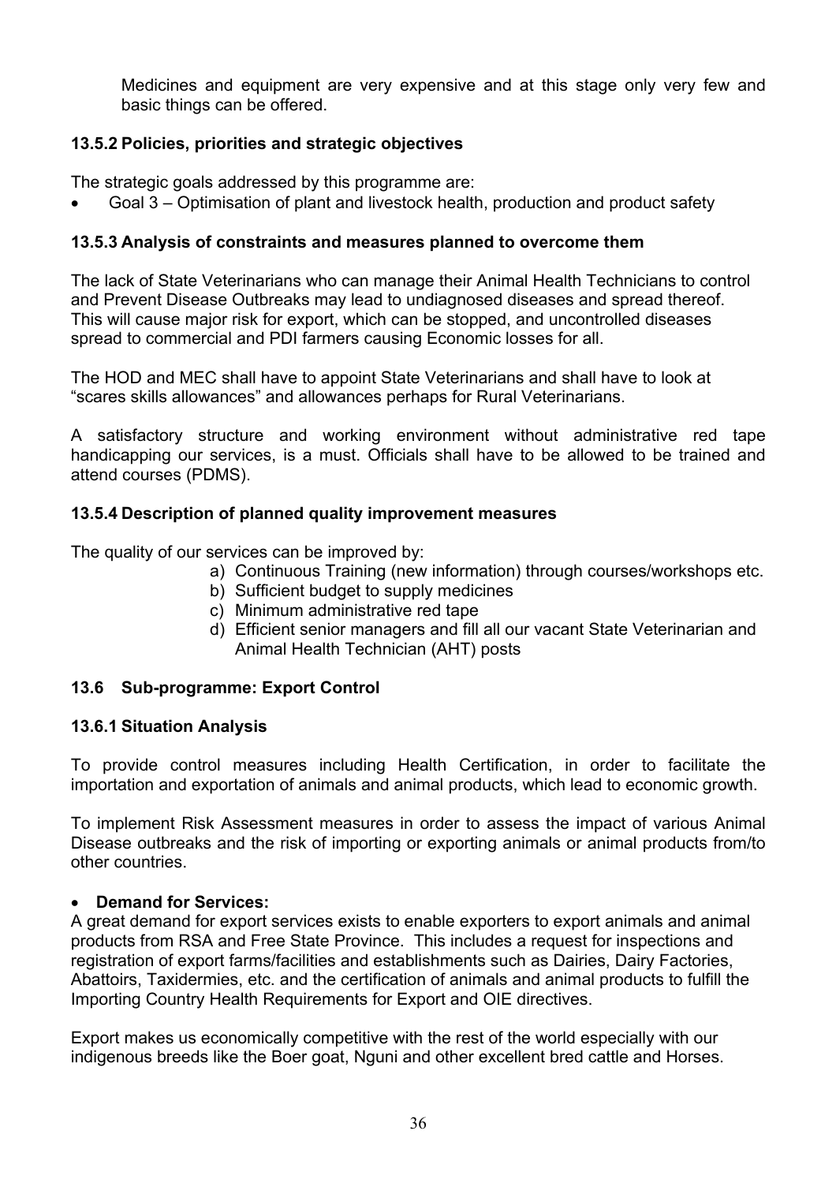Medicines and equipment are very expensive and at this stage only very few and basic things can be offered.

### 13.5.2 Policies, priorities and strategic objectives

The strategic goals addressed by this programme are:

- Goal 3 – Optimisation of plant and livestock health, production and product safety

### 13.5.3 Analysis of constraints and measures planned to overcome them

The lack of State Veterinarians who can manage their Animal Health Technicians to control and Prevent Disease Outbreaks may lead to undiagnosed diseases and spread thereof. This will cause major risk for export, which can be stopped, and uncontrolled diseases spread to commercial and PDI farmers causing Economic losses for all.

The HOD and MEC shall have to appoint State Veterinarians and shall have to look at "scares skills allowances" and allowances perhaps for Rural Veterinarians.

A satisfactory structure and working environment without administrative red tape handicapping our services, is a must. Officials shall have to be allowed to be trained and attend courses (PDMS).

### 13.5.4 Description of planned quality improvement measures

The quality of our services can be improved by:

a) Continuous Training (new information) through courses/workshops etc.
b) Sufficient budget to supply medicines
c) Minimum administrative red tape
d) Efficient senior managers and fill all our vacant State Veterinarian and Animal Health Technician (AHT) posts

## 13.6 Sub-programme: Export Control

### 13.6.1 Situation Analysis

To provide control measures including Health Certification, in order to facilitate the importation and exportation of animals and animal products, which lead to economic growth.

To implement Risk Assessment measures in order to assess the impact of various Animal Disease outbreaks and the risk of importing or exporting animals or animal products from/to other countries.

- **Demand for Services:**

A great demand for export services exists to enable exporters to export animals and animal products from RSA and Free State Province. This includes a request for inspections and registration of export farms/facilities and establishments such as Dairies, Dairy Factories, Abattoirs, Taxidermies, etc. and the certification of animals and animal products to fulfill the Importing Country Health Requirements for Export and OIE directives.

Export makes us economically competitive with the rest of the world especially with our indigenous breeds like the Boer goat, Nguni and other excellent bred cattle and Horses.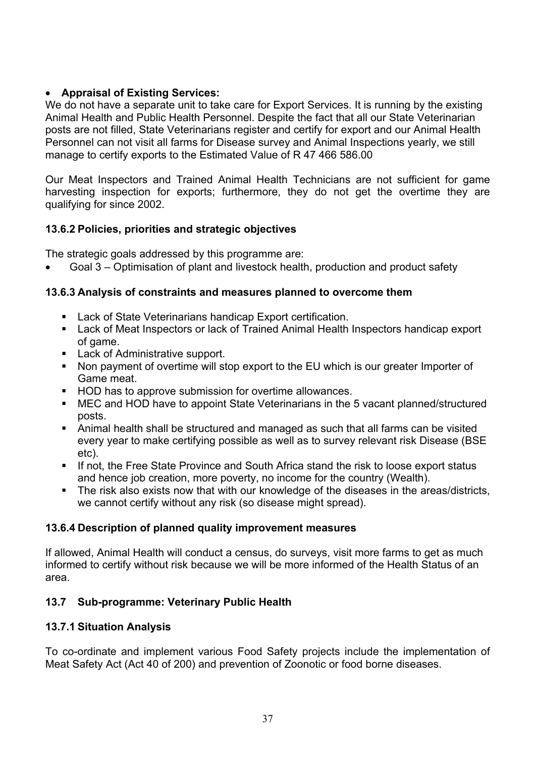- **Appraisal of Existing Services:**

We do not have a separate unit to take care for Export Services. It is running by the existing Animal Health and Public Health Personnel. Despite the fact that all our State Veterinarian posts are not filled, State Veterinarians register and certify for export and our Animal Health Personnel can not visit all farms for Disease survey and Animal Inspections yearly, we still manage to certify exports to the Estimated Value of R 47 466 586.00

Our Meat Inspectors and Trained Animal Health Technicians are not sufficient for game harvesting inspection for exports; furthermore, they do not get the overtime they are qualifying for since 2002.

### 13.6.2 Policies, priorities and strategic objectives

The strategic goals addressed by this programme are:

- Goal 3 – Optimisation of plant and livestock health, production and product safety

### 13.6.3 Analysis of constraints and measures planned to overcome them

- Lack of State Veterinarians handicap Export certification.
- Lack of Meat Inspectors or lack of Trained Animal Health Inspectors handicap export of game.
- Lack of Administrative support.
- Non payment of overtime will stop export to the EU which is our greater Importer of Game meat.
- HOD has to approve submission for overtime allowances.
- MEC and HOD have to appoint State Veterinarians in the 5 vacant planned/structured posts.
- Animal health shall be structured and managed as such that all farms can be visited every year to make certifying possible as well as to survey relevant risk Disease (BSE etc).
- If not, the Free State Province and South Africa stand the risk to loose export status and hence job creation, more poverty, no income for the country (Wealth).
- The risk also exists now that with our knowledge of the diseases in the areas/districts, we cannot certify without any risk (so disease might spread).

### 13.6.4 Description of planned quality improvement measures

If allowed, Animal Health will conduct a census, do surveys, visit more farms to get as much informed to certify without risk because we will be more informed of the Health Status of an area.

## 13.7 Sub-programme: Veterinary Public Health

### 13.7.1 Situation Analysis

To co-ordinate and implement various Food Safety projects include the implementation of Meat Safety Act (Act 40 of 200) and prevention of Zoonotic or food borne diseases.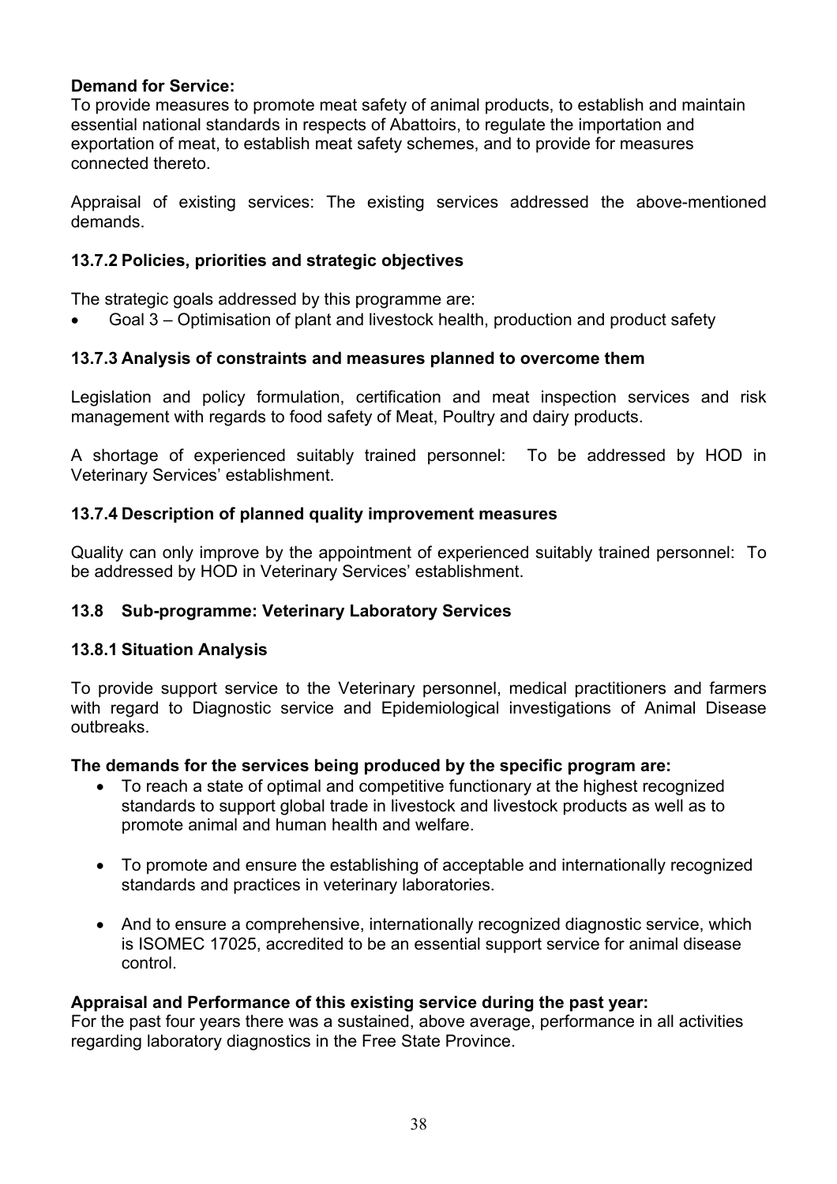**Demand for Service:**
To provide measures to promote meat safety of animal products, to establish and maintain essential national standards in respects of Abattoirs, to regulate the importation and exportation of meat, to establish meat safety schemes, and to provide for measures connected thereto.

Appraisal of existing services: The existing services addressed the above-mentioned demands.

### 13.7.2 Policies, priorities and strategic objectives

The strategic goals addressed by this programme are:

- Goal 3 – Optimisation of plant and livestock health, production and product safety

### 13.7.3 Analysis of constraints and measures planned to overcome them

Legislation and policy formulation, certification and meat inspection services and risk management with regards to food safety of Meat, Poultry and dairy products.

A shortage of experienced suitably trained personnel: To be addressed by HOD in Veterinary Services' establishment.

### 13.7.4 Description of planned quality improvement measures

Quality can only improve by the appointment of experienced suitably trained personnel: To be addressed by HOD in Veterinary Services' establishment.

## 13.8 Sub-programme: Veterinary Laboratory Services

### 13.8.1 Situation Analysis

To provide support service to the Veterinary personnel, medical practitioners and farmers with regard to Diagnostic service and Epidemiological investigations of Animal Disease outbreaks.

**The demands for the services being produced by the specific program are:**

- To reach a state of optimal and competitive functionary at the highest recognized standards to support global trade in livestock and livestock products as well as to promote animal and human health and welfare.
- To promote and ensure the establishing of acceptable and internationally recognized standards and practices in veterinary laboratories.
- And to ensure a comprehensive, internationally recognized diagnostic service, which is ISOMEC 17025, accredited to be an essential support service for animal disease control.

**Appraisal and Performance of this existing service during the past year:**
For the past four years there was a sustained, above average, performance in all activities regarding laboratory diagnostics in the Free State Province.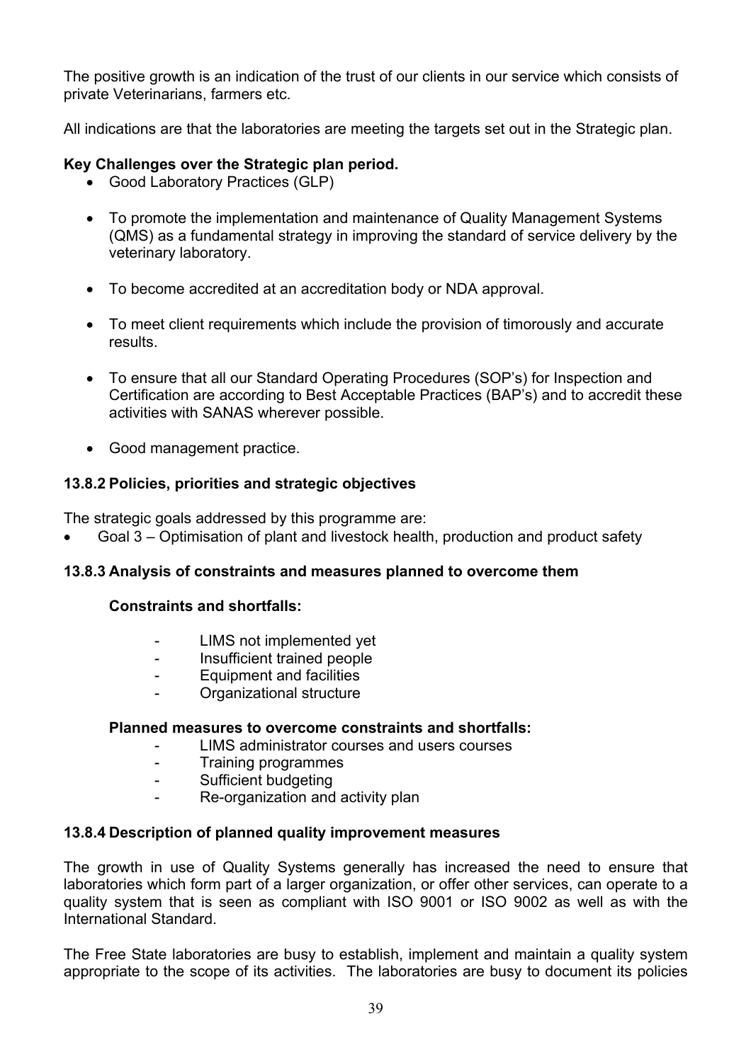The positive growth is an indication of the trust of our clients in our service which consists of private Veterinarians, farmers etc.

All indications are that the laboratories are meeting the targets set out in the Strategic plan.

**Key Challenges over the Strategic plan period.**

- Good Laboratory Practices (GLP)
- To promote the implementation and maintenance of Quality Management Systems (QMS) as a fundamental strategy in improving the standard of service delivery by the veterinary laboratory.
- To become accredited at an accreditation body or NDA approval.
- To meet client requirements which include the provision of timorously and accurate results.
- To ensure that all our Standard Operating Procedures (SOP's) for Inspection and Certification are according to Best Acceptable Practices (BAP's) and to accredit these activities with SANAS wherever possible.
- Good management practice.

### 13.8.2 Policies, priorities and strategic objectives

The strategic goals addressed by this programme are:

- Goal 3 – Optimisation of plant and livestock health, production and product safety

### 13.8.3 Analysis of constraints and measures planned to overcome them

**Constraints and shortfalls:**

- LIMS not implemented yet
- Insufficient trained people
- Equipment and facilities
- Organizational structure

**Planned measures to overcome constraints and shortfalls:**

- LIMS administrator courses and users courses
- Training programmes
- Sufficient budgeting
- Re-organization and activity plan

### 13.8.4 Description of planned quality improvement measures

The growth in use of Quality Systems generally has increased the need to ensure that laboratories which form part of a larger organization, or offer other services, can operate to a quality system that is seen as compliant with ISO 9001 or ISO 9002 as well as with the International Standard.

The Free State laboratories are busy to establish, implement and maintain a quality system appropriate to the scope of its activities. The laboratories are busy to document its policies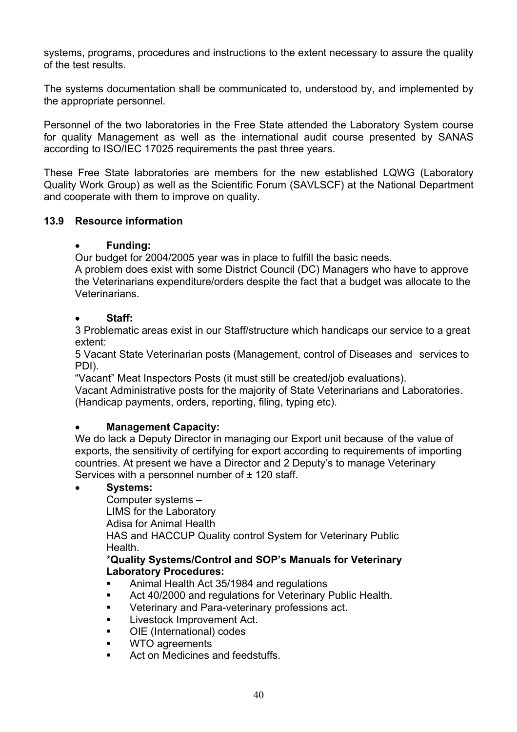systems, programs, procedures and instructions to the extent necessary to assure the quality of the test results.

The systems documentation shall be communicated to, understood by, and implemented by the appropriate personnel.

Personnel of the two laboratories in the Free State attended the Laboratory System course for quality Management as well as the international audit course presented by SANAS according to ISO/IEC 17025 requirements the past three years.

These Free State laboratories are members for the new established LQWG (Laboratory Quality Work Group) as well as the Scientific Forum (SAVLSCF) at the National Department and cooperate with them to improve on quality.

### 13.9 Resource information

- **Funding:**

  Our budget for 2004/2005 year was in place to fulfill the basic needs.
  A problem does exist with some District Council (DC) Managers who have to approve the Veterinarians expenditure/orders despite the fact that a budget was allocate to the Veterinarians.

- **Staff:**

  3 Problematic areas exist in our Staff/structure which handicaps our service to a great extent:
  5 Vacant State Veterinarian posts (Management, control of Diseases and services to PDI).
  "Vacant" Meat Inspectors Posts (it must still be created/job evaluations).
  Vacant Administrative posts for the majority of State Veterinarians and Laboratories. (Handicap payments, orders, reporting, filing, typing etc).

- **Management Capacity:**

  We do lack a Deputy Director in managing our Export unit because of the value of exports, the sensitivity of certifying for export according to requirements of importing countries. At present we have a Director and 2 Deputy's to manage Veterinary Services with a personnel number of ± 120 staff.

- **Systems:**

  Computer systems –
  LIMS for the Laboratory
  Adisa for Animal Health
  HAS and HACCUP Quality control System for Veterinary Public Health.

  ***Quality Systems/Control and SOP's Manuals for Veterinary Laboratory Procedures:**

  - Animal Health Act 35/1984 and regulations
  - Act 40/2000 and regulations for Veterinary Public Health.
  - Veterinary and Para-veterinary professions act.
  - Livestock Improvement Act.
  - OIE (International) codes
  - WTO agreements
  - Act on Medicines and feedstuffs.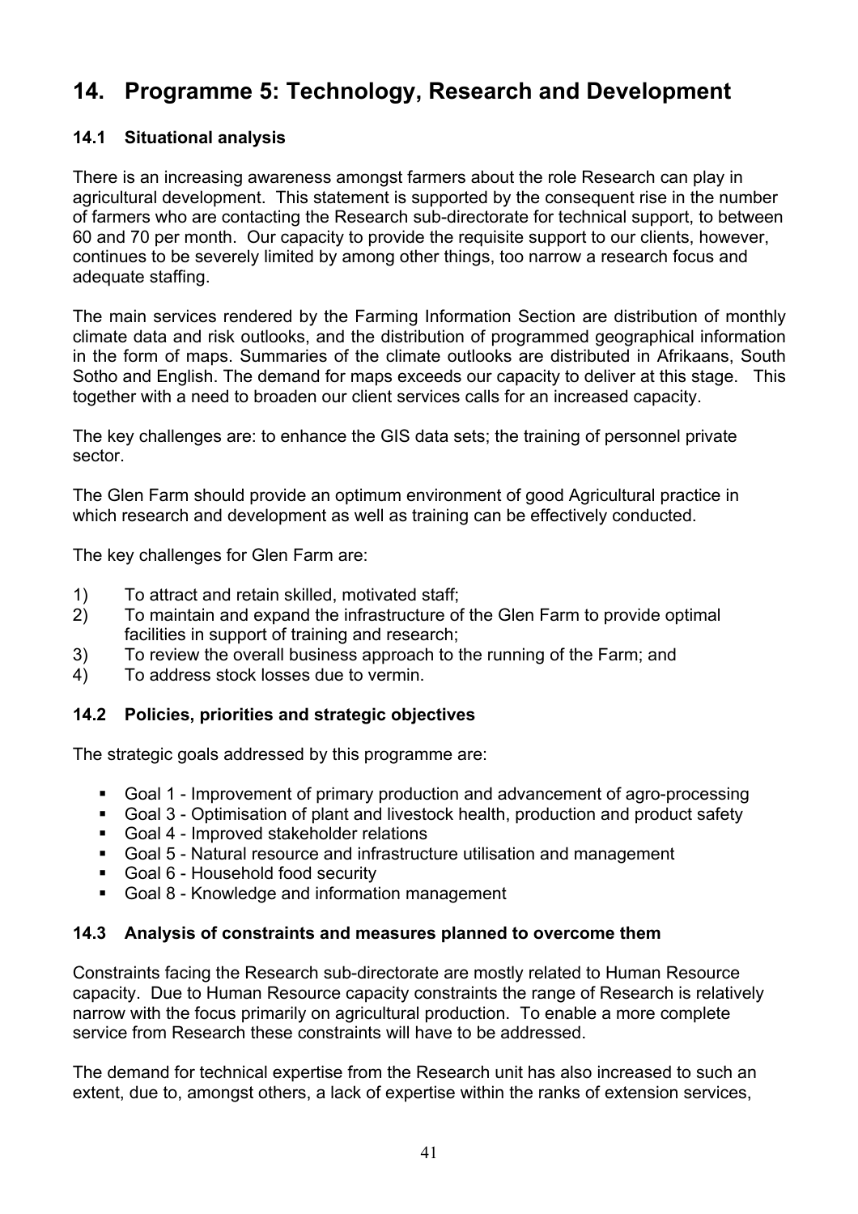# 14. Programme 5: Technology, Research and Development

## 14.1 Situational analysis

There is an increasing awareness amongst farmers about the role Research can play in agricultural development. This statement is supported by the consequent rise in the number of farmers who are contacting the Research sub-directorate for technical support, to between 60 and 70 per month. Our capacity to provide the requisite support to our clients, however, continues to be severely limited by among other things, too narrow a research focus and adequate staffing.

The main services rendered by the Farming Information Section are distribution of monthly climate data and risk outlooks, and the distribution of programmed geographical information in the form of maps. Summaries of the climate outlooks are distributed in Afrikaans, South Sotho and English. The demand for maps exceeds our capacity to deliver at this stage. This together with a need to broaden our client services calls for an increased capacity.

The key challenges are: to enhance the GIS data sets; the training of personnel private sector.

The Glen Farm should provide an optimum environment of good Agricultural practice in which research and development as well as training can be effectively conducted.

The key challenges for Glen Farm are:

1) To attract and retain skilled, motivated staff;
2) To maintain and expand the infrastructure of the Glen Farm to provide optimal facilities in support of training and research;
3) To review the overall business approach to the running of the Farm; and
4) To address stock losses due to vermin.

## 14.2 Policies, priorities and strategic objectives

The strategic goals addressed by this programme are:

- Goal 1 - Improvement of primary production and advancement of agro-processing
- Goal 3 - Optimisation of plant and livestock health, production and product safety
- Goal 4 - Improved stakeholder relations
- Goal 5 - Natural resource and infrastructure utilisation and management
- Goal 6 - Household food security
- Goal 8 - Knowledge and information management

## 14.3 Analysis of constraints and measures planned to overcome them

Constraints facing the Research sub-directorate are mostly related to Human Resource capacity. Due to Human Resource capacity constraints the range of Research is relatively narrow with the focus primarily on agricultural production. To enable a more complete service from Research these constraints will have to be addressed.

The demand for technical expertise from the Research unit has also increased to such an extent, due to, amongst others, a lack of expertise within the ranks of extension services,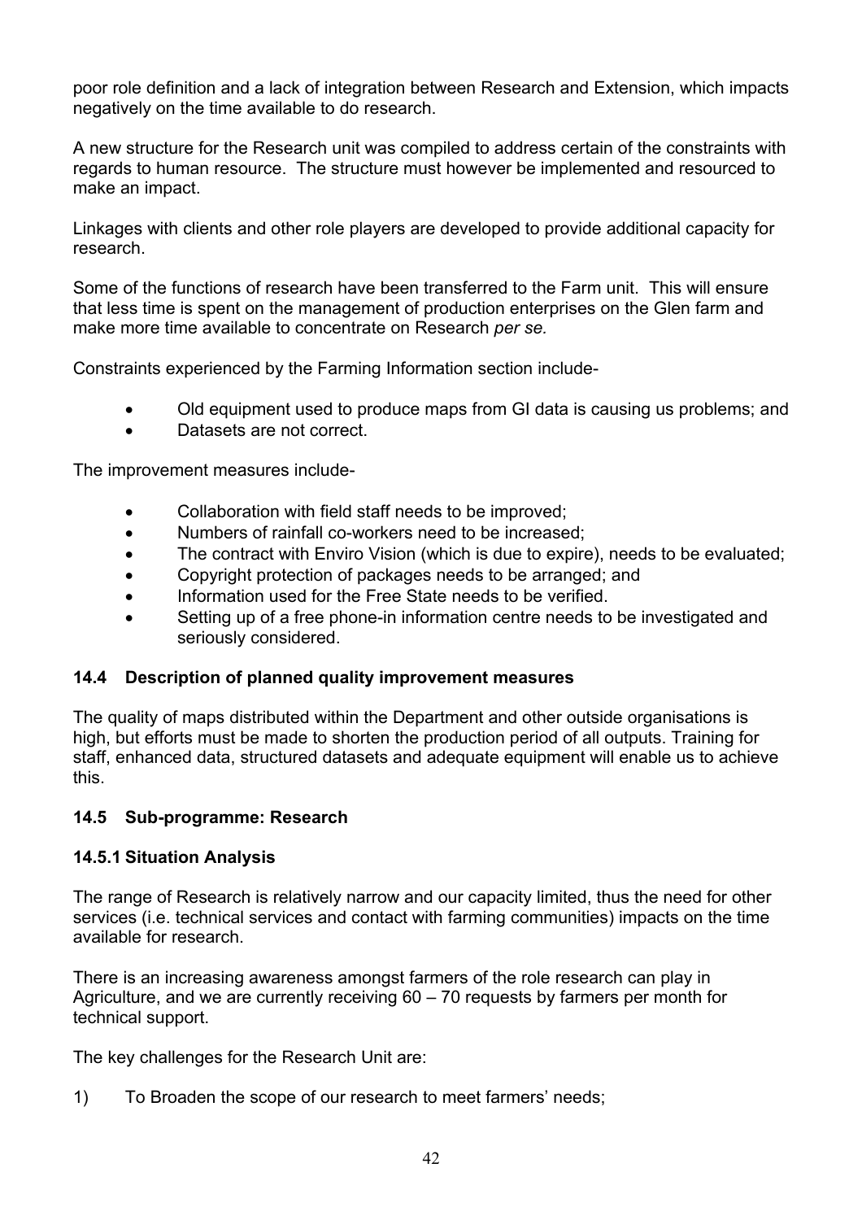poor role definition and a lack of integration between Research and Extension, which impacts negatively on the time available to do research.

A new structure for the Research unit was compiled to address certain of the constraints with regards to human resource. The structure must however be implemented and resourced to make an impact.

Linkages with clients and other role players are developed to provide additional capacity for research.

Some of the functions of research have been transferred to the Farm unit. This will ensure that less time is spent on the management of production enterprises on the Glen farm and make more time available to concentrate on Research *per se.*

Constraints experienced by the Farming Information section include-

- Old equipment used to produce maps from GI data is causing us problems; and
- Datasets are not correct.

The improvement measures include-

- Collaboration with field staff needs to be improved;
- Numbers of rainfall co-workers need to be increased;
- The contract with Enviro Vision (which is due to expire), needs to be evaluated;
- Copyright protection of packages needs to be arranged; and
- Information used for the Free State needs to be verified.
- Setting up of a free phone-in information centre needs to be investigated and seriously considered.

### 14.4 Description of planned quality improvement measures

The quality of maps distributed within the Department and other outside organisations is high, but efforts must be made to shorten the production period of all outputs. Training for staff, enhanced data, structured datasets and adequate equipment will enable us to achieve this.

### 14.5 Sub-programme: Research

#### 14.5.1 Situation Analysis

The range of Research is relatively narrow and our capacity limited, thus the need for other services (i.e. technical services and contact with farming communities) impacts on the time available for research.

There is an increasing awareness amongst farmers of the role research can play in Agriculture, and we are currently receiving 60 – 70 requests by farmers per month for technical support.

The key challenges for the Research Unit are:

1) To Broaden the scope of our research to meet farmers' needs;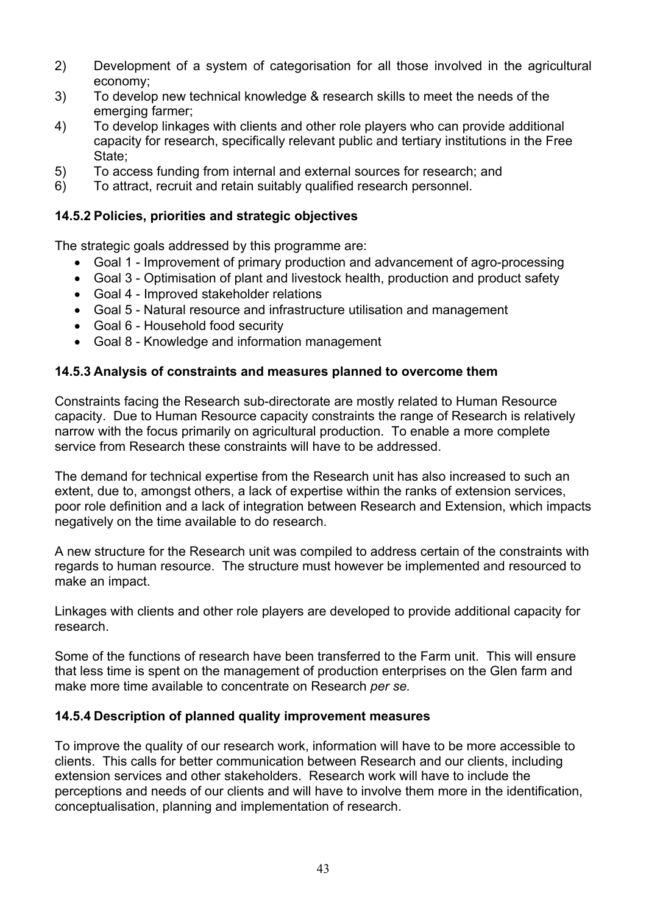2) Development of a system of categorisation for all those involved in the agricultural economy;
3) To develop new technical knowledge & research skills to meet the needs of the emerging farmer;
4) To develop linkages with clients and other role players who can provide additional capacity for research, specifically relevant public and tertiary institutions in the Free State;
5) To access funding from internal and external sources for research; and
6) To attract, recruit and retain suitably qualified research personnel.

### 14.5.2 Policies, priorities and strategic objectives

The strategic goals addressed by this programme are:

- Goal 1 - Improvement of primary production and advancement of agro-processing
- Goal 3 - Optimisation of plant and livestock health, production and product safety
- Goal 4 - Improved stakeholder relations
- Goal 5 - Natural resource and infrastructure utilisation and management
- Goal 6 - Household food security
- Goal 8 - Knowledge and information management

### 14.5.3 Analysis of constraints and measures planned to overcome them

Constraints facing the Research sub-directorate are mostly related to Human Resource capacity. Due to Human Resource capacity constraints the range of Research is relatively narrow with the focus primarily on agricultural production. To enable a more complete service from Research these constraints will have to be addressed.

The demand for technical expertise from the Research unit has also increased to such an extent, due to, amongst others, a lack of expertise within the ranks of extension services, poor role definition and a lack of integration between Research and Extension, which impacts negatively on the time available to do research.

A new structure for the Research unit was compiled to address certain of the constraints with regards to human resource. The structure must however be implemented and resourced to make an impact.

Linkages with clients and other role players are developed to provide additional capacity for research.

Some of the functions of research have been transferred to the Farm unit. This will ensure that less time is spent on the management of production enterprises on the Glen farm and make more time available to concentrate on Research *per se.*

### 14.5.4 Description of planned quality improvement measures

To improve the quality of our research work, information will have to be more accessible to clients. This calls for better communication between Research and our clients, including extension services and other stakeholders. Research work will have to include the perceptions and needs of our clients and will have to involve them more in the identification, conceptualisation, planning and implementation of research.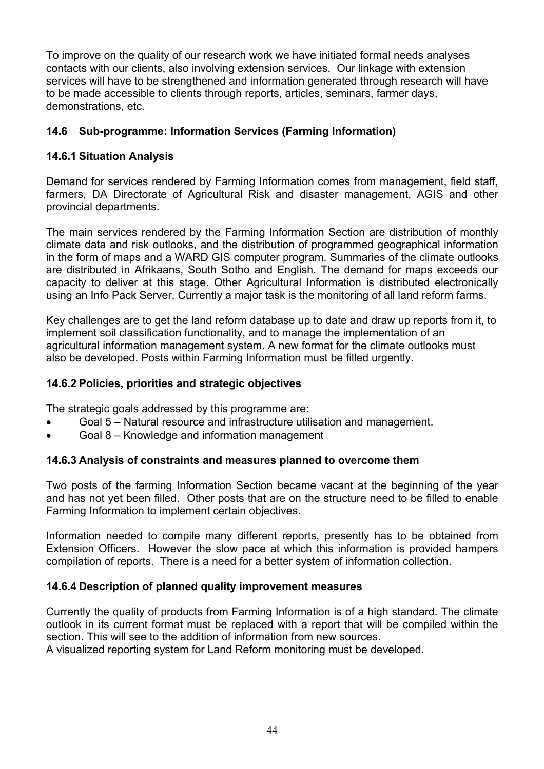To improve on the quality of our research work we have initiated formal needs analyses contacts with our clients, also involving extension services. Our linkage with extension services will have to be strengthened and information generated through research will have to be made accessible to clients through reports, articles, seminars, farmer days, demonstrations, etc.

## 14.6 Sub-programme: Information Services (Farming Information)

### 14.6.1 Situation Analysis

Demand for services rendered by Farming Information comes from management, field staff, farmers, DA Directorate of Agricultural Risk and disaster management, AGIS and other provincial departments.

The main services rendered by the Farming Information Section are distribution of monthly climate data and risk outlooks, and the distribution of programmed geographical information in the form of maps and a WARD GIS computer program. Summaries of the climate outlooks are distributed in Afrikaans, South Sotho and English. The demand for maps exceeds our capacity to deliver at this stage. Other Agricultural Information is distributed electronically using an Info Pack Server. Currently a major task is the monitoring of all land reform farms.

Key challenges are to get the land reform database up to date and draw up reports from it, to implement soil classification functionality, and to manage the implementation of an agricultural information management system. A new format for the climate outlooks must also be developed. Posts within Farming Information must be filled urgently.

### 14.6.2 Policies, priorities and strategic objectives

The strategic goals addressed by this programme are:

- Goal 5 – Natural resource and infrastructure utilisation and management.
- Goal 8 – Knowledge and information management

### 14.6.3 Analysis of constraints and measures planned to overcome them

Two posts of the farming Information Section became vacant at the beginning of the year and has not yet been filled. Other posts that are on the structure need to be filled to enable Farming Information to implement certain objectives.

Information needed to compile many different reports, presently has to be obtained from Extension Officers. However the slow pace at which this information is provided hampers compilation of reports. There is a need for a better system of information collection.

### 14.6.4 Description of planned quality improvement measures

Currently the quality of products from Farming Information is of a high standard. The climate outlook in its current format must be replaced with a report that will be compiled within the section. This will see to the addition of information from new sources.

A visualized reporting system for Land Reform monitoring must be developed.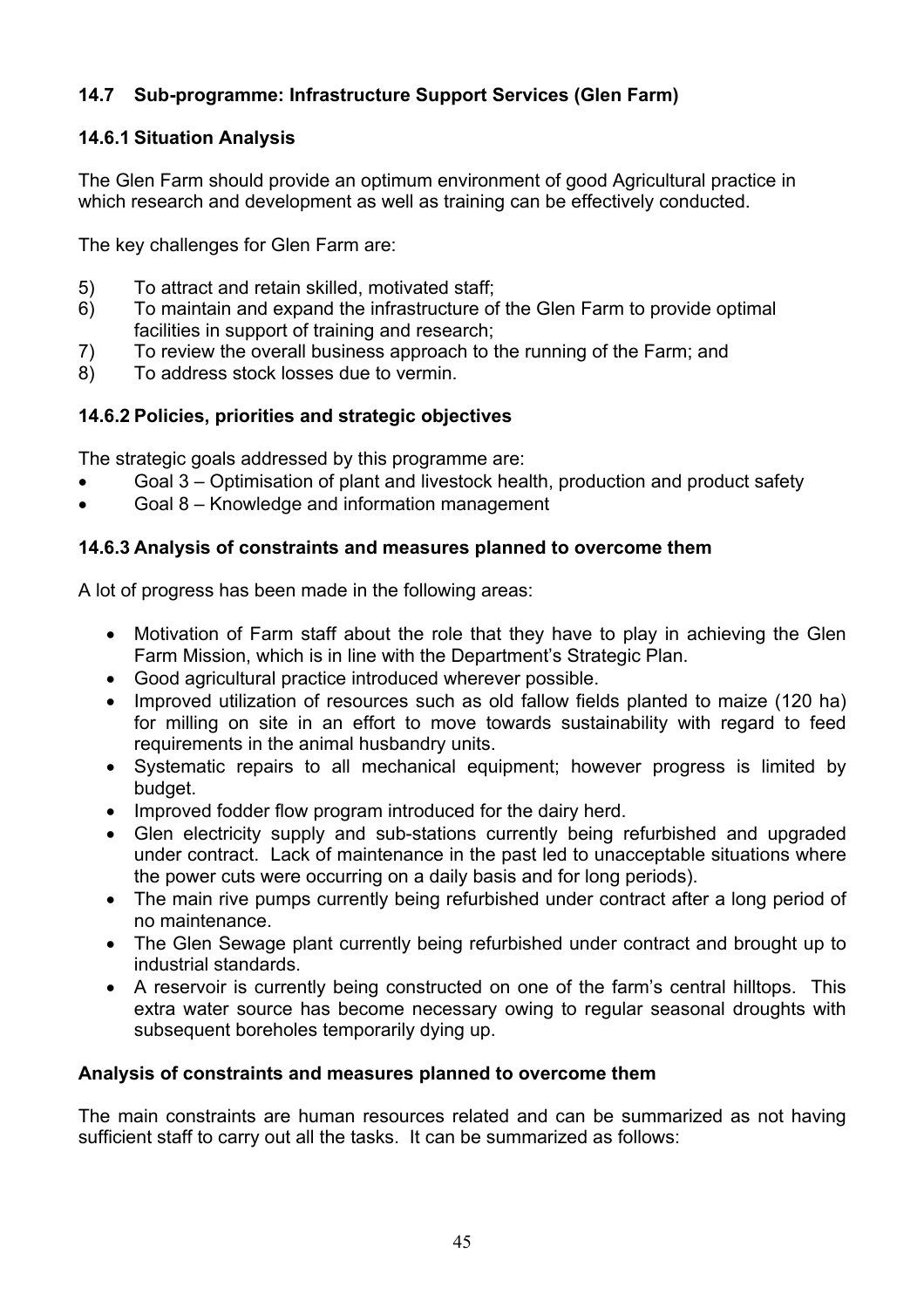### 14.7 Sub-programme: Infrastructure Support Services (Glen Farm)

#### 14.6.1 Situation Analysis

The Glen Farm should provide an optimum environment of good Agricultural practice in which research and development as well as training can be effectively conducted.

The key challenges for Glen Farm are:

5) To attract and retain skilled, motivated staff;
6) To maintain and expand the infrastructure of the Glen Farm to provide optimal facilities in support of training and research;
7) To review the overall business approach to the running of the Farm; and
8) To address stock losses due to vermin.

#### 14.6.2 Policies, priorities and strategic objectives

The strategic goals addressed by this programme are:

- Goal 3 – Optimisation of plant and livestock health, production and product safety
- Goal 8 – Knowledge and information management

#### 14.6.3 Analysis of constraints and measures planned to overcome them

A lot of progress has been made in the following areas:

- Motivation of Farm staff about the role that they have to play in achieving the Glen Farm Mission, which is in line with the Department's Strategic Plan.
- Good agricultural practice introduced wherever possible.
- Improved utilization of resources such as old fallow fields planted to maize (120 ha) for milling on site in an effort to move towards sustainability with regard to feed requirements in the animal husbandry units.
- Systematic repairs to all mechanical equipment; however progress is limited by budget.
- Improved fodder flow program introduced for the dairy herd.
- Glen electricity supply and sub-stations currently being refurbished and upgraded under contract. Lack of maintenance in the past led to unacceptable situations where the power cuts were occurring on a daily basis and for long periods).
- The main rive pumps currently being refurbished under contract after a long period of no maintenance.
- The Glen Sewage plant currently being refurbished under contract and brought up to industrial standards.
- A reservoir is currently being constructed on one of the farm's central hilltops. This extra water source has become necessary owing to regular seasonal droughts with subsequent boreholes temporarily dying up.

**Analysis of constraints and measures planned to overcome them**

The main constraints are human resources related and can be summarized as not having sufficient staff to carry out all the tasks. It can be summarized as follows: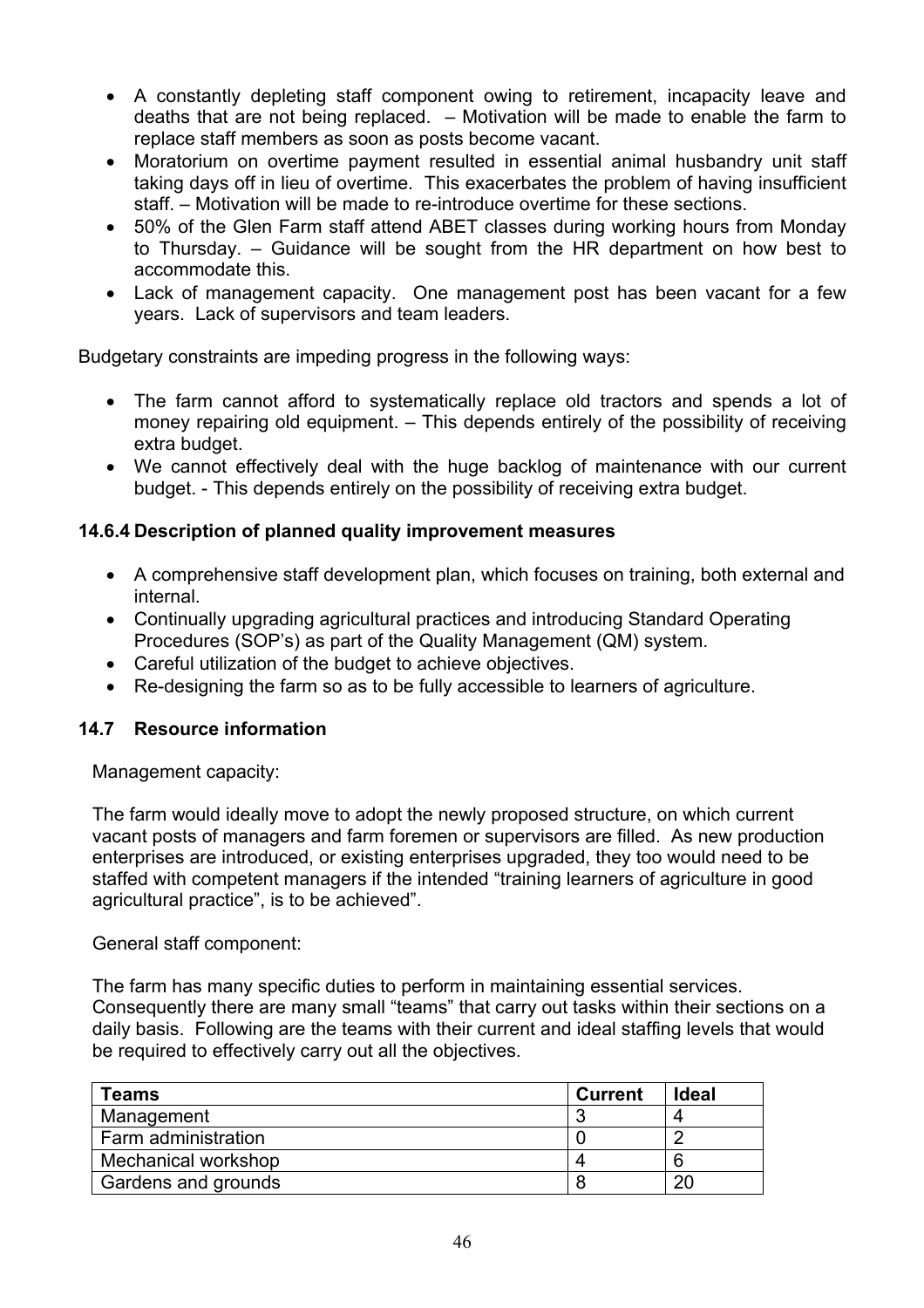- A constantly depleting staff component owing to retirement, incapacity leave and deaths that are not being replaced. – Motivation will be made to enable the farm to replace staff members as soon as posts become vacant.
- Moratorium on overtime payment resulted in essential animal husbandry unit staff taking days off in lieu of overtime. This exacerbates the problem of having insufficient staff. – Motivation will be made to re-introduce overtime for these sections.
- 50% of the Glen Farm staff attend ABET classes during working hours from Monday to Thursday. – Guidance will be sought from the HR department on how best to accommodate this.
- Lack of management capacity. One management post has been vacant for a few years. Lack of supervisors and team leaders.

Budgetary constraints are impeding progress in the following ways:

- The farm cannot afford to systematically replace old tractors and spends a lot of money repairing old equipment. – This depends entirely of the possibility of receiving extra budget.
- We cannot effectively deal with the huge backlog of maintenance with our current budget. - This depends entirely on the possibility of receiving extra budget.

### 14.6.4 Description of planned quality improvement measures

- A comprehensive staff development plan, which focuses on training, both external and internal.
- Continually upgrading agricultural practices and introducing Standard Operating Procedures (SOP's) as part of the Quality Management (QM) system.
- Careful utilization of the budget to achieve objectives.
- Re-designing the farm so as to be fully accessible to learners of agriculture.

## 14.7 Resource information

Management capacity:

The farm would ideally move to adopt the newly proposed structure, on which current vacant posts of managers and farm foremen or supervisors are filled. As new production enterprises are introduced, or existing enterprises upgraded, they too would need to be staffed with competent managers if the intended "training learners of agriculture in good agricultural practice", is to be achieved".

General staff component:

The farm has many specific duties to perform in maintaining essential services. Consequently there are many small "teams" that carry out tasks within their sections on a daily basis. Following are the teams with their current and ideal staffing levels that would be required to effectively carry out all the objectives.

| Teams | Current | Ideal |
|---|---|---|
| Management | 3 | 4 |
| Farm administration | 0 | 2 |
| Mechanical workshop | 4 | 6 |
| Gardens and grounds | 8 | 20 |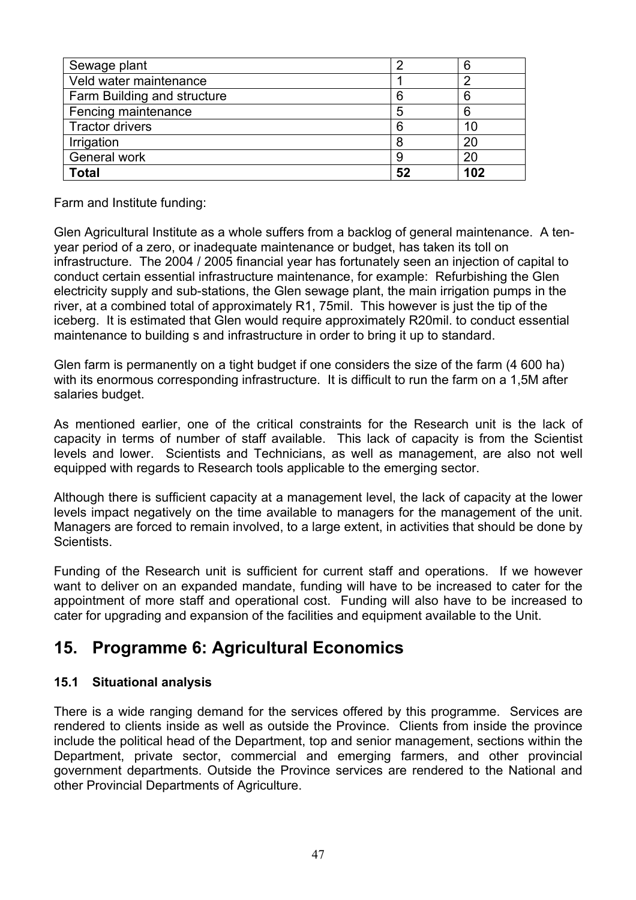| Sewage plant | 2 | 6 |
| --- | --- | --- |
| Veld water maintenance | 1 | 2 |
| Farm Building and structure | 6 | 6 |
| Fencing maintenance | 5 | 6 |
| Tractor drivers | 6 | 10 |
| Irrigation | 8 | 20 |
| General work | 9 | 20 |
| **Total** | **52** | **102** |

Farm and Institute funding:

Glen Agricultural Institute as a whole suffers from a backlog of general maintenance. A ten-year period of a zero, or inadequate maintenance or budget, has taken its toll on infrastructure. The 2004 / 2005 financial year has fortunately seen an injection of capital to conduct certain essential infrastructure maintenance, for example: Refurbishing the Glen electricity supply and sub-stations, the Glen sewage plant, the main irrigation pumps in the river, at a combined total of approximately R1, 75mil. This however is just the tip of the iceberg. It is estimated that Glen would require approximately R20mil. to conduct essential maintenance to building s and infrastructure in order to bring it up to standard.

Glen farm is permanently on a tight budget if one considers the size of the farm (4 600 ha) with its enormous corresponding infrastructure. It is difficult to run the farm on a 1,5M after salaries budget.

As mentioned earlier, one of the critical constraints for the Research unit is the lack of capacity in terms of number of staff available. This lack of capacity is from the Scientist levels and lower. Scientists and Technicians, as well as management, are also not well equipped with regards to Research tools applicable to the emerging sector.

Although there is sufficient capacity at a management level, the lack of capacity at the lower levels impact negatively on the time available to managers for the management of the unit. Managers are forced to remain involved, to a large extent, in activities that should be done by Scientists.

Funding of the Research unit is sufficient for current staff and operations. If we however want to deliver on an expanded mandate, funding will have to be increased to cater for the appointment of more staff and operational cost. Funding will also have to be increased to cater for upgrading and expansion of the facilities and equipment available to the Unit.

# 15. Programme 6: Agricultural Economics

### 15.1 Situational analysis

There is a wide ranging demand for the services offered by this programme. Services are rendered to clients inside as well as outside the Province. Clients from inside the province include the political head of the Department, top and senior management, sections within the Department, private sector, commercial and emerging farmers, and other provincial government departments. Outside the Province services are rendered to the National and other Provincial Departments of Agriculture.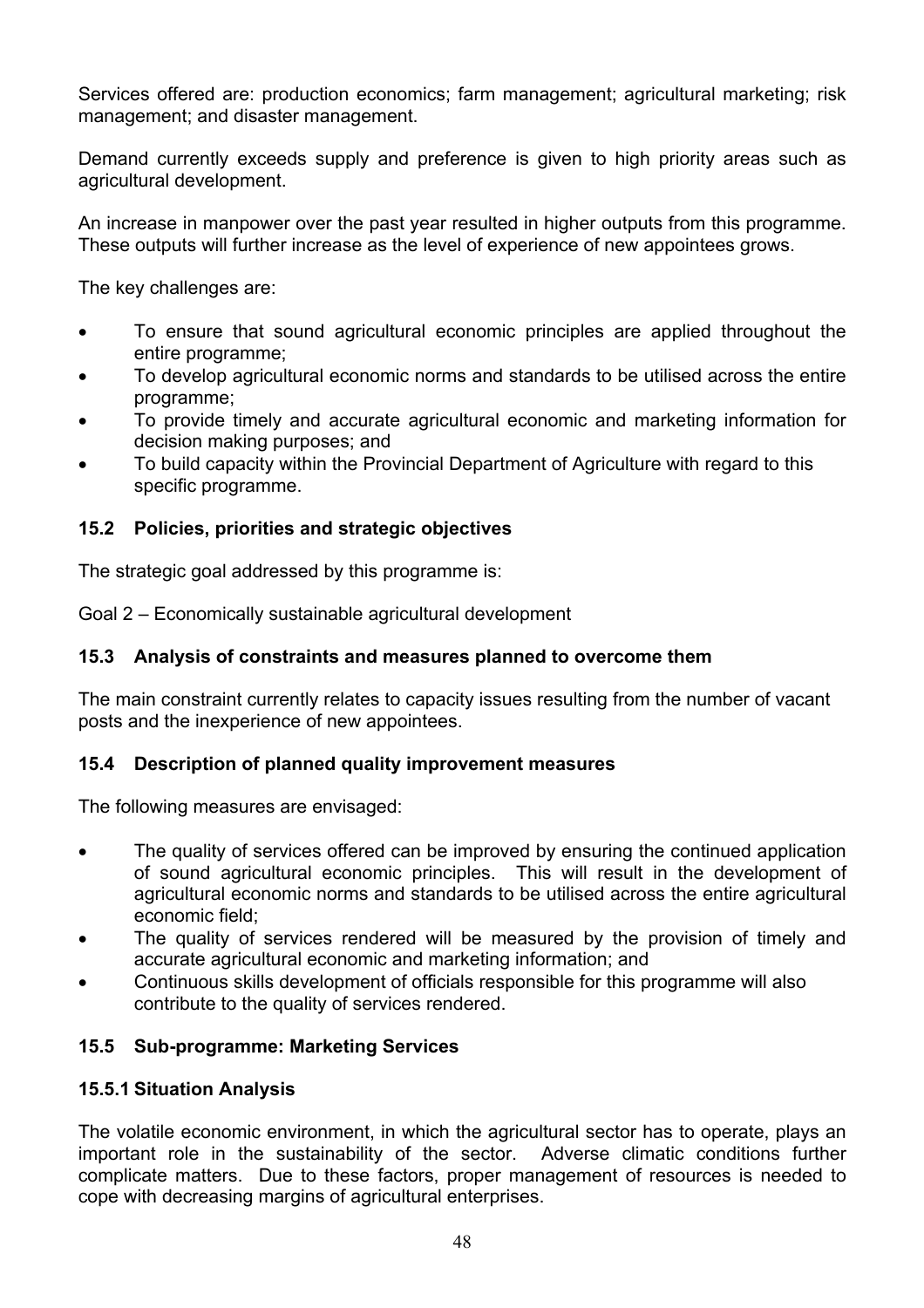Services offered are: production economics; farm management; agricultural marketing; risk management; and disaster management.

Demand currently exceeds supply and preference is given to high priority areas such as agricultural development.

An increase in manpower over the past year resulted in higher outputs from this programme. These outputs will further increase as the level of experience of new appointees grows.

The key challenges are:

- To ensure that sound agricultural economic principles are applied throughout the entire programme;
- To develop agricultural economic norms and standards to be utilised across the entire programme;
- To provide timely and accurate agricultural economic and marketing information for decision making purposes; and
- To build capacity within the Provincial Department of Agriculture with regard to this specific programme.

### 15.2 Policies, priorities and strategic objectives

The strategic goal addressed by this programme is:

Goal 2 – Economically sustainable agricultural development

### 15.3 Analysis of constraints and measures planned to overcome them

The main constraint currently relates to capacity issues resulting from the number of vacant posts and the inexperience of new appointees.

### 15.4 Description of planned quality improvement measures

The following measures are envisaged:

- The quality of services offered can be improved by ensuring the continued application of sound agricultural economic principles. This will result in the development of agricultural economic norms and standards to be utilised across the entire agricultural economic field;
- The quality of services rendered will be measured by the provision of timely and accurate agricultural economic and marketing information; and
- Continuous skills development of officials responsible for this programme will also contribute to the quality of services rendered.

### 15.5 Sub-programme: Marketing Services

#### 15.5.1 Situation Analysis

The volatile economic environment, in which the agricultural sector has to operate, plays an important role in the sustainability of the sector. Adverse climatic conditions further complicate matters. Due to these factors, proper management of resources is needed to cope with decreasing margins of agricultural enterprises.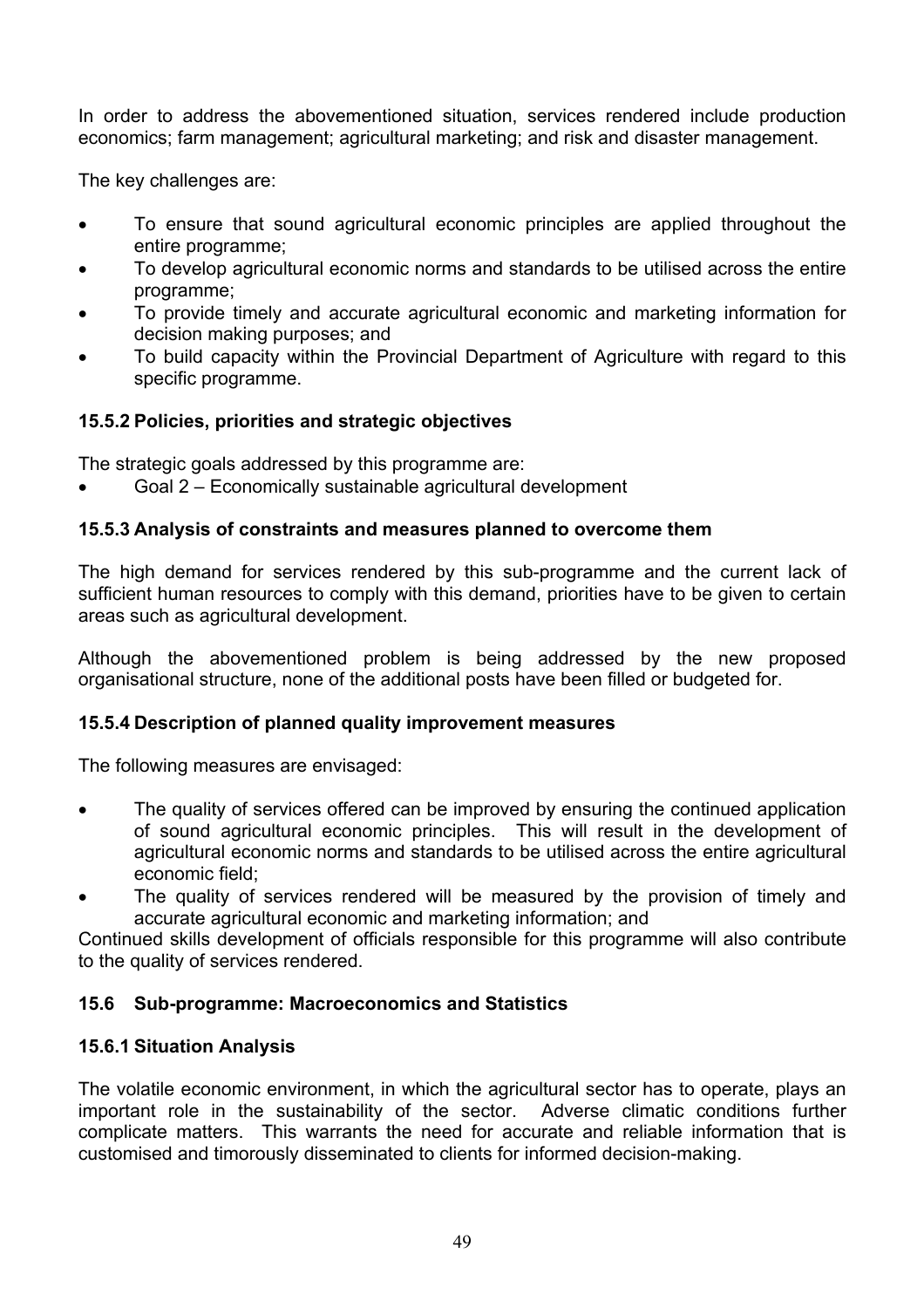In order to address the abovementioned situation, services rendered include production economics; farm management; agricultural marketing; and risk and disaster management.

The key challenges are:

- To ensure that sound agricultural economic principles are applied throughout the entire programme;
- To develop agricultural economic norms and standards to be utilised across the entire programme;
- To provide timely and accurate agricultural economic and marketing information for decision making purposes; and
- To build capacity within the Provincial Department of Agriculture with regard to this specific programme.

### 15.5.2 Policies, priorities and strategic objectives

The strategic goals addressed by this programme are:

- Goal 2 – Economically sustainable agricultural development

### 15.5.3 Analysis of constraints and measures planned to overcome them

The high demand for services rendered by this sub-programme and the current lack of sufficient human resources to comply with this demand, priorities have to be given to certain areas such as agricultural development.

Although the abovementioned problem is being addressed by the new proposed organisational structure, none of the additional posts have been filled or budgeted for.

### 15.5.4 Description of planned quality improvement measures

The following measures are envisaged:

- The quality of services offered can be improved by ensuring the continued application of sound agricultural economic principles. This will result in the development of agricultural economic norms and standards to be utilised across the entire agricultural economic field;
- The quality of services rendered will be measured by the provision of timely and accurate agricultural economic and marketing information; and

Continued skills development of officials responsible for this programme will also contribute to the quality of services rendered.

## 15.6 Sub-programme: Macroeconomics and Statistics

### 15.6.1 Situation Analysis

The volatile economic environment, in which the agricultural sector has to operate, plays an important role in the sustainability of the sector. Adverse climatic conditions further complicate matters. This warrants the need for accurate and reliable information that is customised and timorously disseminated to clients for informed decision-making.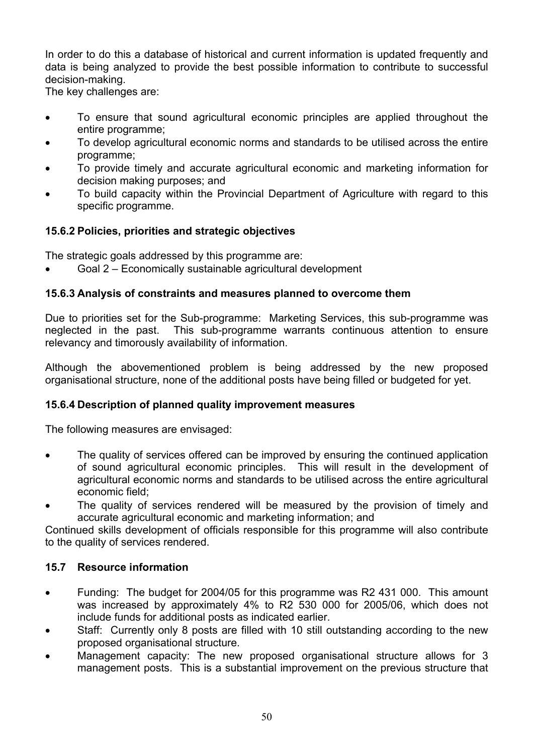In order to do this a database of historical and current information is updated frequently and data is being analyzed to provide the best possible information to contribute to successful decision-making.

The key challenges are:

- To ensure that sound agricultural economic principles are applied throughout the entire programme;
- To develop agricultural economic norms and standards to be utilised across the entire programme;
- To provide timely and accurate agricultural economic and marketing information for decision making purposes; and
- To build capacity within the Provincial Department of Agriculture with regard to this specific programme.

### 15.6.2 Policies, priorities and strategic objectives

The strategic goals addressed by this programme are:

- Goal 2 – Economically sustainable agricultural development

### 15.6.3 Analysis of constraints and measures planned to overcome them

Due to priorities set for the Sub-programme: Marketing Services, this sub-programme was neglected in the past. This sub-programme warrants continuous attention to ensure relevancy and timorously availability of information.

Although the abovementioned problem is being addressed by the new proposed organisational structure, none of the additional posts have being filled or budgeted for yet.

### 15.6.4 Description of planned quality improvement measures

The following measures are envisaged:

- The quality of services offered can be improved by ensuring the continued application of sound agricultural economic principles. This will result in the development of agricultural economic norms and standards to be utilised across the entire agricultural economic field;
- The quality of services rendered will be measured by the provision of timely and accurate agricultural economic and marketing information; and

Continued skills development of officials responsible for this programme will also contribute to the quality of services rendered.

## 15.7 Resource information

- Funding: The budget for 2004/05 for this programme was R2 431 000. This amount was increased by approximately 4% to R2 530 000 for 2005/06, which does not include funds for additional posts as indicated earlier.
- Staff: Currently only 8 posts are filled with 10 still outstanding according to the new proposed organisational structure.
- Management capacity: The new proposed organisational structure allows for 3 management posts. This is a substantial improvement on the previous structure that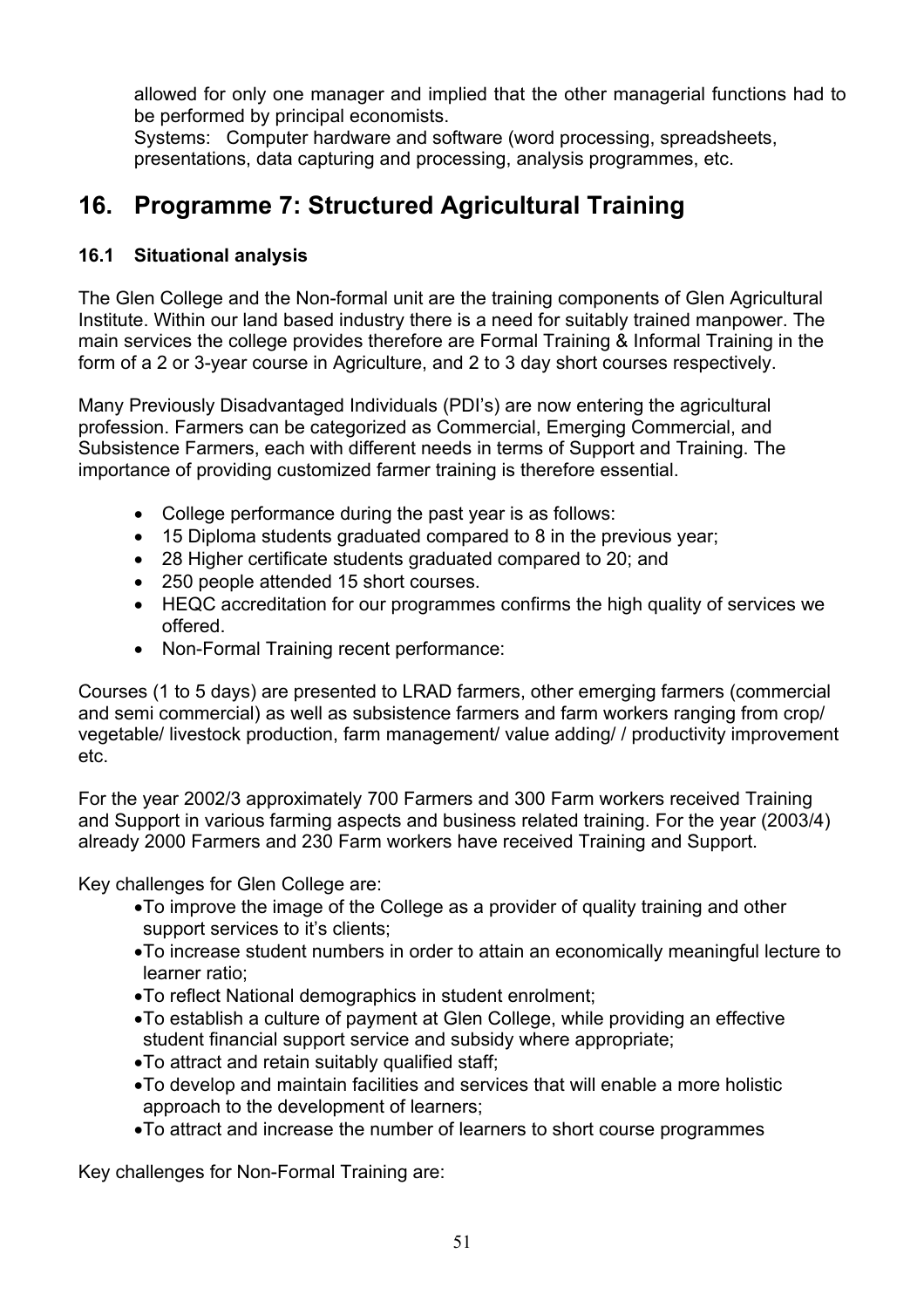allowed for only one manager and implied that the other managerial functions had to be performed by principal economists.
Systems: Computer hardware and software (word processing, spreadsheets, presentations, data capturing and processing, analysis programmes, etc.

## 16. Programme 7: Structured Agricultural Training

### 16.1 Situational analysis

The Glen College and the Non-formal unit are the training components of Glen Agricultural Institute. Within our land based industry there is a need for suitably trained manpower. The main services the college provides therefore are Formal Training & Informal Training in the form of a 2 or 3-year course in Agriculture, and 2 to 3 day short courses respectively.

Many Previously Disadvantaged Individuals (PDI's) are now entering the agricultural profession. Farmers can be categorized as Commercial, Emerging Commercial, and Subsistence Farmers, each with different needs in terms of Support and Training. The importance of providing customized farmer training is therefore essential.

- College performance during the past year is as follows:
- 15 Diploma students graduated compared to 8 in the previous year;
- 28 Higher certificate students graduated compared to 20; and
- 250 people attended 15 short courses.
- HEQC accreditation for our programmes confirms the high quality of services we offered.
- Non-Formal Training recent performance:

Courses (1 to 5 days) are presented to LRAD farmers, other emerging farmers (commercial and semi commercial) as well as subsistence farmers and farm workers ranging from crop/ vegetable/ livestock production, farm management/ value adding/ / productivity improvement etc.

For the year 2002/3 approximately 700 Farmers and 300 Farm workers received Training and Support in various farming aspects and business related training. For the year (2003/4) already 2000 Farmers and 230 Farm workers have received Training and Support.

Key challenges for Glen College are:

- To improve the image of the College as a provider of quality training and other support services to it's clients;
- To increase student numbers in order to attain an economically meaningful lecture to learner ratio;
- To reflect National demographics in student enrolment;
- To establish a culture of payment at Glen College, while providing an effective student financial support service and subsidy where appropriate;
- To attract and retain suitably qualified staff;
- To develop and maintain facilities and services that will enable a more holistic approach to the development of learners;
- To attract and increase the number of learners to short course programmes

Key challenges for Non-Formal Training are: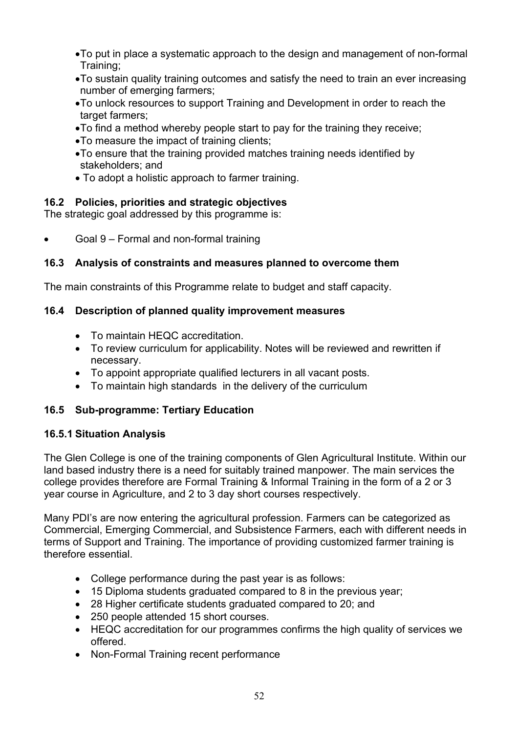- To put in place a systematic approach to the design and management of non-formal Training;
- To sustain quality training outcomes and satisfy the need to train an ever increasing number of emerging farmers;
- To unlock resources to support Training and Development in order to reach the target farmers;
- To find a method whereby people start to pay for the training they receive;
- To measure the impact of training clients;
- To ensure that the training provided matches training needs identified by stakeholders; and
- To adopt a holistic approach to farmer training.

### 16.2 Policies, priorities and strategic objectives

The strategic goal addressed by this programme is:

- Goal 9 – Formal and non-formal training

### 16.3 Analysis of constraints and measures planned to overcome them

The main constraints of this Programme relate to budget and staff capacity.

### 16.4 Description of planned quality improvement measures

- To maintain HEQC accreditation.
- To review curriculum for applicability. Notes will be reviewed and rewritten if necessary.
- To appoint appropriate qualified lecturers in all vacant posts.
- To maintain high standards in the delivery of the curriculum

### 16.5 Sub-programme: Tertiary Education

#### 16.5.1 Situation Analysis

The Glen College is one of the training components of Glen Agricultural Institute. Within our land based industry there is a need for suitably trained manpower. The main services the college provides therefore are Formal Training & Informal Training in the form of a 2 or 3 year course in Agriculture, and 2 to 3 day short courses respectively.

Many PDI's are now entering the agricultural profession. Farmers can be categorized as Commercial, Emerging Commercial, and Subsistence Farmers, each with different needs in terms of Support and Training. The importance of providing customized farmer training is therefore essential.

- College performance during the past year is as follows:
- 15 Diploma students graduated compared to 8 in the previous year;
- 28 Higher certificate students graduated compared to 20; and
- 250 people attended 15 short courses.
- HEQC accreditation for our programmes confirms the high quality of services we offered.
- Non-Formal Training recent performance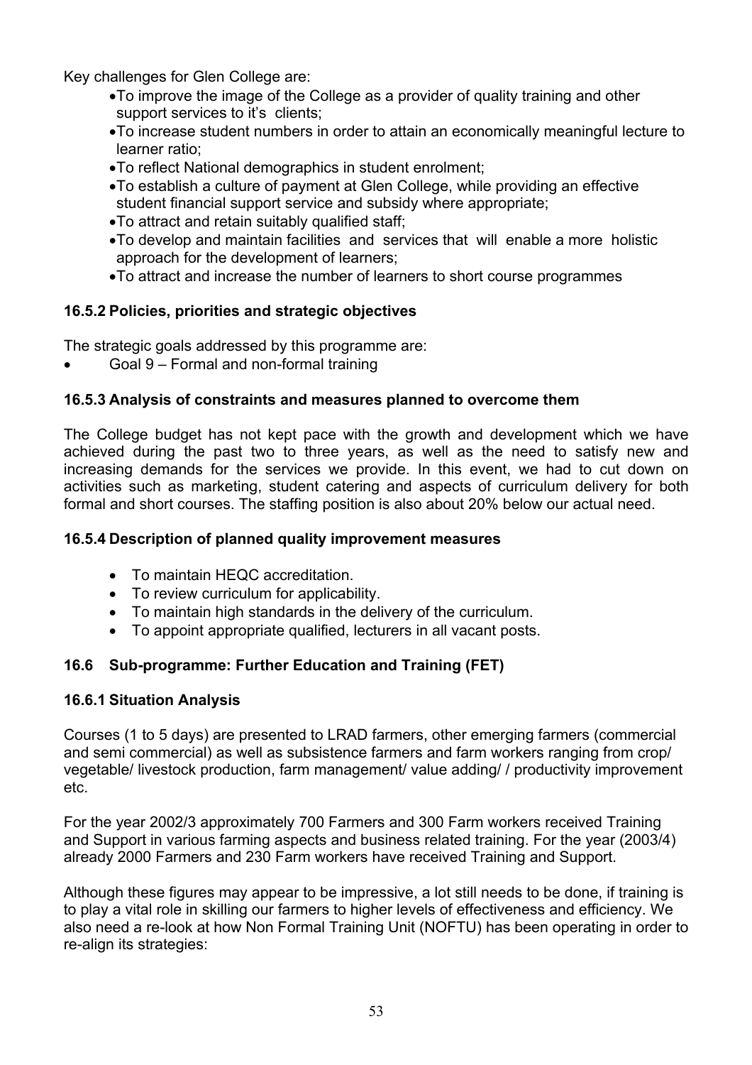Key challenges for Glen College are:

- To improve the image of the College as a provider of quality training and other support services to it's clients;
- To increase student numbers in order to attain an economically meaningful lecture to learner ratio;
- To reflect National demographics in student enrolment;
- To establish a culture of payment at Glen College, while providing an effective student financial support service and subsidy where appropriate;
- To attract and retain suitably qualified staff;
- To develop and maintain facilities and services that will enable a more holistic approach for the development of learners;
- To attract and increase the number of learners to short course programmes

### 16.5.2 Policies, priorities and strategic objectives

The strategic goals addressed by this programme are:

- Goal 9 – Formal and non-formal training

### 16.5.3 Analysis of constraints and measures planned to overcome them

The College budget has not kept pace with the growth and development which we have achieved during the past two to three years, as well as the need to satisfy new and increasing demands for the services we provide. In this event, we had to cut down on activities such as marketing, student catering and aspects of curriculum delivery for both formal and short courses. The staffing position is also about 20% below our actual need.

### 16.5.4 Description of planned quality improvement measures

- To maintain HEQC accreditation.
- To review curriculum for applicability.
- To maintain high standards in the delivery of the curriculum.
- To appoint appropriate qualified, lecturers in all vacant posts.

## 16.6 Sub-programme: Further Education and Training (FET)

### 16.6.1 Situation Analysis

Courses (1 to 5 days) are presented to LRAD farmers, other emerging farmers (commercial and semi commercial) as well as subsistence farmers and farm workers ranging from crop/ vegetable/ livestock production, farm management/ value adding/ / productivity improvement etc.

For the year 2002/3 approximately 700 Farmers and 300 Farm workers received Training and Support in various farming aspects and business related training. For the year (2003/4) already 2000 Farmers and 230 Farm workers have received Training and Support.

Although these figures may appear to be impressive, a lot still needs to be done, if training is to play a vital role in skilling our farmers to higher levels of effectiveness and efficiency. We also need a re-look at how Non Formal Training Unit (NOFTU) has been operating in order to re-align its strategies: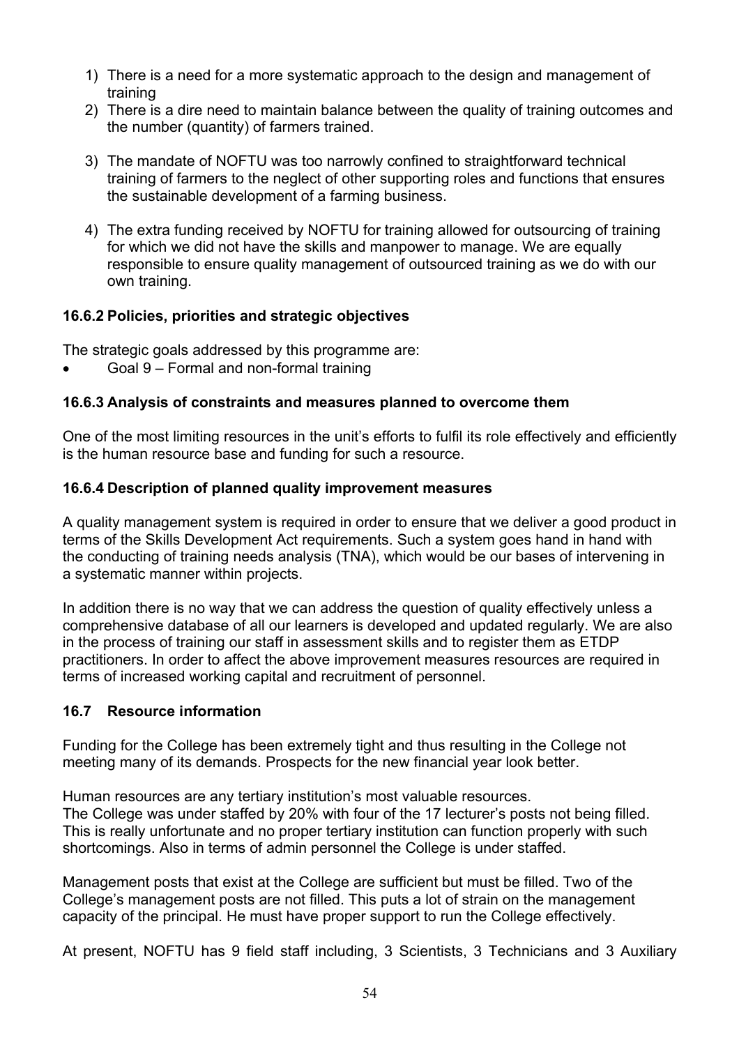1) There is a need for a more systematic approach to the design and management of training
2) There is a dire need to maintain balance between the quality of training outcomes and the number (quantity) of farmers trained.
3) The mandate of NOFTU was too narrowly confined to straightforward technical training of farmers to the neglect of other supporting roles and functions that ensures the sustainable development of a farming business.
4) The extra funding received by NOFTU for training allowed for outsourcing of training for which we did not have the skills and manpower to manage. We are equally responsible to ensure quality management of outsourced training as we do with our own training.

### 16.6.2 Policies, priorities and strategic objectives

The strategic goals addressed by this programme are:

- Goal 9 – Formal and non-formal training

### 16.6.3 Analysis of constraints and measures planned to overcome them

One of the most limiting resources in the unit's efforts to fulfil its role effectively and efficiently is the human resource base and funding for such a resource.

### 16.6.4 Description of planned quality improvement measures

A quality management system is required in order to ensure that we deliver a good product in terms of the Skills Development Act requirements. Such a system goes hand in hand with the conducting of training needs analysis (TNA), which would be our bases of intervening in a systematic manner within projects.

In addition there is no way that we can address the question of quality effectively unless a comprehensive database of all our learners is developed and updated regularly. We are also in the process of training our staff in assessment skills and to register them as ETDP practitioners. In order to affect the above improvement measures resources are required in terms of increased working capital and recruitment of personnel.

## 16.7 Resource information

Funding for the College has been extremely tight and thus resulting in the College not meeting many of its demands. Prospects for the new financial year look better.

Human resources are any tertiary institution's most valuable resources.
The College was under staffed by 20% with four of the 17 lecturer's posts not being filled. This is really unfortunate and no proper tertiary institution can function properly with such shortcomings. Also in terms of admin personnel the College is under staffed.

Management posts that exist at the College are sufficient but must be filled. Two of the College's management posts are not filled. This puts a lot of strain on the management capacity of the principal. He must have proper support to run the College effectively.

At present, NOFTU has 9 field staff including, 3 Scientists, 3 Technicians and 3 Auxiliary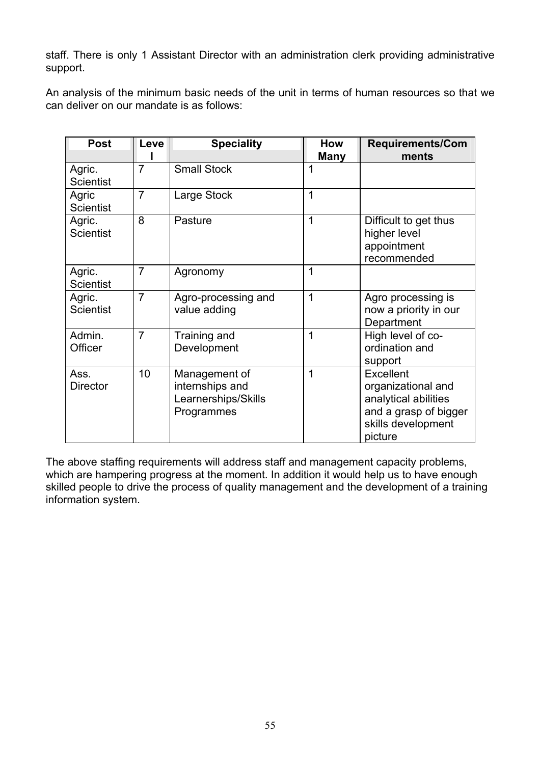staff. There is only 1 Assistant Director with an administration clerk providing administrative support.

An analysis of the minimum basic needs of the unit in terms of human resources so that we can deliver on our mandate is as follows:

| Post | Level | Speciality | How Many | Requirements/Comments |
|---|---|---|---|---|
| Agric. Scientist | 7 | Small Stock | 1 | |
| Agric Scientist | 7 | Large Stock | 1 | |
| Agric. Scientist | 8 | Pasture | 1 | Difficult to get thus higher level appointment recommended |
| Agric. Scientist | 7 | Agronomy | 1 | |
| Agric. Scientist | 7 | Agro-processing and value adding | 1 | Agro processing is now a priority in our Department |
| Admin. Officer | 7 | Training and Development | 1 | High level of co-ordination and support |
| Ass. Director | 10 | Management of internships and Learnerships/Skills Programmes | 1 | Excellent organizational and analytical abilities and a grasp of bigger skills development picture |

The above staffing requirements will address staff and management capacity problems, which are hampering progress at the moment. In addition it would help us to have enough skilled people to drive the process of quality management and the development of a training information system.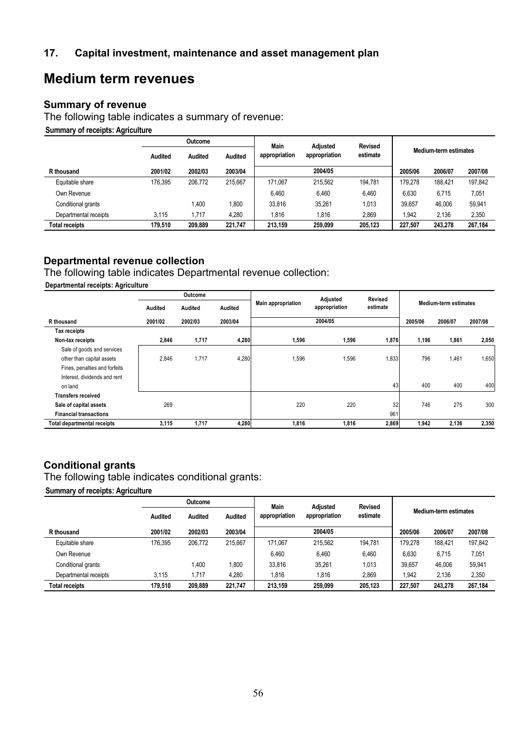## 17. Capital investment, maintenance and asset management plan

# Medium term revenues

### Summary of revenue

The following table indicates a summary of revenue:

**Summary of receipts: Agriculture**

| | Outcome | | | Main appropriation | Adjusted appropriation | Revised estimate | Medium-term estimates | | |
|---|---|---|---|---|---|---|---|---|---|
| | Audited | Audited | Audited | | | | | | |
| R thousand | 2001/02 | 2002/03 | 2003/04 | | 2004/05 | | 2005/06 | 2006/07 | 2007/08 |
| Equitable share | 176,395 | 206,772 | 215,667 | 171,067 | 215,562 | 194,781 | 179,278 | 188,421 | 197,842 |
| Own Revenue | | | | 6,460 | 6,460 | 6,460 | 6,630 | 6,715 | 7,051 |
| Conditional grants | | 1,400 | 1,800 | 33,816 | 35,261 | 1,013 | 39,657 | 46,006 | 59,941 |
| Departmental receipts | 3,115 | 1,717 | 4,280 | 1,816 | 1,816 | 2,869 | 1,942 | 2,136 | 2,350 |
| **Total receipts** | **179,510** | **209,889** | **221,747** | **213,159** | **259,099** | **205,123** | **227,507** | **243,278** | **267,184** |

### Departmental revenue collection

The following table indicates Departmental revenue collection:

**Departmental receipts: Agriculture**

| | Outcome | | | Main appropriation | Adjusted appropriation | Revised estimate | Medium-term estimates | | |
|---|---|---|---|---|---|---|---|---|---|
| | Audited | Audited | Audited | | | | | | |
| R thousand | 2001/02 | 2002/03 | 2003/04 | | 2004/05 | | 2005/06 | 2006/07 | 2007/08 |
| **Tax receipts** | | | | | | | | | |
| **Non-tax receipts** | **2,846** | **1,717** | **4,280** | **1,596** | **1,596** | **1,876** | **1,196** | **1,861** | **2,050** |
| Sale of goods and services other than capital assets | 2,846 | 1,717 | 4,280 | 1,596 | 1,596 | 1,833 | 796 | 1,461 | 1,650 |
| Fines, penalties and forfeits | | | | | | | | | |
| Interest, dividends and rent on land | | | | | | 43 | 400 | 400 | 400 |
| **Transfers received** | | | | | | | | | |
| **Sale of capital assets** | 269 | | | 220 | 220 | 32 | 746 | 275 | 300 |
| **Financial transactions** | | | | | | 961 | | | |
| **Total departmental receipts** | **3,115** | **1,717** | **4,280** | **1,816** | **1,816** | **2,869** | **1,942** | **2,136** | **2,350** |

### Conditional grants

The following table indicates conditional grants:

**Summary of receipts: Agriculture**

| | Outcome | | | Main appropriation | Adjusted appropriation | Revised estimate | Medium-term estimates | | |
|---|---|---|---|---|---|---|---|---|---|
| | Audited | Audited | Audited | | | | | | |
| R thousand | 2001/02 | 2002/03 | 2003/04 | | 2004/05 | | 2005/06 | 2006/07 | 2007/08 |
| Equitable share | 176,395 | 206,772 | 215,667 | 171,067 | 215,562 | 194,781 | 179,278 | 188,421 | 197,842 |
| Own Revenue | | | | 6,460 | 6,460 | 6,460 | 6,630 | 6,715 | 7,051 |
| Conditional grants | | 1,400 | 1,800 | 33,816 | 35,261 | 1,013 | 39,657 | 46,006 | 59,941 |
| Departmental receipts | 3,115 | 1,717 | 4,280 | 1,816 | 1,816 | 2,869 | 1,942 | 2,136 | 2,350 |
| **Total receipts** | **179,510** | **209,889** | **221,747** | **213,159** | **259,099** | **205,123** | **227,507** | **243,278** | **267,184** |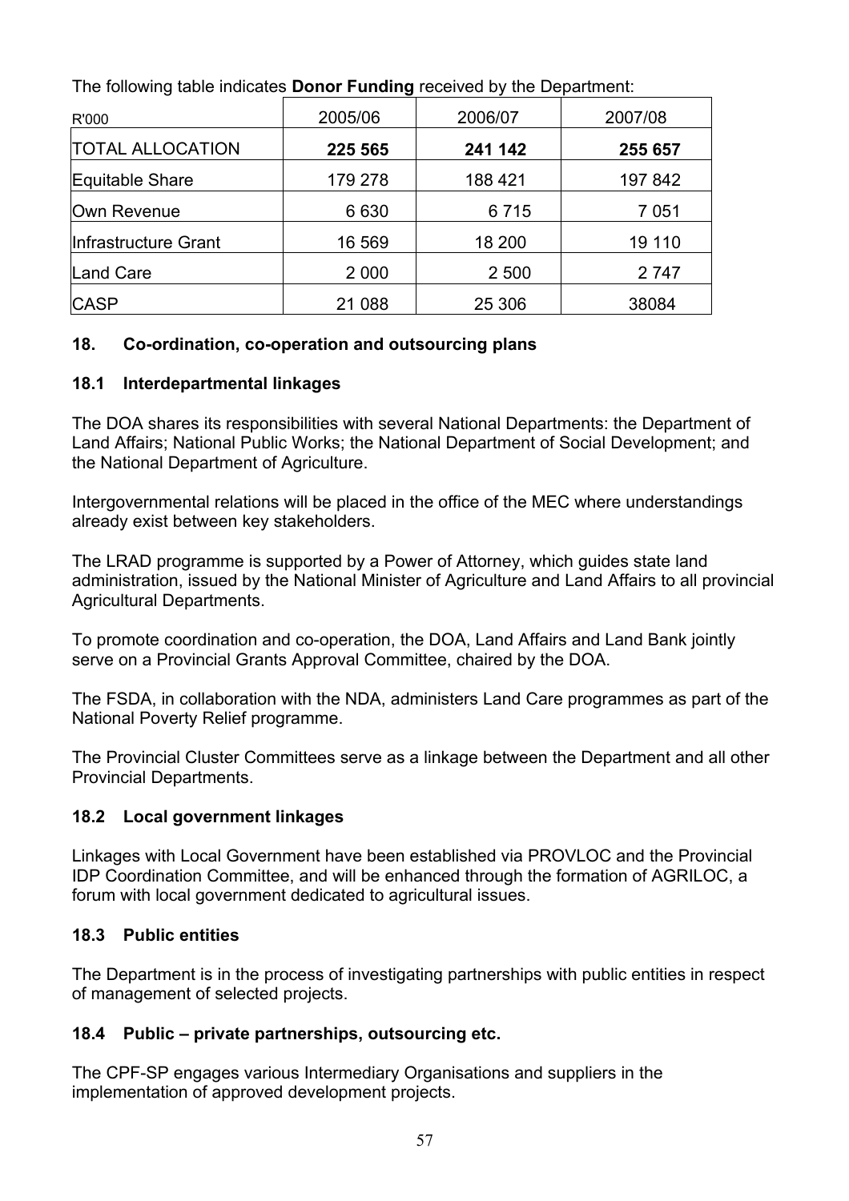The following table indicates **Donor Funding** received by the Department:

| R'000 | 2005/06 | 2006/07 | 2007/08 |
|---|---|---|---|
| TOTAL ALLOCATION | **225 565** | **241 142** | **255 657** |
| Equitable Share | 179 278 | 188 421 | 197 842 |
| Own Revenue | 6 630 | 6 715 | 7 051 |
| Infrastructure Grant | 16 569 | 18 200 | 19 110 |
| Land Care | 2 000 | 2 500 | 2 747 |
| CASP | 21 088 | 25 306 | 38084 |

## 18. Co-ordination, co-operation and outsourcing plans

### 18.1 Interdepartmental linkages

The DOA shares its responsibilities with several National Departments: the Department of Land Affairs; National Public Works; the National Department of Social Development; and the National Department of Agriculture.

Intergovernmental relations will be placed in the office of the MEC where understandings already exist between key stakeholders.

The LRAD programme is supported by a Power of Attorney, which guides state land administration, issued by the National Minister of Agriculture and Land Affairs to all provincial Agricultural Departments.

To promote coordination and co-operation, the DOA, Land Affairs and Land Bank jointly serve on a Provincial Grants Approval Committee, chaired by the DOA.

The FSDA, in collaboration with the NDA, administers Land Care programmes as part of the National Poverty Relief programme.

The Provincial Cluster Committees serve as a linkage between the Department and all other Provincial Departments.

### 18.2 Local government linkages

Linkages with Local Government have been established via PROVLOC and the Provincial IDP Coordination Committee, and will be enhanced through the formation of AGRILOC, a forum with local government dedicated to agricultural issues.

### 18.3 Public entities

The Department is in the process of investigating partnerships with public entities in respect of management of selected projects.

### 18.4 Public – private partnerships, outsourcing etc.

The CPF-SP engages various Intermediary Organisations and suppliers in the implementation of approved development projects.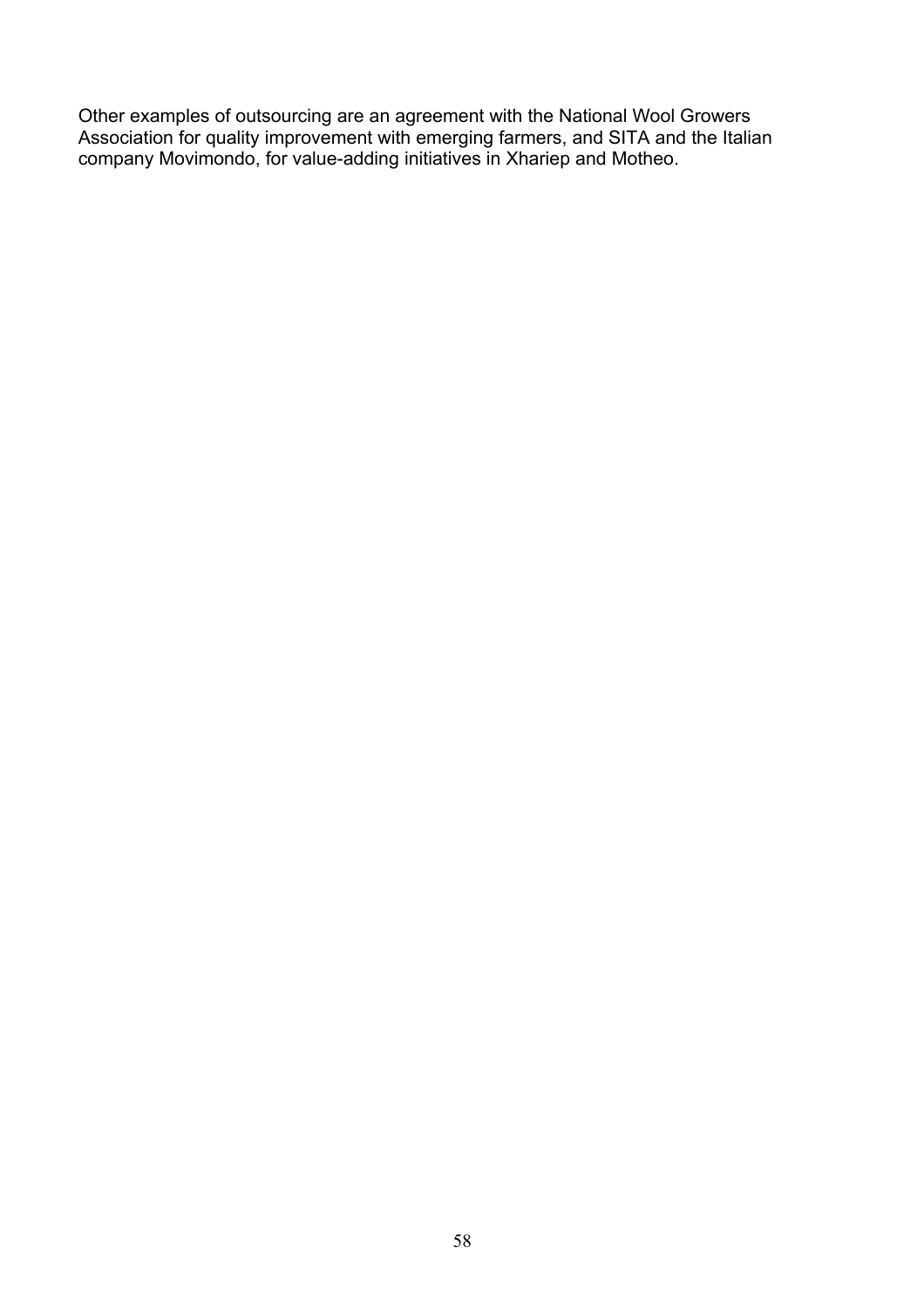Other examples of outsourcing are an agreement with the National Wool Growers Association for quality improvement with emerging farmers, and SITA and the Italian company Movimondo, for value-adding initiatives in Xhariep and Motheo.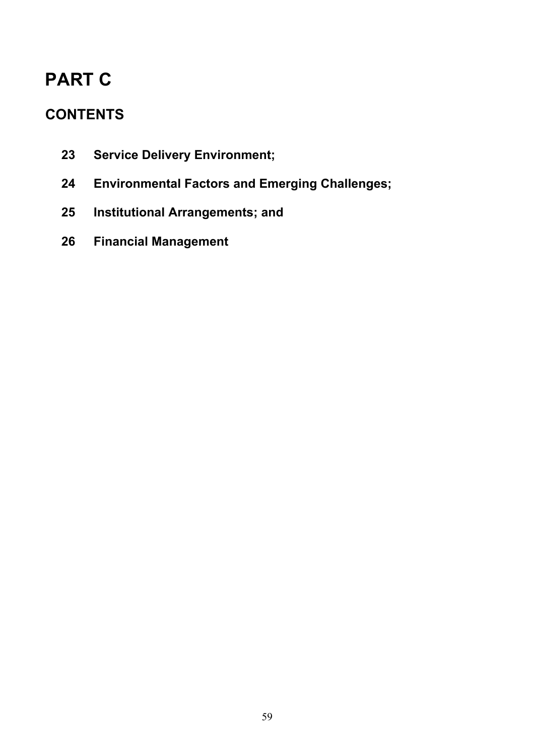# PART C

## CONTENTS

- **23 Service Delivery Environment;**
- **24 Environmental Factors and Emerging Challenges;**
- **25 Institutional Arrangements; and**
- **26 Financial Management**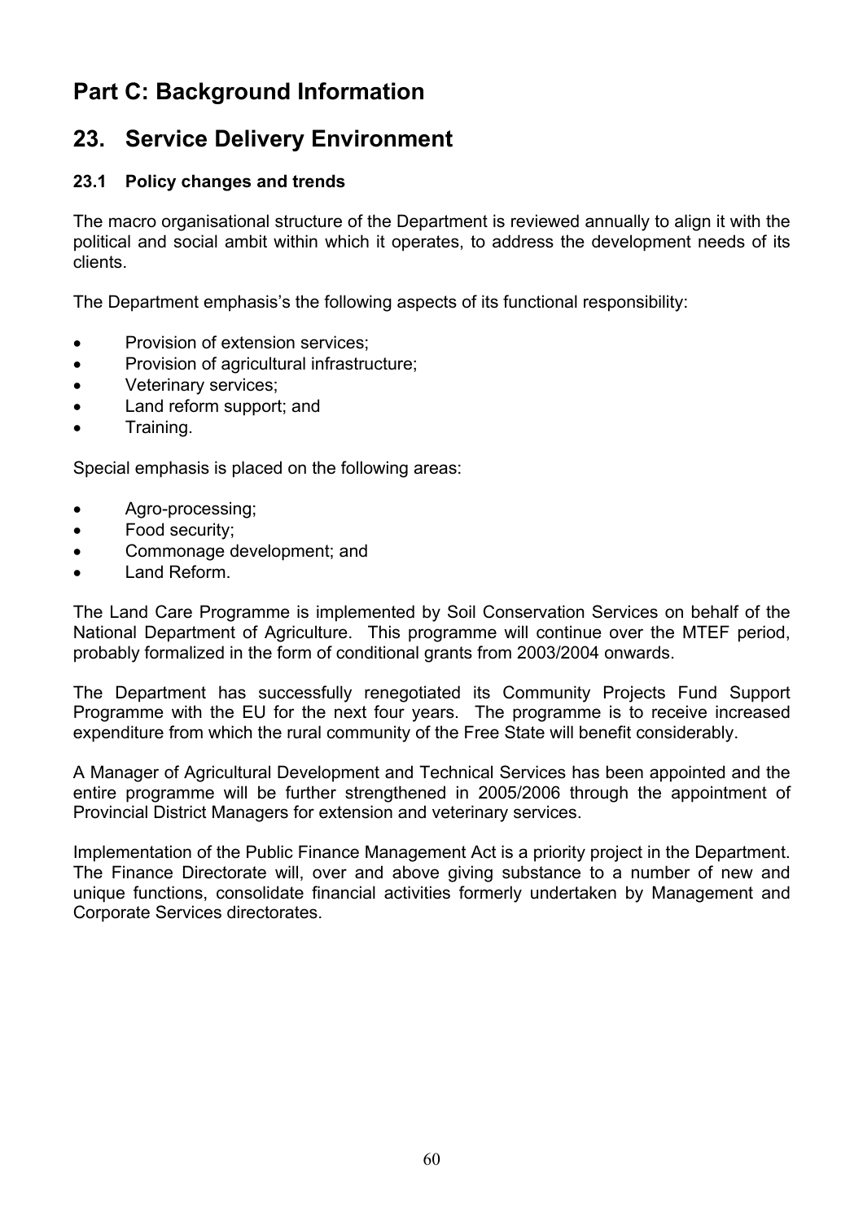# Part C: Background Information

## 23. Service Delivery Environment

### 23.1 Policy changes and trends

The macro organisational structure of the Department is reviewed annually to align it with the political and social ambit within which it operates, to address the development needs of its clients.

The Department emphasis's the following aspects of its functional responsibility:

- Provision of extension services;
- Provision of agricultural infrastructure;
- Veterinary services;
- Land reform support; and
- Training.

Special emphasis is placed on the following areas:

- Agro-processing;
- Food security;
- Commonage development; and
- Land Reform.

The Land Care Programme is implemented by Soil Conservation Services on behalf of the National Department of Agriculture. This programme will continue over the MTEF period, probably formalized in the form of conditional grants from 2003/2004 onwards.

The Department has successfully renegotiated its Community Projects Fund Support Programme with the EU for the next four years. The programme is to receive increased expenditure from which the rural community of the Free State will benefit considerably.

A Manager of Agricultural Development and Technical Services has been appointed and the entire programme will be further strengthened in 2005/2006 through the appointment of Provincial District Managers for extension and veterinary services.

Implementation of the Public Finance Management Act is a priority project in the Department. The Finance Directorate will, over and above giving substance to a number of new and unique functions, consolidate financial activities formerly undertaken by Management and Corporate Services directorates.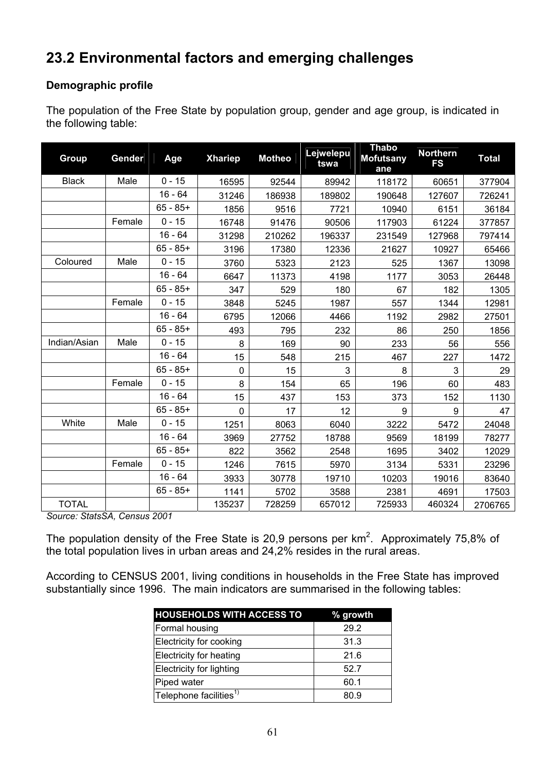## 23.2 Environmental factors and emerging challenges

**Demographic profile**

The population of the Free State by population group, gender and age group, is indicated in the following table:

| Group | Gender | Age | Xhariep | Motheo | Lejwelepu tswa | Thabo Mofutsany ane | Northern FS | Total |
|---|---|---|---|---|---|---|---|---|
| Black | Male | 0 - 15 | 16595 | 92544 | 89942 | 118172 | 60651 | 377904 |
| | | 16 - 64 | 31246 | 186938 | 189802 | 190648 | 127607 | 726241 |
| | | 65 - 85+ | 1856 | 9516 | 7721 | 10940 | 6151 | 36184 |
| | Female | 0 - 15 | 16748 | 91476 | 90506 | 117903 | 61224 | 377857 |
| | | 16 - 64 | 31298 | 210262 | 196337 | 231549 | 127968 | 797414 |
| | | 65 - 85+ | 3196 | 17380 | 12336 | 21627 | 10927 | 65466 |
| Coloured | Male | 0 - 15 | 3760 | 5323 | 2123 | 525 | 1367 | 13098 |
| | | 16 - 64 | 6647 | 11373 | 4198 | 1177 | 3053 | 26448 |
| | | 65 - 85+ | 347 | 529 | 180 | 67 | 182 | 1305 |
| | Female | 0 - 15 | 3848 | 5245 | 1987 | 557 | 1344 | 12981 |
| | | 16 - 64 | 6795 | 12066 | 4466 | 1192 | 2982 | 27501 |
| | | 65 - 85+ | 493 | 795 | 232 | 86 | 250 | 1856 |
| Indian/Asian | Male | 0 - 15 | 8 | 169 | 90 | 233 | 56 | 556 |
| | | 16 - 64 | 15 | 548 | 215 | 467 | 227 | 1472 |
| | | 65 - 85+ | 0 | 15 | 3 | 8 | 3 | 29 |
| | Female | 0 - 15 | 8 | 154 | 65 | 196 | 60 | 483 |
| | | 16 - 64 | 15 | 437 | 153 | 373 | 152 | 1130 |
| | | 65 - 85+ | 0 | 17 | 12 | 9 | 9 | 47 |
| White | Male | 0 - 15 | 1251 | 8063 | 6040 | 3222 | 5472 | 24048 |
| | | 16 - 64 | 3969 | 27752 | 18788 | 9569 | 18199 | 78277 |
| | | 65 - 85+ | 822 | 3562 | 2548 | 1695 | 3402 | 12029 |
| | Female | 0 - 15 | 1246 | 7615 | 5970 | 3134 | 5331 | 23296 |
| | | 16 - 64 | 3933 | 30778 | 19710 | 10203 | 19016 | 83640 |
| | | 65 - 85+ | 1141 | 5702 | 3588 | 2381 | 4691 | 17503 |
| TOTAL | | | 135237 | 728259 | 657012 | 725933 | 460324 | 2706765 |

*Source: StatsSA, Census 2001*

The population density of the Free State is 20,9 persons per km$^2$. Approximately 75,8% of the total population lives in urban areas and 24,2% resides in the rural areas.

According to CENSUS 2001, living conditions in households in the Free State has improved substantially since 1996. The main indicators are summarised in the following tables:

| HOUSEHOLDS WITH ACCESS TO | % growth |
|---|---|
| Formal housing | 29.2 |
| Electricity for cooking | 31.3 |
| Electricity for heating | 21.6 |
| Electricity for lighting | 52.7 |
| Piped water | 60.1 |
| Telephone facilities[1)] | 80.9 |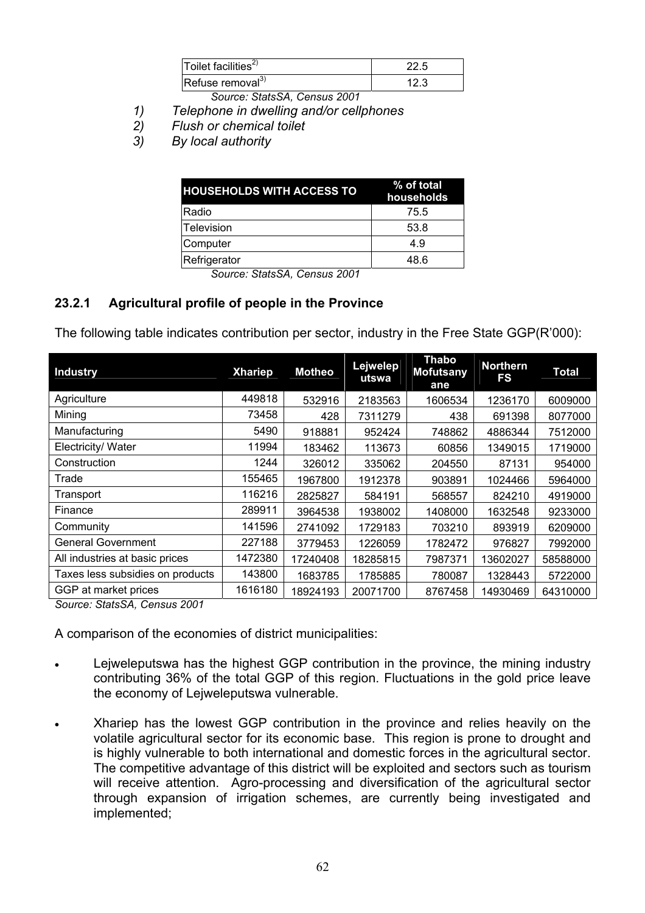| Toilet facilities[2] | 22.5 |
|---|---|
| Refuse removal[3] | 12.3 |

*Source: StatsSA, Census 2001*

1) *Telephone in dwelling and/or cellphones*
2) *Flush or chemical toilet*
3) *By local authority*

| HOUSEHOLDS WITH ACCESS TO | % of total households |
|---|---|
| Radio | 75.5 |
| Television | 53.8 |
| Computer | 4.9 |
| Refrigerator | 48.6 |

*Source: StatsSA, Census 2001*

### 23.2.1 Agricultural profile of people in the Province

The following table indicates contribution per sector, industry in the Free State GGP(R'000):

| Industry | Xhariep | Motheo | Lejweleputswa | Thabo Mofutsanyane | Northern FS | Total |
|---|---|---|---|---|---|---|
| Agriculture | 449818 | 532916 | 2183563 | 1606534 | 1236170 | 6009000 |
| Mining | 73458 | 428 | 7311279 | 438 | 691398 | 8077000 |
| Manufacturing | 5490 | 918881 | 952424 | 748862 | 4886344 | 7512000 |
| Electricity/ Water | 11994 | 183462 | 113673 | 60856 | 1349015 | 1719000 |
| Construction | 1244 | 326012 | 335062 | 204550 | 87131 | 954000 |
| Trade | 155465 | 1967800 | 1912378 | 903891 | 1024466 | 5964000 |
| Transport | 116216 | 2825827 | 584191 | 568557 | 824210 | 4919000 |
| Finance | 289911 | 3964538 | 1938002 | 1408000 | 1632548 | 9233000 |
| Community | 141596 | 2741092 | 1729183 | 703210 | 893919 | 6209000 |
| General Government | 227188 | 3779453 | 1226059 | 1782472 | 976827 | 7992000 |
| All industries at basic prices | 1472380 | 17240408 | 18285815 | 7987371 | 13602027 | 58588000 |
| Taxes less subsidies on products | 143800 | 1683785 | 1785885 | 780087 | 1328443 | 5722000 |
| GGP at market prices | 1616180 | 18924193 | 20071700 | 8767458 | 14930469 | 64310000 |

*Source: StatsSA, Census 2001*

A comparison of the economies of district municipalities:

- Lejweleputswa has the highest GGP contribution in the province, the mining industry contributing 36% of the total GGP of this region. Fluctuations in the gold price leave the economy of Lejweleputswa vulnerable.
- Xhariep has the lowest GGP contribution in the province and relies heavily on the volatile agricultural sector for its economic base. This region is prone to drought and is highly vulnerable to both international and domestic forces in the agricultural sector. The competitive advantage of this district will be exploited and sectors such as tourism will receive attention. Agro-processing and diversification of the agricultural sector through expansion of irrigation schemes, are currently being investigated and implemented;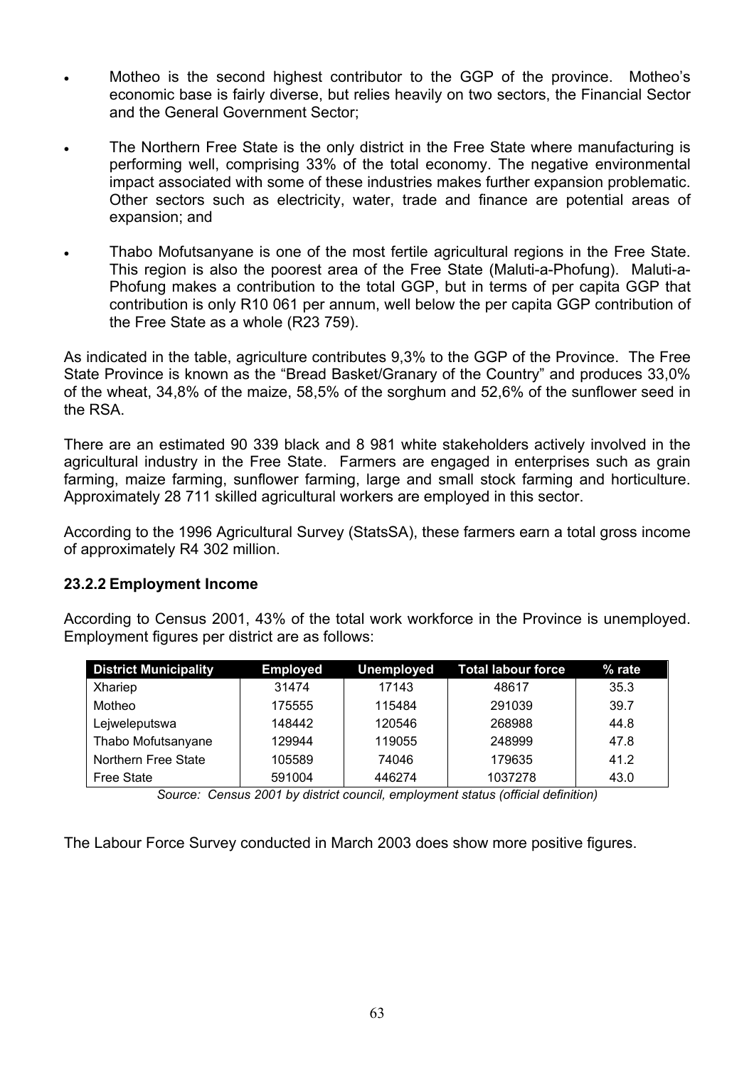- Motheo is the second highest contributor to the GGP of the province. Motheo's economic base is fairly diverse, but relies heavily on two sectors, the Financial Sector and the General Government Sector;

- The Northern Free State is the only district in the Free State where manufacturing is performing well, comprising 33% of the total economy. The negative environmental impact associated with some of these industries makes further expansion problematic. Other sectors such as electricity, water, trade and finance are potential areas of expansion; and

- Thabo Mofutsanyane is one of the most fertile agricultural regions in the Free State. This region is also the poorest area of the Free State (Maluti-a-Phofung). Maluti-a-Phofung makes a contribution to the total GGP, but in terms of per capita GGP that contribution is only R10 061 per annum, well below the per capita GGP contribution of the Free State as a whole (R23 759).

As indicated in the table, agriculture contributes 9,3% to the GGP of the Province. The Free State Province is known as the "Bread Basket/Granary of the Country" and produces 33,0% of the wheat, 34,8% of the maize, 58,5% of the sorghum and 52,6% of the sunflower seed in the RSA.

There are an estimated 90 339 black and 8 981 white stakeholders actively involved in the agricultural industry in the Free State. Farmers are engaged in enterprises such as grain farming, maize farming, sunflower farming, large and small stock farming and horticulture. Approximately 28 711 skilled agricultural workers are employed in this sector.

According to the 1996 Agricultural Survey (StatsSA), these farmers earn a total gross income of approximately R4 302 million.

### 23.2.2 Employment Income

According to Census 2001, 43% of the total work workforce in the Province is unemployed. Employment figures per district are as follows:

| District Municipality | Employed | Unemployed | Total labour force | % rate |
|---|---|---|---|---|
| Xhariep | 31474 | 17143 | 48617 | 35.3 |
| Motheo | 175555 | 115484 | 291039 | 39.7 |
| Lejweleputswa | 148442 | 120546 | 268988 | 44.8 |
| Thabo Mofutsanyane | 129944 | 119055 | 248999 | 47.8 |
| Northern Free State | 105589 | 74046 | 179635 | 41.2 |
| Free State | 591004 | 446274 | 1037278 | 43.0 |

*Source: Census 2001 by district council, employment status (official definition)*

The Labour Force Survey conducted in March 2003 does show more positive figures.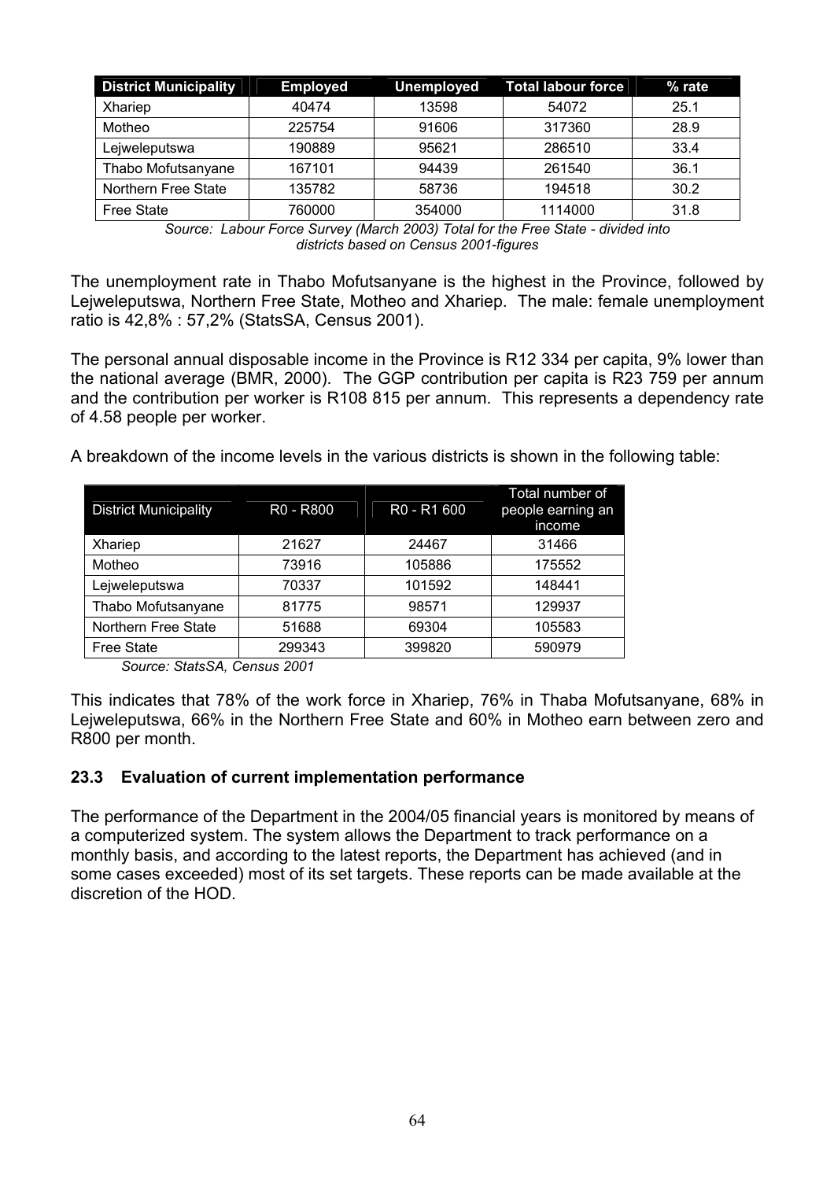| District Municipality | Employed | Unemployed | Total labour force | % rate |
|---|---|---|---|---|
| Xhariep | 40474 | 13598 | 54072 | 25.1 |
| Motheo | 225754 | 91606 | 317360 | 28.9 |
| Lejweleputswa | 190889 | 95621 | 286510 | 33.4 |
| Thabo Mofutsanyane | 167101 | 94439 | 261540 | 36.1 |
| Northern Free State | 135782 | 58736 | 194518 | 30.2 |
| Free State | 760000 | 354000 | 1114000 | 31.8 |

*Source: Labour Force Survey (March 2003) Total for the Free State - divided into districts based on Census 2001-figures*

The unemployment rate in Thabo Mofutsanyane is the highest in the Province, followed by Lejweleputswa, Northern Free State, Motheo and Xhariep. The male: female unemployment ratio is 42,8% : 57,2% (StatsSA, Census 2001).

The personal annual disposable income in the Province is R12 334 per capita, 9% lower than the national average (BMR, 2000). The GGP contribution per capita is R23 759 per annum and the contribution per worker is R108 815 per annum. This represents a dependency rate of 4.58 people per worker.

A breakdown of the income levels in the various districts is shown in the following table:

| District Municipality | R0 - R800 | R0 - R1 600 | Total number of people earning an income |
|---|---|---|---|
| Xhariep | 21627 | 24467 | 31466 |
| Motheo | 73916 | 105886 | 175552 |
| Lejweleputswa | 70337 | 101592 | 148441 |
| Thabo Mofutsanyane | 81775 | 98571 | 129937 |
| Northern Free State | 51688 | 69304 | 105583 |
| Free State | 299343 | 399820 | 590979 |

*Source: StatsSA, Census 2001*

This indicates that 78% of the work force in Xhariep, 76% in Thaba Mofutsanyane, 68% in Lejweleputswa, 66% in the Northern Free State and 60% in Motheo earn between zero and R800 per month.

### 23.3 Evaluation of current implementation performance

The performance of the Department in the 2004/05 financial years is monitored by means of a computerized system. The system allows the Department to track performance on a monthly basis, and according to the latest reports, the Department has achieved (and in some cases exceeded) most of its set targets. These reports can be made available at the discretion of the HOD.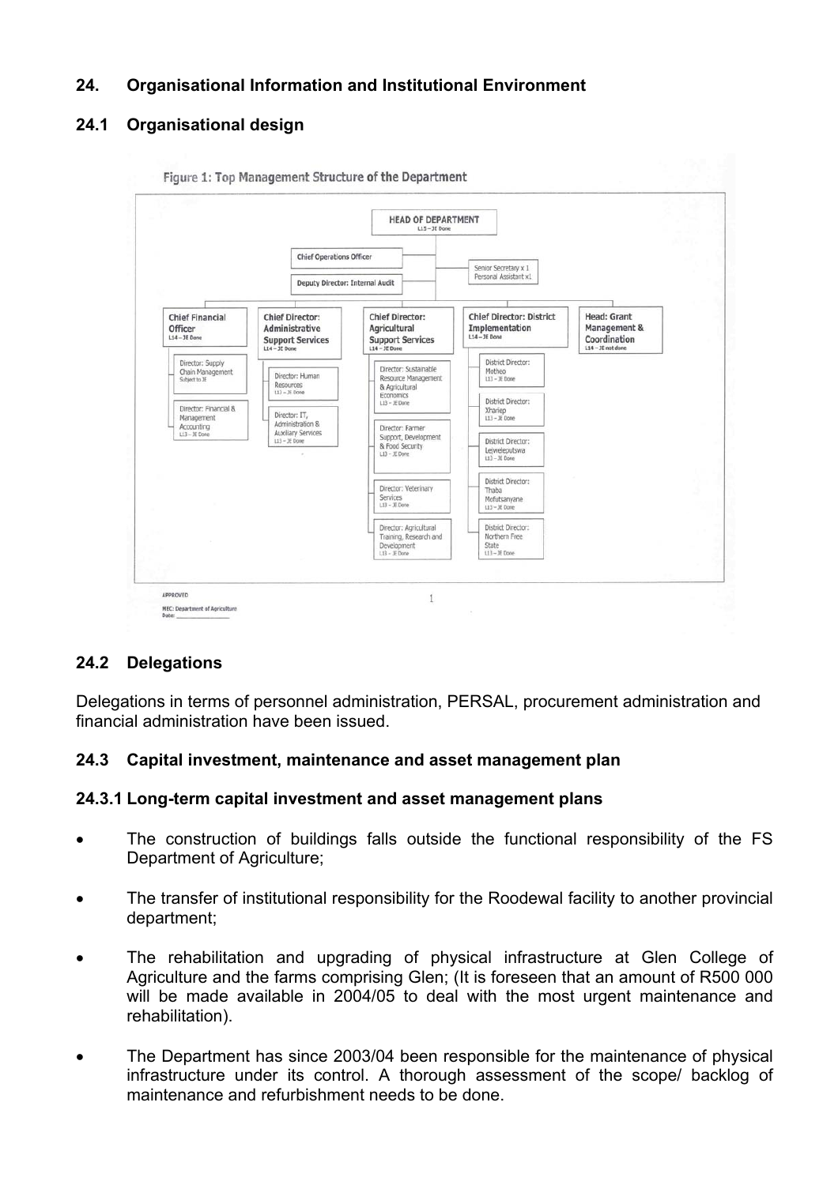## 24. Organisational Information and Institutional Environment

### 24.1 Organisational design

Figure 1: Top Management Structure of the Department

- HEAD OF DEPARTMENT (L15 – JE Done)
  - Chief Operations Officer
  - Deputy Director: Internal Audit
  - Senior Secretary x 1, Personal Assistant x1
  - Chief Financial Officer (L14 – JE Done)
    - Director: Supply Chain Management (Subject to JE)
    - Director: Financial & Management Accounting (L13 – JE Done)
  - Chief Director: Administrative Support Services (L14 – JE Done)
    - Director: Human Resources (L13 – JE Done)
    - Director: IT, Administration & Auxiliary Services (L13 – JE Done)
  - Chief Director: Agricultural Support Services (L14 – JE Done)
    - Director: Sustainable Resource Management & Agricultural Economics (L13 – JE Done)
    - Director: Farmer Support, Development & Food Security (L13 – JE Done)
    - Director: Veterinary Services (L13 – JE Done)
    - Director: Agricultural Training, Research and Development (L13 – JE Done)
  - Chief Director: District Implementation (L14 – JE Done)
    - District Director: Motheo (L13 – JE Done)
    - District Director: Xhariep (L13 – JE Done)
    - District Director: Lejweleputswa (L13 – JE Done)
    - District Director: Thaba Mofutsanyane (L13 – JE Done)
    - District Director: Northern Free State (L13 – JE Done)
  - Head: Grant Management & Coordination (L14 – JE not done)

APPROVED

MEC: Department of Agriculture

Date: ________________

### 24.2 Delegations

Delegations in terms of personnel administration, PERSAL, procurement administration and financial administration have been issued.

### 24.3 Capital investment, maintenance and asset management plan

#### 24.3.1 Long-term capital investment and asset management plans

- The construction of buildings falls outside the functional responsibility of the FS Department of Agriculture;
- The transfer of institutional responsibility for the Roodewal facility to another provincial department;
- The rehabilitation and upgrading of physical infrastructure at Glen College of Agriculture and the farms comprising Glen; (It is foreseen that an amount of R500 000 will be made available in 2004/05 to deal with the most urgent maintenance and rehabilitation).
- The Department has since 2003/04 been responsible for the maintenance of physical infrastructure under its control. A thorough assessment of the scope/ backlog of maintenance and refurbishment needs to be done.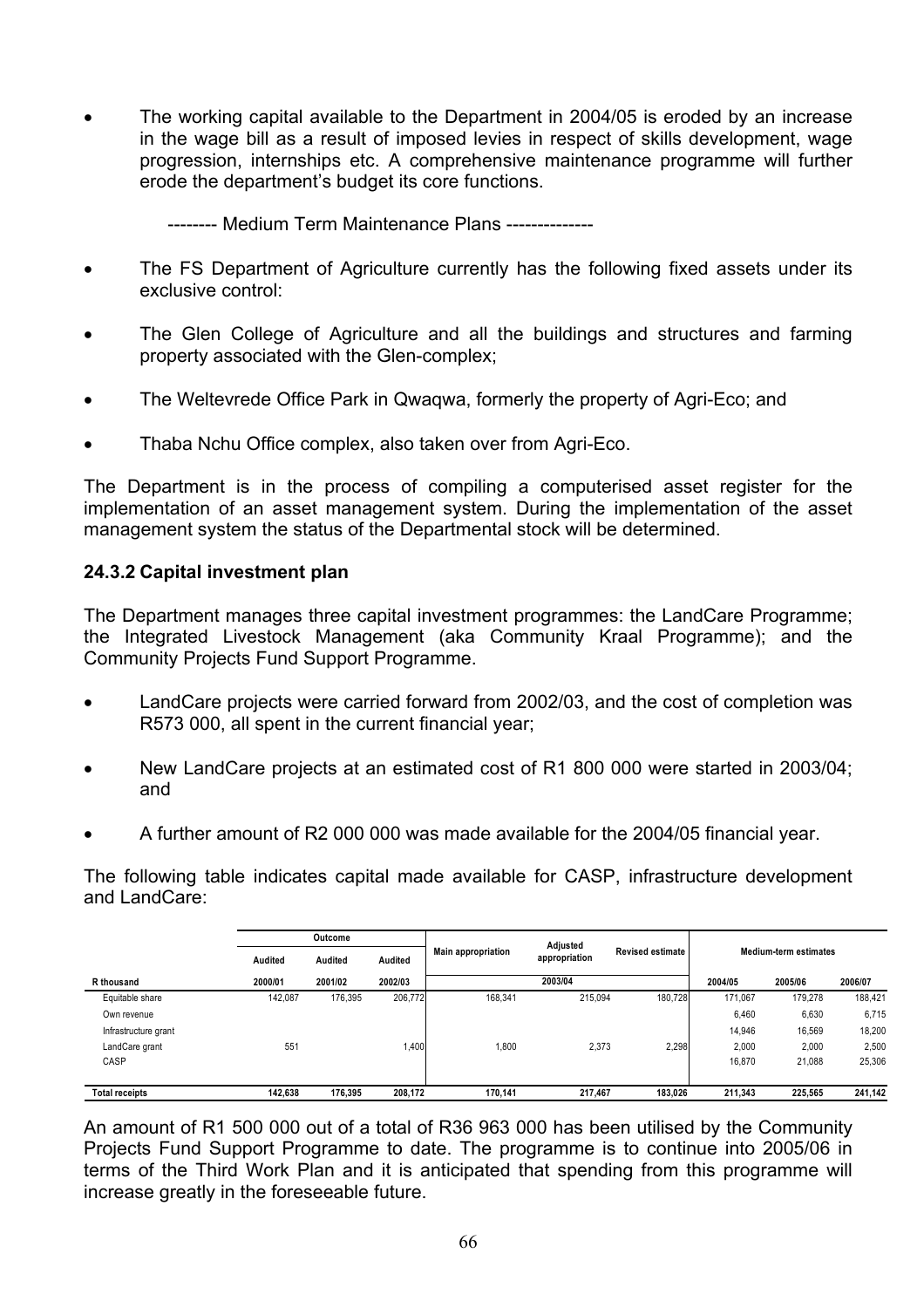- The working capital available to the Department in 2004/05 is eroded by an increase in the wage bill as a result of imposed levies in respect of skills development, wage progression, internships etc. A comprehensive maintenance programme will further erode the department's budget its core functions.

-------- Medium Term Maintenance Plans -------------

- The FS Department of Agriculture currently has the following fixed assets under its exclusive control:
- The Glen College of Agriculture and all the buildings and structures and farming property associated with the Glen-complex;
- The Weltevrede Office Park in Qwaqwa, formerly the property of Agri-Eco; and
- Thaba Nchu Office complex, also taken over from Agri-Eco.

The Department is in the process of compiling a computerised asset register for the implementation of an asset management system. During the implementation of the asset management system the status of the Departmental stock will be determined.

### 24.3.2 Capital investment plan

The Department manages three capital investment programmes: the LandCare Programme; the Integrated Livestock Management (aka Community Kraal Programme); and the Community Projects Fund Support Programme.

- LandCare projects were carried forward from 2002/03, and the cost of completion was R573 000, all spent in the current financial year;
- New LandCare projects at an estimated cost of R1 800 000 were started in 2003/04; and
- A further amount of R2 000 000 was made available for the 2004/05 financial year.

The following table indicates capital made available for CASP, infrastructure development and LandCare:

| | Outcome | | | Main appropriation | Adjusted appropriation | Revised estimate | Medium-term estimates | | |
|---|---|---|---|---|---|---|---|---|---|
| | Audited | Audited | Audited | | | | | | |
| R thousand | 2000/01 | 2001/02 | 2002/03 | 2003/04 | | | 2004/05 | 2005/06 | 2006/07 |
| Equitable share | 142,087 | 176,395 | 206,772 | 168,341 | 215,094 | 180,728 | 171,067 | 179,278 | 188,421 |
| Own revenue | | | | | | | 6,460 | 6,630 | 6,715 |
| Infrastructure grant | | | | | | | 14,946 | 16,569 | 18,200 |
| LandCare grant | 551 | | 1,400 | 1,800 | 2,373 | 2,298 | 2,000 | 2,000 | 2,500 |
| CASP | | | | | | | 16,870 | 21,088 | 25,306 |
| Total receipts | 142,638 | 176,395 | 208,172 | 170,141 | 217,467 | 183,026 | 211,343 | 225,565 | 241,142 |

An amount of R1 500 000 out of a total of R36 963 000 has been utilised by the Community Projects Fund Support Programme to date. The programme is to continue into 2005/06 in terms of the Third Work Plan and it is anticipated that spending from this programme will increase greatly in the foreseeable future.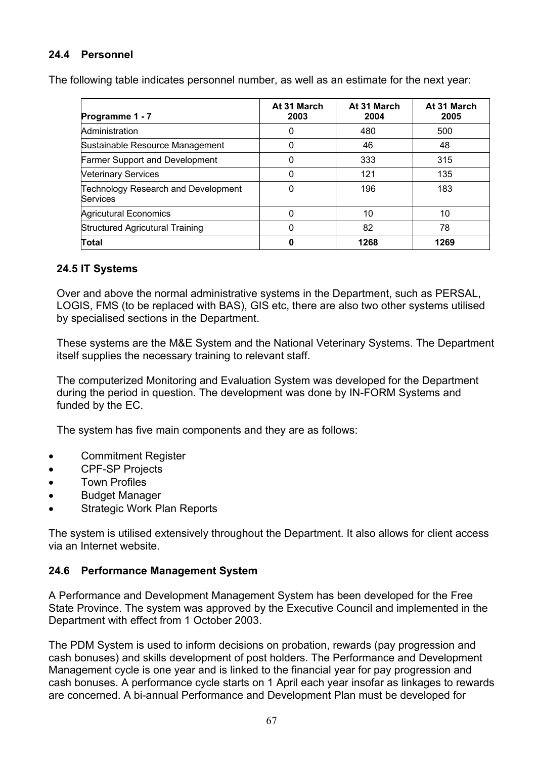### 24.4 Personnel

The following table indicates personnel number, as well as an estimate for the next year:

| Programme 1 - 7 | At 31 March 2003 | At 31 March 2004 | At 31 March 2005 |
|---|---|---|---|
| Administration | 0 | 480 | 500 |
| Sustainable Resource Management | 0 | 46 | 48 |
| Farmer Support and Development | 0 | 333 | 315 |
| Veterinary Services | 0 | 121 | 135 |
| Technology Research and Development Services | 0 | 196 | 183 |
| Agricutural Economics | 0 | 10 | 10 |
| Structured Agricultural Training | 0 | 82 | 78 |
| **Total** | **0** | **1268** | **1269** |

### 24.5 IT Systems

Over and above the normal administrative systems in the Department, such as PERSAL, LOGIS, FMS (to be replaced with BAS), GIS etc, there are also two other systems utilised by specialised sections in the Department.

These systems are the M&E System and the National Veterinary Systems. The Department itself supplies the necessary training to relevant staff.

The computerized Monitoring and Evaluation System was developed for the Department during the period in question. The development was done by IN-FORM Systems and funded by the EC.

The system has five main components and they are as follows:

- Commitment Register
- CPF-SP Projects
- Town Profiles
- Budget Manager
- Strategic Work Plan Reports

The system is utilised extensively throughout the Department. It also allows for client access via an Internet website.

### 24.6 Performance Management System

A Performance and Development Management System has been developed for the Free State Province. The system was approved by the Executive Council and implemented in the Department with effect from 1 October 2003.

The PDM System is used to inform decisions on probation, rewards (pay progression and cash bonuses) and skills development of post holders. The Performance and Development Management cycle is one year and is linked to the financial year for pay progression and cash bonuses. A performance cycle starts on 1 April each year insofar as linkages to rewards are concerned. A bi-annual Performance and Development Plan must be developed for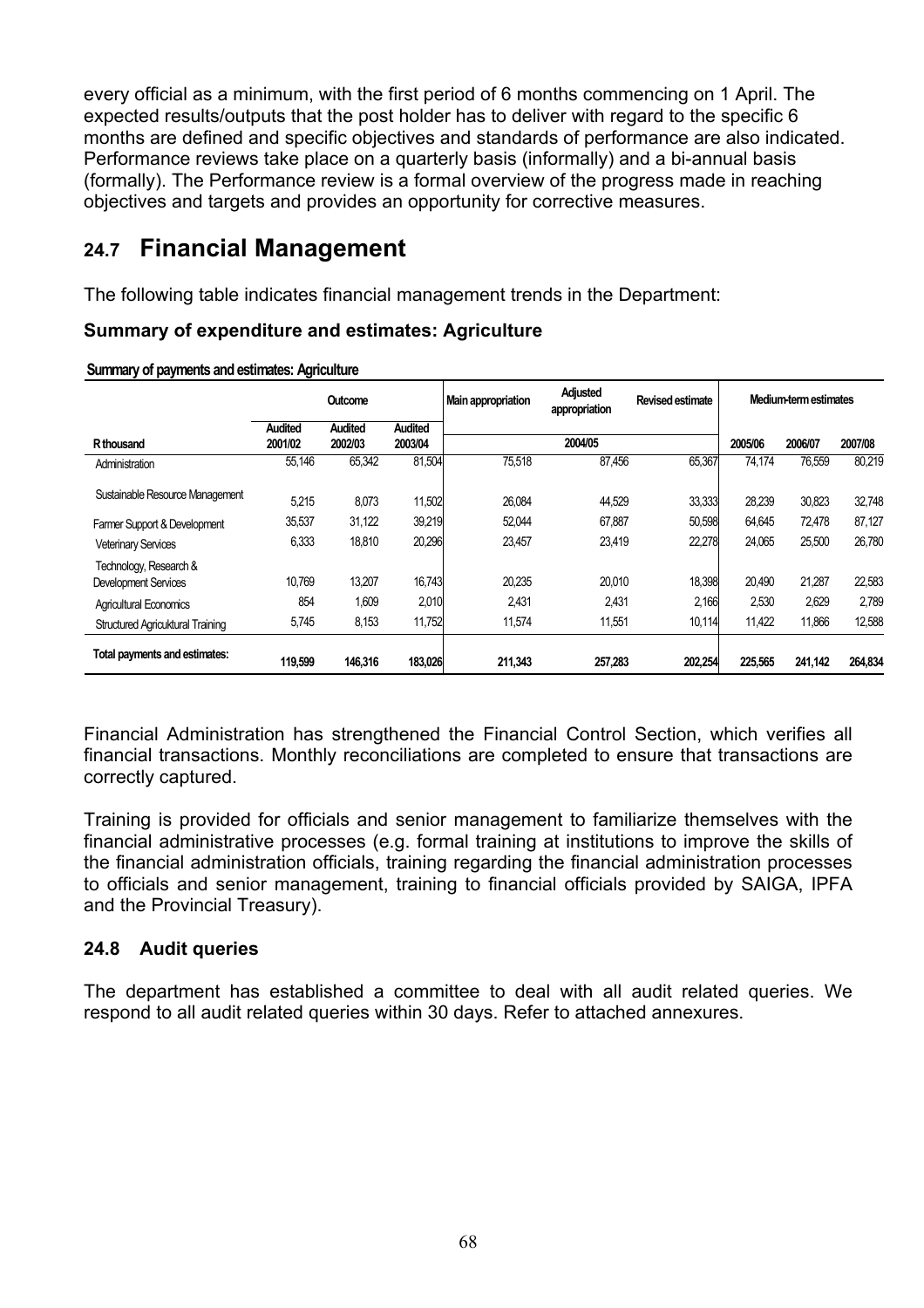every official as a minimum, with the first period of 6 months commencing on 1 April. The expected results/outputs that the post holder has to deliver with regard to the specific 6 months are defined and specific objectives and standards of performance are also indicated. Performance reviews take place on a quarterly basis (informally) and a bi-annual basis (formally). The Performance review is a formal overview of the progress made in reaching objectives and targets and provides an opportunity for corrective measures.

## 24.7 Financial Management

The following table indicates financial management trends in the Department:

### Summary of expenditure and estimates: Agriculture

**Summary of payments and estimates: Agriculture**

| | Outcome | | | Main appropriation | Adjusted appropriation | Revised estimate | Medium-term estimates | | |
|---|---|---|---|---|---|---|---|---|---|
| R thousand | Audited 2001/02 | Audited 2002/03 | Audited 2003/04 | 2004/05 | | | 2005/06 | 2006/07 | 2007/08 |
| Administration | 55,146 | 65,342 | 81,504 | 75,518 | 87,456 | 65,367 | 74,174 | 76,559 | 80,219 |
| Sustainable Resource Management | 5,215 | 8,073 | 11,502 | 26,084 | 44,529 | 33,333 | 28,239 | 30,823 | 32,748 |
| Farmer Support & Development | 35,537 | 31,122 | 39,219 | 52,044 | 67,887 | 50,598 | 64,645 | 72,478 | 87,127 |
| Veterinary Services | 6,333 | 18,810 | 20,296 | 23,457 | 23,419 | 22,278 | 24,065 | 25,500 | 26,780 |
| Technology, Research & Development Services | 10,769 | 13,207 | 16,743 | 20,235 | 20,010 | 18,398 | 20,490 | 21,287 | 22,583 |
| Agricultural Economics | 854 | 1,609 | 2,010 | 2,431 | 2,431 | 2,166 | 2,530 | 2,629 | 2,789 |
| Structured Agricuktural Training | 5,745 | 8,153 | 11,752 | 11,574 | 11,551 | 10,114 | 11,422 | 11,866 | 12,588 |
| **Total payments and estimates:** | **119,599** | **146,316** | **183,026** | **211,343** | **257,283** | **202,254** | **225,565** | **241,142** | **264,834** |

Financial Administration has strengthened the Financial Control Section, which verifies all financial transactions. Monthly reconciliations are completed to ensure that transactions are correctly captured.

Training is provided for officials and senior management to familiarize themselves with the financial administrative processes (e.g. formal training at institutions to improve the skills of the financial administration officials, training regarding the financial administration processes to officials and senior management, training to financial officials provided by SAIGA, IPFA and the Provincial Treasury).

### 24.8 Audit queries

The department has established a committee to deal with all audit related queries. We respond to all audit related queries within 30 days. Refer to attached annexures.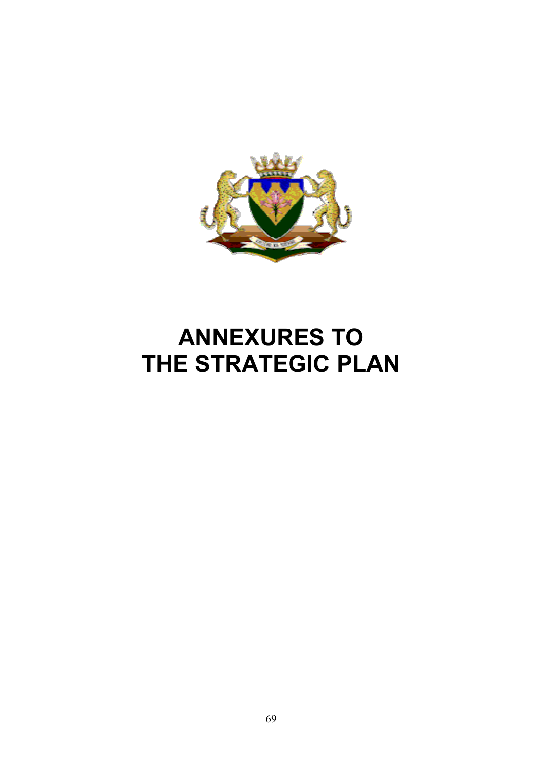# ANNEXURES TO THE STRATEGIC PLAN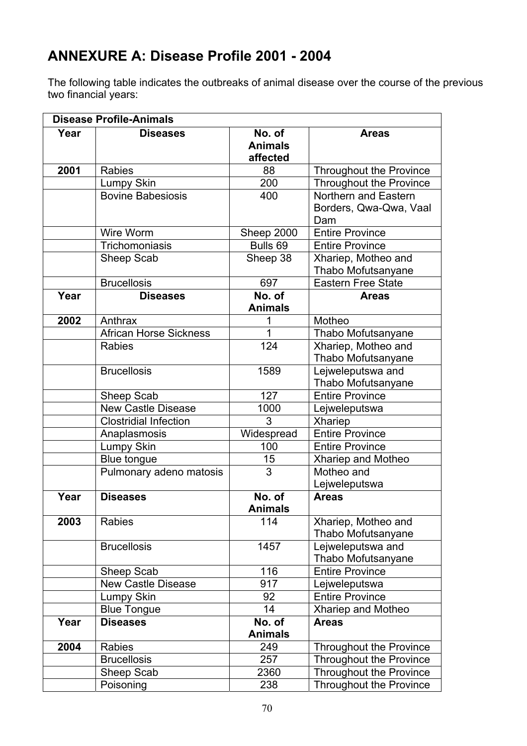# ANNEXURE A: Disease Profile 2001 - 2004

The following table indicates the outbreaks of animal disease over the course of the previous two financial years:

| Disease Profile-Animals | | | |
|---|---|---|---|
| **Year** | **Diseases** | **No. of Animals affected** | **Areas** |
| **2001** | Rabies | 88 | Throughout the Province |
| | Lumpy Skin | 200 | Throughout the Province |
| | Bovine Babesiosis | 400 | Northern and Eastern Borders, Qwa-Qwa, Vaal Dam |
| | Wire Worm | Sheep 2000 | Entire Province |
| | Trichomoniasis | Bulls 69 | Entire Province |
| | Sheep Scab | Sheep 38 | Xhariep, Motheo and Thabo Mofutsanyane |
| | Brucellosis | 697 | Eastern Free State |
| **Year** | **Diseases** | **No. of Animals** | **Areas** |
| **2002** | Anthrax | 1 | Motheo |
| | African Horse Sickness | 1 | Thabo Mofutsanyane |
| | Rabies | 124 | Xhariep, Motheo and Thabo Mofutsanyane |
| | Brucellosis | 1589 | Lejweleputswa and Thabo Mofutsanyane |
| | Sheep Scab | 127 | Entire Province |
| | New Castle Disease | 1000 | Lejweleputswa |
| | Clostridial Infection | 3 | Xhariep |
| | Anaplasmosis | Widespread | Entire Province |
| | Lumpy Skin | 100 | Entire Province |
| | Blue tongue | 15 | Xhariep and Motheo |
| | Pulmonary adeno matosis | 3 | Motheo and Lejweleputswa |
| **Year** | **Diseases** | **No. of Animals** | **Areas** |
| **2003** | Rabies | 114 | Xhariep, Motheo and Thabo Mofutsanyane |
| | Brucellosis | 1457 | Lejweleputswa and Thabo Mofutsanyane |
| | Sheep Scab | 116 | Entire Province |
| | New Castle Disease | 917 | Lejweleputswa |
| | Lumpy Skin | 92 | Entire Province |
| | Blue Tongue | 14 | Xhariep and Motheo |
| **Year** | **Diseases** | **No. of Animals** | **Areas** |
| **2004** | Rabies | 249 | Throughout the Province |
| | Brucellosis | 257 | Throughout the Province |
| | Sheep Scab | 2360 | Throughout the Province |
| | Poisoning | 238 | Throughout the Province |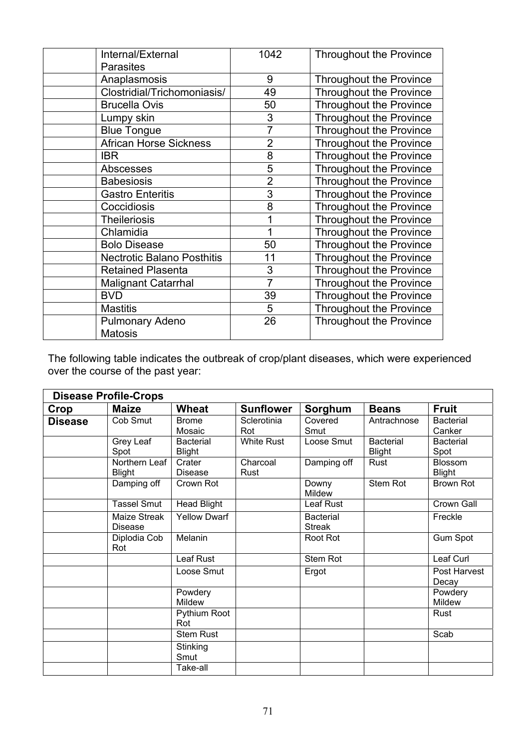|  | Internal/External Parasites | 1042 | Throughout the Province |
|---|---|---|---|
|  | Anaplasmosis | 9 | Throughout the Province |
|  | Clostridial/Trichomoniasis/ | 49 | Throughout the Province |
|  | Brucella Ovis | 50 | Throughout the Province |
|  | Lumpy skin | 3 | Throughout the Province |
|  | Blue Tongue | 7 | Throughout the Province |
|  | African Horse Sickness | 2 | Throughout the Province |
|  | IBR | 8 | Throughout the Province |
|  | Abscesses | 5 | Throughout the Province |
|  | Babesiosis | 2 | Throughout the Province |
|  | Gastro Enteritis | 3 | Throughout the Province |
|  | Coccidiosis | 8 | Throughout the Province |
|  | Theileriosis | 1 | Throughout the Province |
|  | Chlamidia | 1 | Throughout the Province |
|  | Bolo Disease | 50 | Throughout the Province |
|  | Nectrotic Balano Posthitis | 11 | Throughout the Province |
|  | Retained Plasenta | 3 | Throughout the Province |
|  | Malignant Catarrhal | 7 | Throughout the Province |
|  | BVD | 39 | Throughout the Province |
|  | Mastitis | 5 | Throughout the Province |
|  | Pulmonary Adeno Matosis | 26 | Throughout the Province |

The following table indicates the outbreak of crop/plant diseases, which were experienced over the course of the past year:

| **Disease Profile-Crops** | | | | | | |
|---|---|---|---|---|---|---|
| **Crop** | **Maize** | **Wheat** | **Sunflower** | **Sorghum** | **Beans** | **Fruit** |
| **Disease** | Cob Smut | Brome Mosaic | Sclerotinia Rot | Covered Smut | Antrachnose | Bacterial Canker |
|  | Grey Leaf Spot | Bacterial Blight | White Rust | Loose Smut | Bacterial Blight | Bacterial Spot |
|  | Northern Leaf Blight | Crater Disease | Charcoal Rust | Damping off | Rust | Blossom Blight |
|  | Damping off | Crown Rot |  | Downy Mildew | Stem Rot | Brown Rot |
|  | Tassel Smut | Head Blight |  | Leaf Rust |  | Crown Gall |
|  | Maize Streak Disease | Yellow Dwarf |  | Bacterial Streak |  | Freckle |
|  | Diplodia Cob Rot | Melanin |  | Root Rot |  | Gum Spot |
|  |  | Leaf Rust |  | Stem Rot |  | Leaf Curl |
|  |  | Loose Smut |  | Ergot |  | Post Harvest Decay |
|  |  | Powdery Mildew |  |  |  | Powdery Mildew |
|  |  | Pythium Root Rot |  |  |  | Rust |
|  |  | Stem Rust |  |  |  | Scab |
|  |  | Stinking Smut |  |  |  |  |
|  |  | Take-all |  |  |  |  |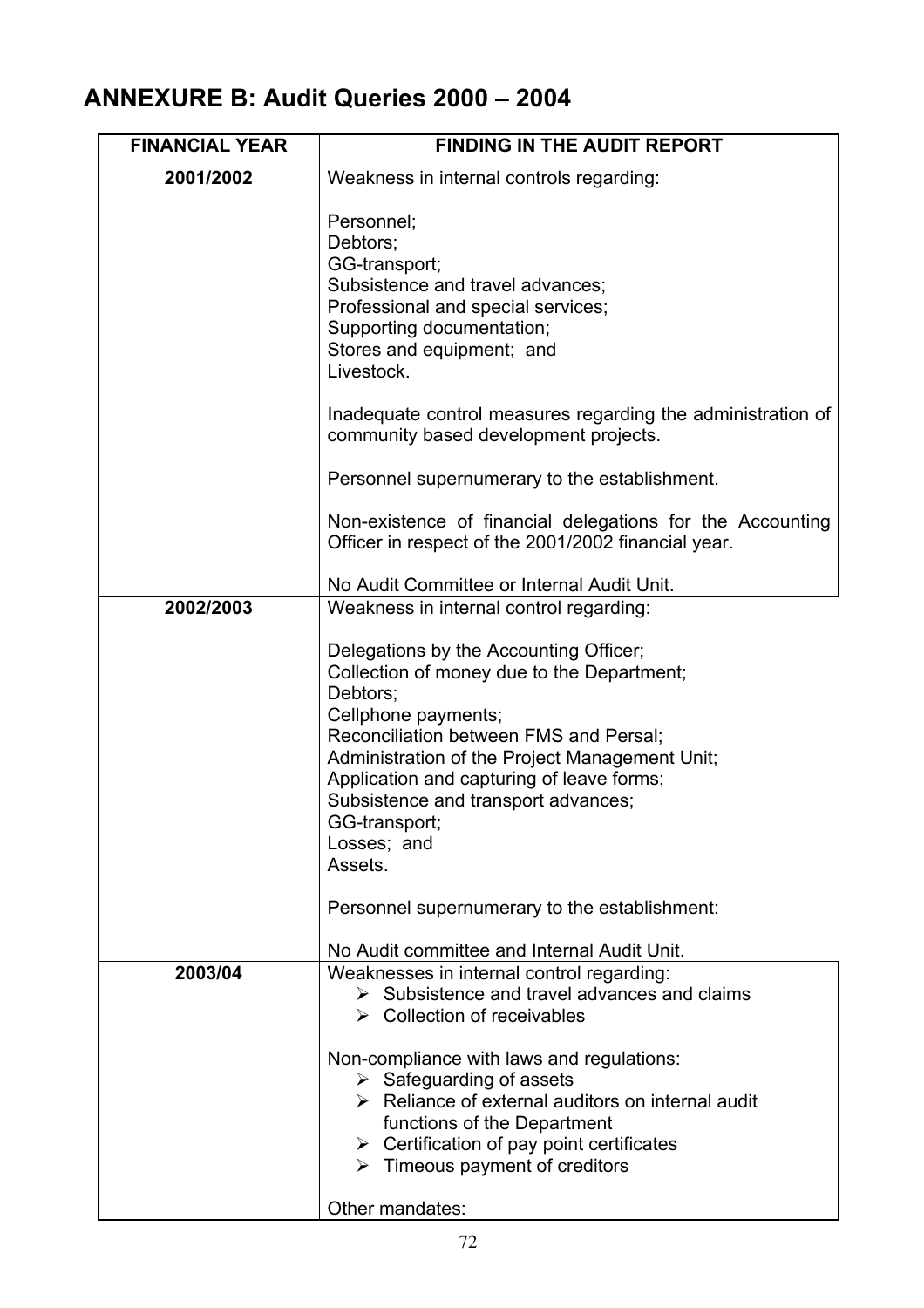## ANNEXURE B: Audit Queries 2000 – 2004

| FINANCIAL YEAR | FINDING IN THE AUDIT REPORT |
|---|---|
| 2001/2002 | Weakness in internal controls regarding:<br><br>Personnel;<br>Debtors;<br>GG-transport;<br>Subsistence and travel advances;<br>Professional and special services;<br>Supporting documentation;<br>Stores and equipment; and<br>Livestock.<br><br>Inadequate control measures regarding the administration of community based development projects.<br><br>Personnel supernumerary to the establishment.<br><br>Non-existence of financial delegations for the Accounting Officer in respect of the 2001/2002 financial year.<br><br>No Audit Committee or Internal Audit Unit. |
| 2002/2003 | Weakness in internal control regarding:<br><br>Delegations by the Accounting Officer;<br>Collection of money due to the Department;<br>Debtors;<br>Cellphone payments;<br>Reconciliation between FMS and Persal;<br>Administration of the Project Management Unit;<br>Application and capturing of leave forms;<br>Subsistence and transport advances;<br>GG-transport;<br>Losses; and<br>Assets.<br><br>Personnel supernumerary to the establishment:<br><br>No Audit committee and Internal Audit Unit. |
| 2003/04 | Weaknesses in internal control regarding:<br>➢ Subsistence and travel advances and claims<br>➢ Collection of receivables<br><br>Non-compliance with laws and regulations:<br>➢ Safeguarding of assets<br>➢ Reliance of external auditors on internal audit functions of the Department<br>➢ Certification of pay point certificates<br>➢ Timeous payment of creditors<br><br>Other mandates: |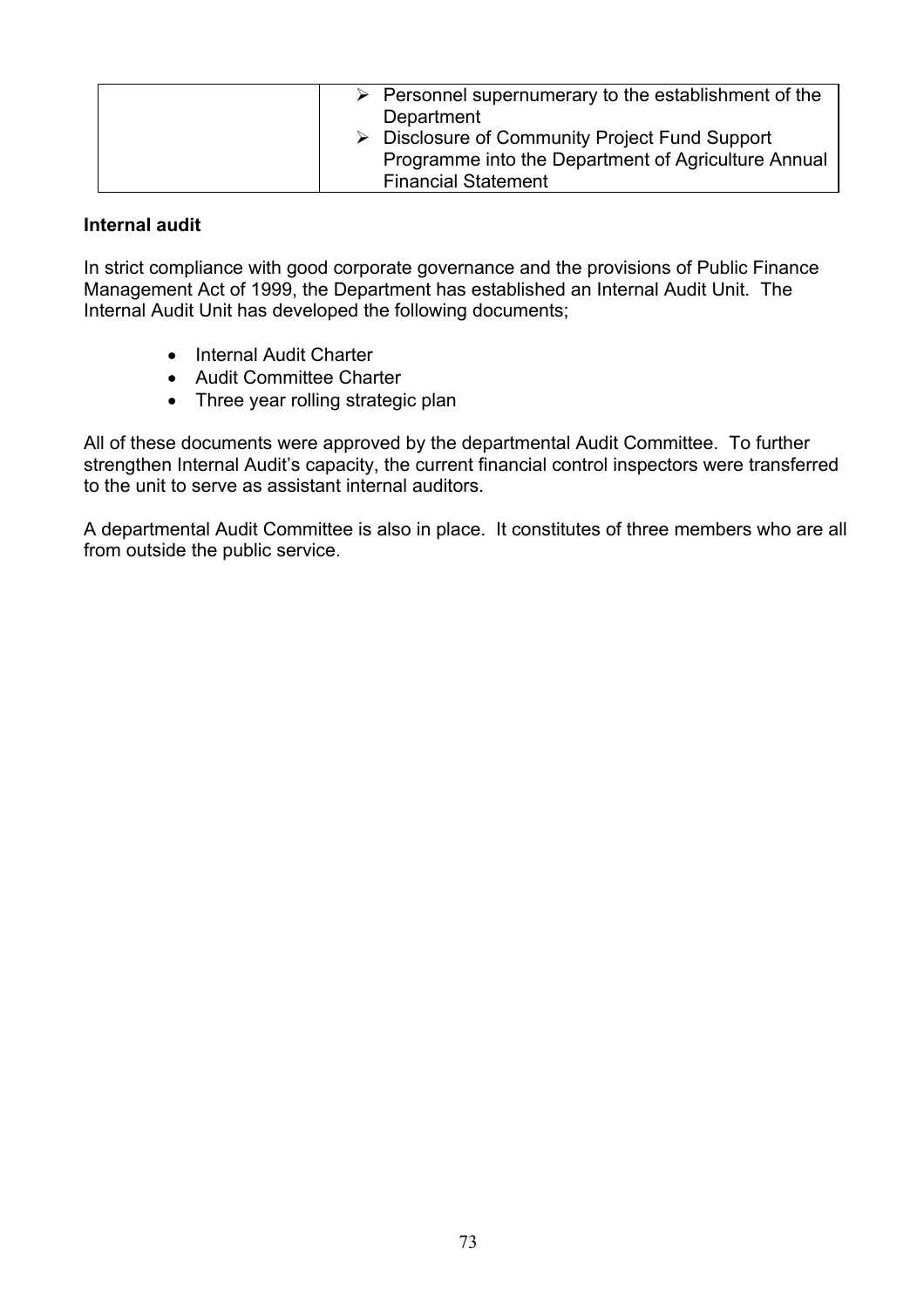| | |
|---|---|
| | ➢ Personnel supernumerary to the establishment of the Department<br>➢ Disclosure of Community Project Fund Support Programme into the Department of Agriculture Annual Financial Statement |

**Internal audit**

In strict compliance with good corporate governance and the provisions of Public Finance Management Act of 1999, the Department has established an Internal Audit Unit. The Internal Audit Unit has developed the following documents;

- Internal Audit Charter
- Audit Committee Charter
- Three year rolling strategic plan

All of these documents were approved by the departmental Audit Committee. To further strengthen Internal Audit's capacity, the current financial control inspectors were transferred to the unit to serve as assistant internal auditors.

A departmental Audit Committee is also in place. It constitutes of three members who are all from outside the public service.